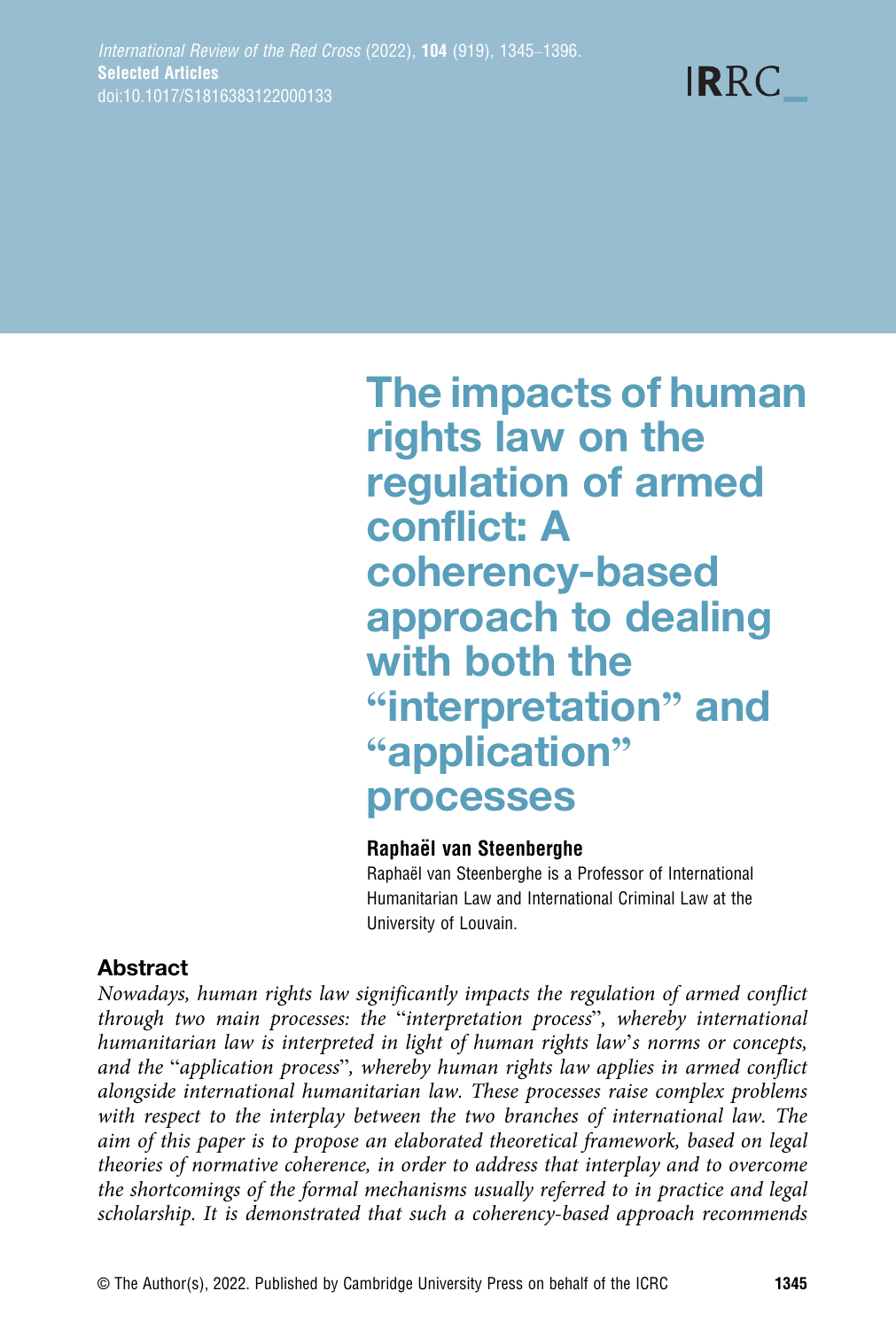# The impacts of human rights law on the regulation of armed conflict: A coherency-based approach to dealing with both the "interpretation" and "application" processes

**Raphaël van Steenberghe**

Raphaël van Steenberghe is a Professor of International Humanitarian Law and International Criminal Law at the University of Louvain.

## Abstract

*Nowadays, human rights law significantly impacts the regulation of armed conflict through two main processes: the "interpretation process", whereby international humanitarian law is interpreted in light of human rights law's norms or concepts, and the "application process", whereby human rights law applies in armed conflict alongside international humanitarian law. These processes raise complex problems with respect to the interplay between the two branches of international law. The aim of this paper is to propose an elaborated theoretical framework, based on legal theories of normative coherence, in order to address that interplay and to overcome the shortcomings of the formal mechanisms usually referred to in practice and legal scholarship. It is demonstrated that such a coherency-based approach recommends*

© The Author(s), 2022. Published by Cambridge University Press on behalf of the ICRC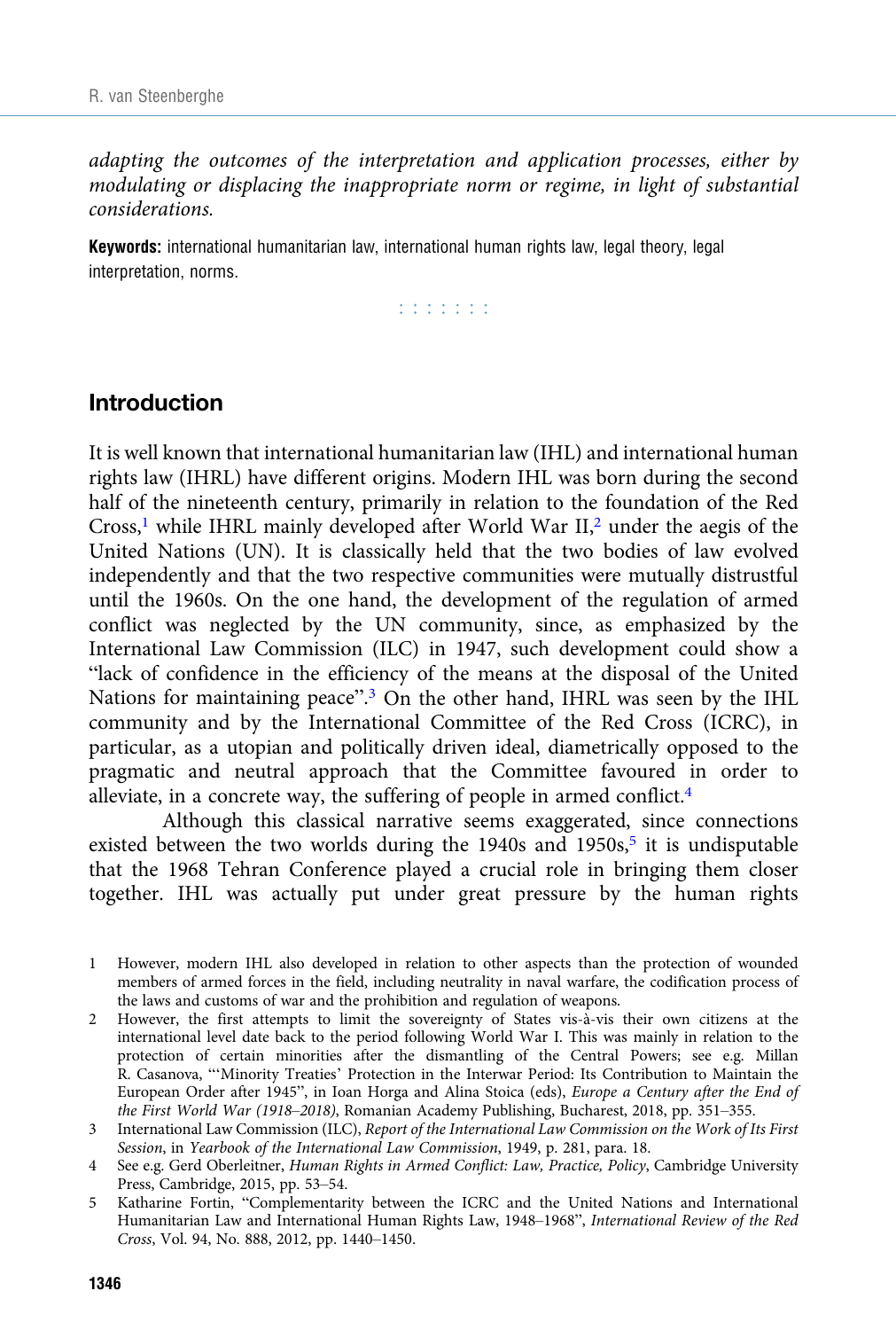*adapting the outcomes of the interpretation and application processes, either by modulating or displacing the inappropriate norm or regime, in light of substantial considerations.*

**Keywords:** international humanitarian law, international human rights law, legal theory, legal interpretation, norms.

## Introduction

It is well known that international humanitarian law (IHL) and international human rights law (IHRL) have different origins. Modern IHL was born during the second half of the nineteenth century, primarily in relation to the foundation of the Red Cross,[1] while IHRL mainly developed after World War II,[2] under the aegis of the United Nations (UN). It is classically held that the two bodies of law evolved independently and that the two respective communities were mutually distrustful until the 1960s. On the one hand, the development of the regulation of armed conflict was neglected by the UN community, since, as emphasized by the International Law Commission (ILC) in 1947, such development could show a "lack of confidence in the efficiency of the means at the disposal of the United Nations for maintaining peace".[3] On the other hand, IHRL was seen by the IHL community and by the International Committee of the Red Cross (ICRC), in particular, as a utopian and politically driven ideal, diametrically opposed to the pragmatic and neutral approach that the Committee favoured in order to alleviate, in a concrete way, the suffering of people in armed conflict.[4]

Although this classical narrative seems exaggerated, since connections existed between the two worlds during the 1940s and 1950s,[5] it is undisputable that the 1968 Tehran Conference played a crucial role in bringing them closer together. IHL was actually put under great pressure by the human rights

1 However, modern IHL also developed in relation to other aspects than the protection of wounded members of armed forces in the field, including neutrality in naval warfare, the codification process of the laws and customs of war and the prohibition and regulation of weapons.

2 However, the first attempts to limit the sovereignty of States vis-à-vis their own citizens at the international level date back to the period following World War I. This was mainly in relation to the protection of certain minorities after the dismantling of the Central Powers; see e.g. Millan R. Casanova, "'Minority Treaties' Protection in the Interwar Period: Its Contribution to Maintain the European Order after 1945", in Ioan Horga and Alina Stoica (eds), *Europe a Century after the End of the First World War (1918–2018)*, Romanian Academy Publishing, Bucharest, 2018, pp. 351–355.

3 International Law Commission (ILC), *Report of the International Law Commission on the Work of Its First Session*, in *Yearbook of the International Law Commission*, 1949, p. 281, para. 18.

4 See e.g. Gerd Oberleitner, *Human Rights in Armed Conflict: Law, Practice, Policy*, Cambridge University Press, Cambridge, 2015, pp. 53–54.

5 Katharine Fortin, "Complementarity between the ICRC and the United Nations and International Humanitarian Law and International Human Rights Law, 1948–1968", *International Review of the Red Cross*, Vol. 94, No. 888, 2012, pp. 1440–1450.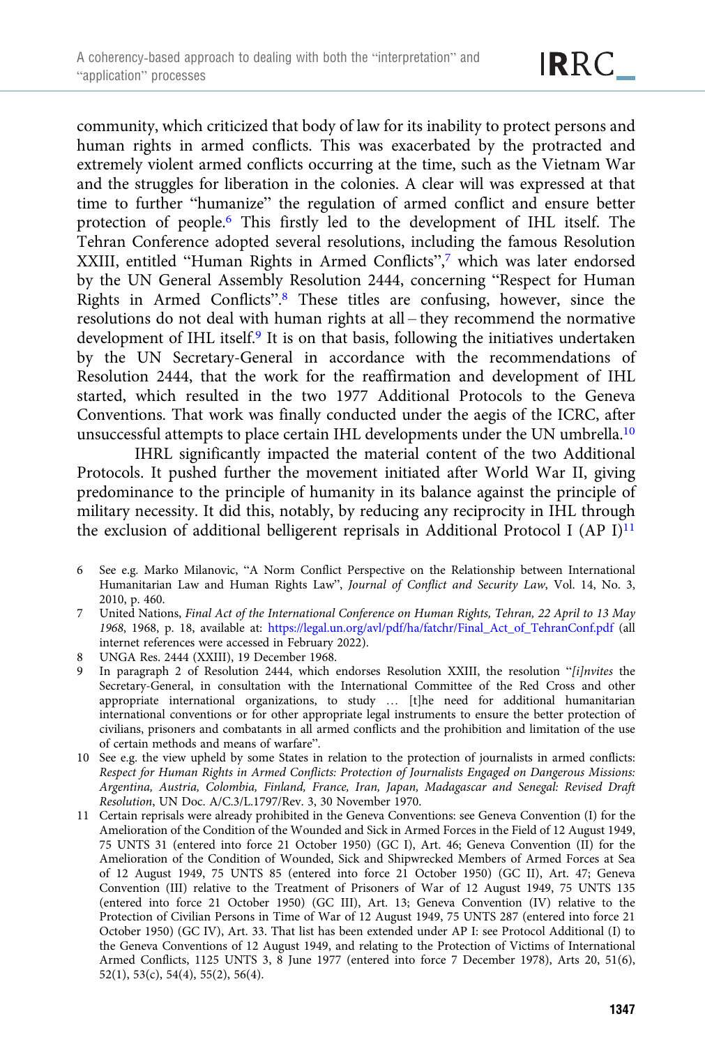community, which criticized that body of law for its inability to protect persons and human rights in armed conflicts. This was exacerbated by the protracted and extremely violent armed conflicts occurring at the time, such as the Vietnam War and the struggles for liberation in the colonies. A clear will was expressed at that time to further "humanize" the regulation of armed conflict and ensure better protection of people.[6] This firstly led to the development of IHL itself. The Tehran Conference adopted several resolutions, including the famous Resolution XXIII, entitled "Human Rights in Armed Conflicts",[7] which was later endorsed by the UN General Assembly Resolution 2444, concerning "Respect for Human Rights in Armed Conflicts".[8] These titles are confusing, however, since the resolutions do not deal with human rights at all – they recommend the normative development of IHL itself.[9] It is on that basis, following the initiatives undertaken by the UN Secretary-General in accordance with the recommendations of Resolution 2444, that the work for the reaffirmation and development of IHL started, which resulted in the two 1977 Additional Protocols to the Geneva Conventions. That work was finally conducted under the aegis of the ICRC, after unsuccessful attempts to place certain IHL developments under the UN umbrella.[10]

IHRL significantly impacted the material content of the two Additional Protocols. It pushed further the movement initiated after World War II, giving predominance to the principle of humanity in its balance against the principle of military necessity. It did this, notably, by reducing any reciprocity in IHL through the exclusion of additional belligerent reprisals in Additional Protocol I (AP I)[11]

6 See e.g. Marko Milanovic, "A Norm Conflict Perspective on the Relationship between International Humanitarian Law and Human Rights Law", *Journal of Conflict and Security Law*, Vol. 14, No. 3, 2010, p. 460.

7 United Nations, *Final Act of the International Conference on Human Rights, Tehran, 22 April to 13 May 1968*, 1968, p. 18, available at: https://legal.un.org/avl/pdf/ha/fatchr/Final_Act_of_TehranConf.pdf (all internet references were accessed in February 2022).

8 UNGA Res. 2444 (XXIII), 19 December 1968.

9 In paragraph 2 of Resolution 2444, which endorses Resolution XXIII, the resolution "*[i]nvites* the Secretary-General, in consultation with the International Committee of the Red Cross and other appropriate international organizations, to study … [t]he need for additional humanitarian international conventions or for other appropriate legal instruments to ensure the better protection of civilians, prisoners and combatants in all armed conflicts and the prohibition and limitation of the use of certain methods and means of warfare".

10 See e.g. the view upheld by some States in relation to the protection of journalists in armed conflicts: *Respect for Human Rights in Armed Conflicts: Protection of Journalists Engaged on Dangerous Missions: Argentina, Austria, Colombia, Finland, France, Iran, Japan, Madagascar and Senegal: Revised Draft Resolution*, UN Doc. A/C.3/L.1797/Rev. 3, 30 November 1970.

11 Certain reprisals were already prohibited in the Geneva Conventions: see Geneva Convention (I) for the Amelioration of the Condition of the Wounded and Sick in Armed Forces in the Field of 12 August 1949, 75 UNTS 31 (entered into force 21 October 1950) (GC I), Art. 46; Geneva Convention (II) for the Amelioration of the Condition of Wounded, Sick and Shipwrecked Members of Armed Forces at Sea of 12 August 1949, 75 UNTS 85 (entered into force 21 October 1950) (GC II), Art. 47; Geneva Convention (III) relative to the Treatment of Prisoners of War of 12 August 1949, 75 UNTS 135 (entered into force 21 October 1950) (GC III), Art. 13; Geneva Convention (IV) relative to the Protection of Civilian Persons in Time of War of 12 August 1949, 75 UNTS 287 (entered into force 21 October 1950) (GC IV), Art. 33. That list has been extended under AP I: see Protocol Additional (I) to the Geneva Conventions of 12 August 1949, and relating to the Protection of Victims of International Armed Conflicts, 1125 UNTS 3, 8 June 1977 (entered into force 7 December 1978), Arts 20, 51(6), 52(1), 53(c), 54(4), 55(2), 56(4).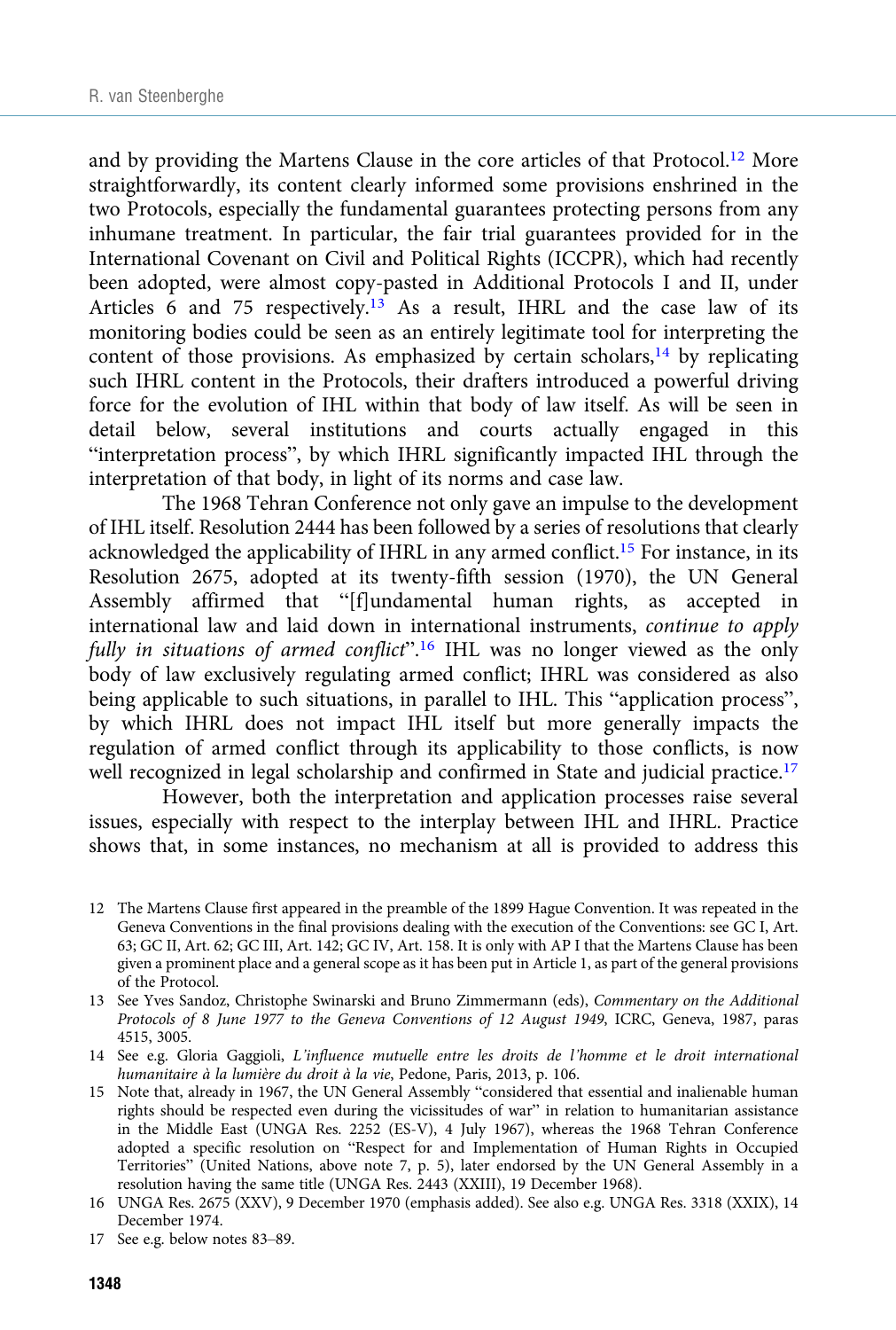and by providing the Martens Clause in the core articles of that Protocol.[12] More straightforwardly, its content clearly informed some provisions enshrined in the two Protocols, especially the fundamental guarantees protecting persons from any inhumane treatment. In particular, the fair trial guarantees provided for in the International Covenant on Civil and Political Rights (ICCPR), which had recently been adopted, were almost copy-pasted in Additional Protocols I and II, under Articles 6 and 75 respectively.[13] As a result, IHRL and the case law of its monitoring bodies could be seen as an entirely legitimate tool for interpreting the content of those provisions. As emphasized by certain scholars,[14] by replicating such IHRL content in the Protocols, their drafters introduced a powerful driving force for the evolution of IHL within that body of law itself. As will be seen in detail below, several institutions and courts actually engaged in this "interpretation process", by which IHRL significantly impacted IHL through the interpretation of that body, in light of its norms and case law.

The 1968 Tehran Conference not only gave an impulse to the development of IHL itself. Resolution 2444 has been followed by a series of resolutions that clearly acknowledged the applicability of IHRL in any armed conflict.[15] For instance, in its Resolution 2675, adopted at its twenty-fifth session (1970), the UN General Assembly affirmed that "[f]undamental human rights, as accepted in international law and laid down in international instruments, *continue to apply fully in situations of armed conflict*".[16] IHL was no longer viewed as the only body of law exclusively regulating armed conflict; IHRL was considered as also being applicable to such situations, in parallel to IHL. This "application process", by which IHRL does not impact IHL itself but more generally impacts the regulation of armed conflict through its applicability to those conflicts, is now well recognized in legal scholarship and confirmed in State and judicial practice.[17]

However, both the interpretation and application processes raise several issues, especially with respect to the interplay between IHL and IHRL. Practice shows that, in some instances, no mechanism at all is provided to address this

---

12 The Martens Clause first appeared in the preamble of the 1899 Hague Convention. It was repeated in the Geneva Conventions in the final provisions dealing with the execution of the Conventions: see GC I, Art. 63; GC II, Art. 62; GC III, Art. 142; GC IV, Art. 158. It is only with AP I that the Martens Clause has been given a prominent place and a general scope as it has been put in Article 1, as part of the general provisions of the Protocol.

13 See Yves Sandoz, Christophe Swinarski and Bruno Zimmermann (eds), *Commentary on the Additional Protocols of 8 June 1977 to the Geneva Conventions of 12 August 1949*, ICRC, Geneva, 1987, paras 4515, 3005.

14 See e.g. Gloria Gaggioli, *L'influence mutuelle entre les droits de l'homme et le droit international humanitaire à la lumière du droit à la vie*, Pedone, Paris, 2013, p. 106.

15 Note that, already in 1967, the UN General Assembly "considered that essential and inalienable human rights should be respected even during the vicissitudes of war" in relation to humanitarian assistance in the Middle East (UNGA Res. 2252 (ES-V), 4 July 1967), whereas the 1968 Tehran Conference adopted a specific resolution on "Respect for and Implementation of Human Rights in Occupied Territories" (United Nations, above note 7, p. 5), later endorsed by the UN General Assembly in a resolution having the same title (UNGA Res. 2443 (XXIII), 19 December 1968).

16 UNGA Res. 2675 (XXV), 9 December 1970 (emphasis added). See also e.g. UNGA Res. 3318 (XXIX), 14 December 1974.

17 See e.g. below notes 83–89.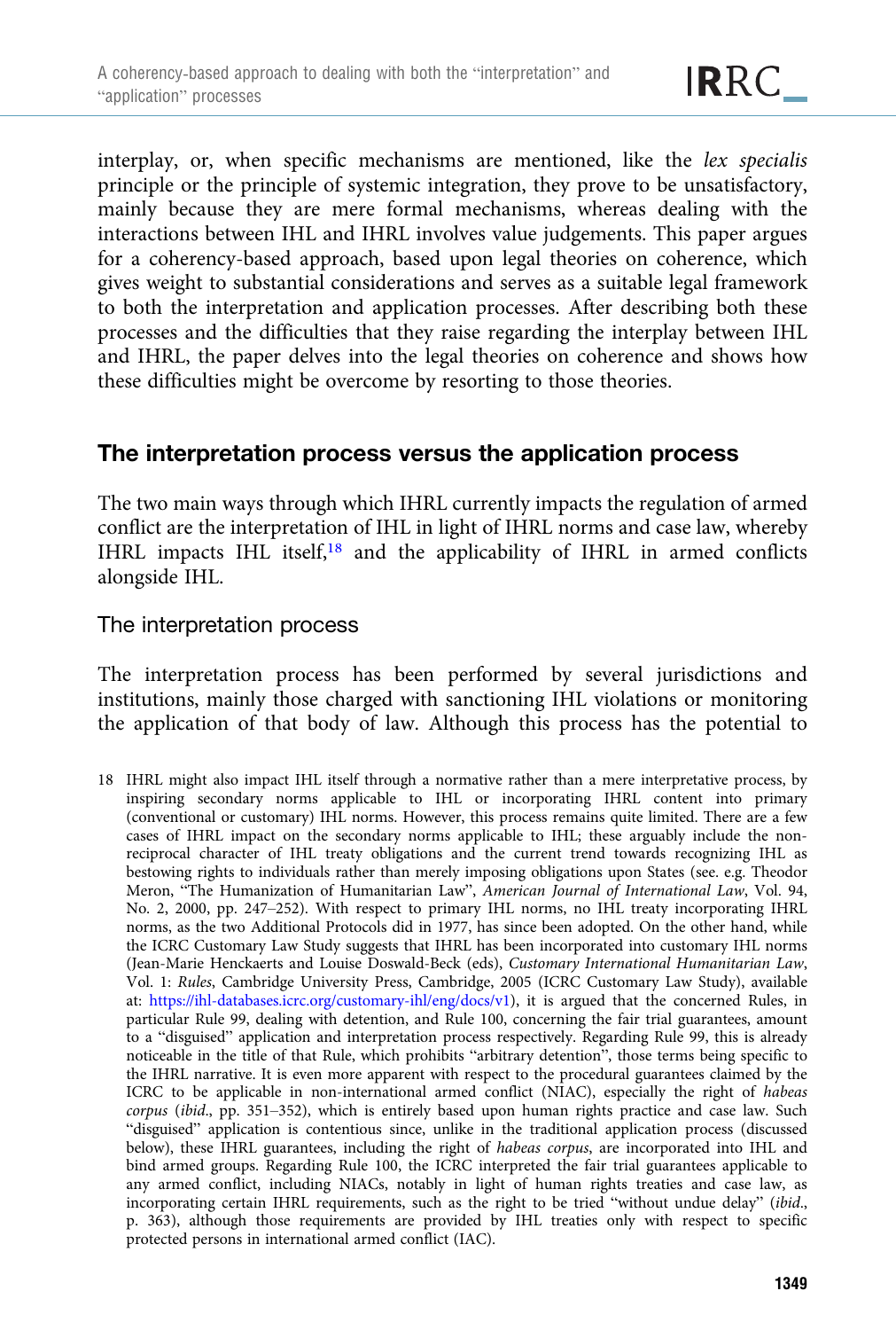interplay, or, when specific mechanisms are mentioned, like the *lex specialis* principle or the principle of systemic integration, they prove to be unsatisfactory, mainly because they are mere formal mechanisms, whereas dealing with the interactions between IHL and IHRL involves value judgements. This paper argues for a coherency-based approach, based upon legal theories on coherence, which gives weight to substantial considerations and serves as a suitable legal framework to both the interpretation and application processes. After describing both these processes and the difficulties that they raise regarding the interplay between IHL and IHRL, the paper delves into the legal theories on coherence and shows how these difficulties might be overcome by resorting to those theories.

## The interpretation process versus the application process

The two main ways through which IHRL currently impacts the regulation of armed conflict are the interpretation of IHL in light of IHRL norms and case law, whereby IHRL impacts IHL itself,[18] and the applicability of IHRL in armed conflicts alongside IHL.

### The interpretation process

The interpretation process has been performed by several jurisdictions and institutions, mainly those charged with sanctioning IHL violations or monitoring the application of that body of law. Although this process has the potential to

18 IHRL might also impact IHL itself through a normative rather than a mere interpretative process, by inspiring secondary norms applicable to IHL or incorporating IHRL content into primary (conventional or customary) IHL norms. However, this process remains quite limited. There are a few cases of IHRL impact on the secondary norms applicable to IHL; these arguably include the non-reciprocal character of IHL treaty obligations and the current trend towards recognizing IHL as bestowing rights to individuals rather than merely imposing obligations upon States (see. e.g. Theodor Meron, "The Humanization of Humanitarian Law", *American Journal of International Law*, Vol. 94, No. 2, 2000, pp. 247–252). With respect to primary IHL norms, no IHL treaty incorporating IHRL norms, as the two Additional Protocols did in 1977, has since been adopted. On the other hand, while the ICRC Customary Law Study suggests that IHRL has been incorporated into customary IHL norms (Jean-Marie Henckaerts and Louise Doswald-Beck (eds), *Customary International Humanitarian Law*, Vol. 1: *Rules*, Cambridge University Press, Cambridge, 2005 (ICRC Customary Law Study), available at: https://ihl-databases.icrc.org/customary-ihl/eng/docs/v1), it is argued that the concerned Rules, in particular Rule 99, dealing with detention, and Rule 100, concerning the fair trial guarantees, amount to a "disguised" application and interpretation process respectively. Regarding Rule 99, this is already noticeable in the title of that Rule, which prohibits "arbitrary detention", those terms being specific to the IHRL narrative. It is even more apparent with respect to the procedural guarantees claimed by the ICRC to be applicable in non-international armed conflict (NIAC), especially the right of *habeas corpus* (*ibid*., pp. 351–352), which is entirely based upon human rights practice and case law. Such "disguised" application is contentious since, unlike in the traditional application process (discussed below), these IHRL guarantees, including the right of *habeas corpus*, are incorporated into IHL and bind armed groups. Regarding Rule 100, the ICRC interpreted the fair trial guarantees applicable to any armed conflict, including NIACs, notably in light of human rights treaties and case law, as incorporating certain IHRL requirements, such as the right to be tried "without undue delay" (*ibid*., p. 363), although those requirements are provided by IHL treaties only with respect to specific protected persons in international armed conflict (IAC).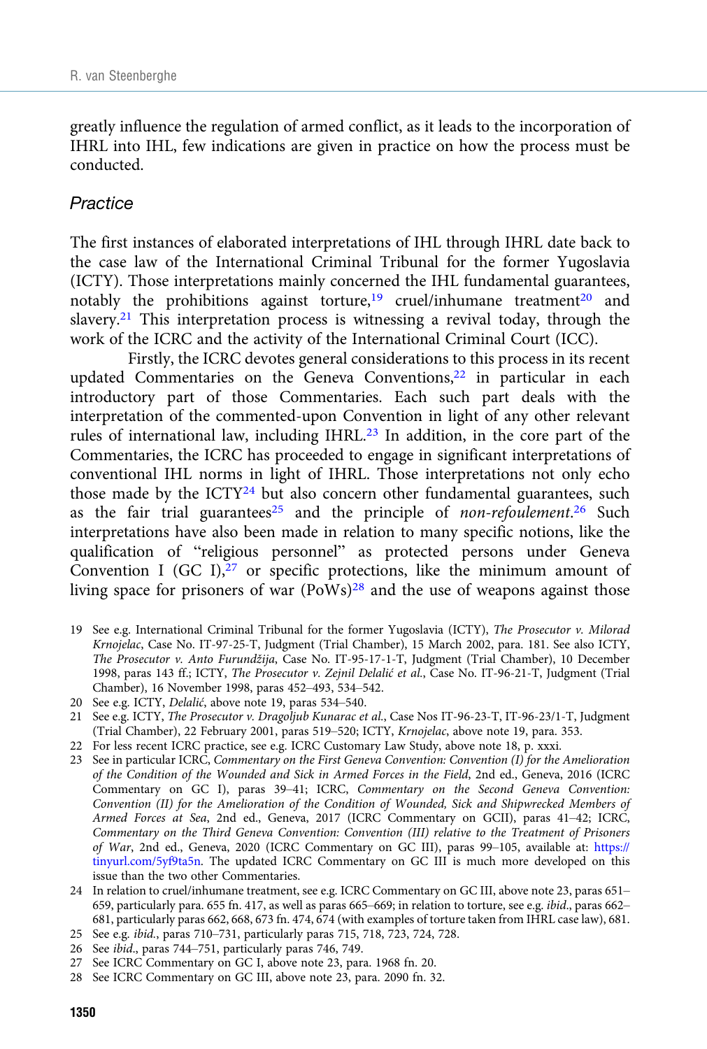greatly influence the regulation of armed conflict, as it leads to the incorporation of IHRL into IHL, few indications are given in practice on how the process must be conducted.

### *Practice*

The first instances of elaborated interpretations of IHL through IHRL date back to the case law of the International Criminal Tribunal for the former Yugoslavia (ICTY). Those interpretations mainly concerned the IHL fundamental guarantees, notably the prohibitions against torture,[19] cruel/inhumane treatment[20] and slavery.[21] This interpretation process is witnessing a revival today, through the work of the ICRC and the activity of the International Criminal Court (ICC).

Firstly, the ICRC devotes general considerations to this process in its recent updated Commentaries on the Geneva Conventions,[22] in particular in each introductory part of those Commentaries. Each such part deals with the interpretation of the commented-upon Convention in light of any other relevant rules of international law, including IHRL.[23] In addition, in the core part of the Commentaries, the ICRC has proceeded to engage in significant interpretations of conventional IHL norms in light of IHRL. Those interpretations not only echo those made by the ICTY[24] but also concern other fundamental guarantees, such as the fair trial guarantees[25] and the principle of *non-refoulement*.[26] Such interpretations have also been made in relation to many specific notions, like the qualification of "religious personnel" as protected persons under Geneva Convention I (GC I),[27] or specific protections, like the minimum amount of living space for prisoners of war (PoWs)[28] and the use of weapons against those

19 See e.g. International Criminal Tribunal for the former Yugoslavia (ICTY), *The Prosecutor v. Milorad Krnojelac*, Case No. IT-97-25-T, Judgment (Trial Chamber), 15 March 2002, para. 181. See also ICTY, *The Prosecutor v. Anto Furundžija*, Case No. IT-95-17-1-T, Judgment (Trial Chamber), 10 December 1998, paras 143 ff.; ICTY, *The Prosecutor v. Zejnil Delalić et al.*, Case No. IT-96-21-T, Judgment (Trial Chamber), 16 November 1998, paras 452–493, 534–542.

20 See e.g. ICTY, *Delalić*, above note 19, paras 534–540.

21 See e.g. ICTY, *The Prosecutor v. Dragoljub Kunarac et al.*, Case Nos IT-96-23-T, IT-96-23/1-T, Judgment (Trial Chamber), 22 February 2001, paras 519–520; ICTY, *Krnojelac*, above note 19, para. 353.

22 For less recent ICRC practice, see e.g. ICRC Customary Law Study, above note 18, p. xxxi.

23 See in particular ICRC, *Commentary on the First Geneva Convention: Convention (I) for the Amelioration of the Condition of the Wounded and Sick in Armed Forces in the Field*, 2nd ed., Geneva, 2016 (ICRC Commentary on GC I), paras 39–41; ICRC, *Commentary on the Second Geneva Convention: Convention (II) for the Amelioration of the Condition of Wounded, Sick and Shipwrecked Members of Armed Forces at Sea*, 2nd ed., Geneva, 2017 (ICRC Commentary on GCII), paras 41–42; ICRC, *Commentary on the Third Geneva Convention: Convention (III) relative to the Treatment of Prisoners of War*, 2nd ed., Geneva, 2020 (ICRC Commentary on GC III), paras 99–105, available at: https://tinyurl.com/5yf9ta5n. The updated ICRC Commentary on GC III is much more developed on this issue than the two other Commentaries.

24 In relation to cruel/inhumane treatment, see e.g. ICRC Commentary on GC III, above note 23, paras 651–659, particularly para. 655 fn. 417, as well as paras 665–669; in relation to torture, see e.g. *ibid*., paras 662–681, particularly paras 662, 668, 673 fn. 474, 674 (with examples of torture taken from IHRL case law), 681.

25 See e.g. *ibid*., paras 710–731, particularly paras 715, 718, 723, 724, 728.

26 See *ibid*., paras 744–751, particularly paras 746, 749.

27 See ICRC Commentary on GC I, above note 23, para. 1968 fn. 20.

28 See ICRC Commentary on GC III, above note 23, para. 2090 fn. 32.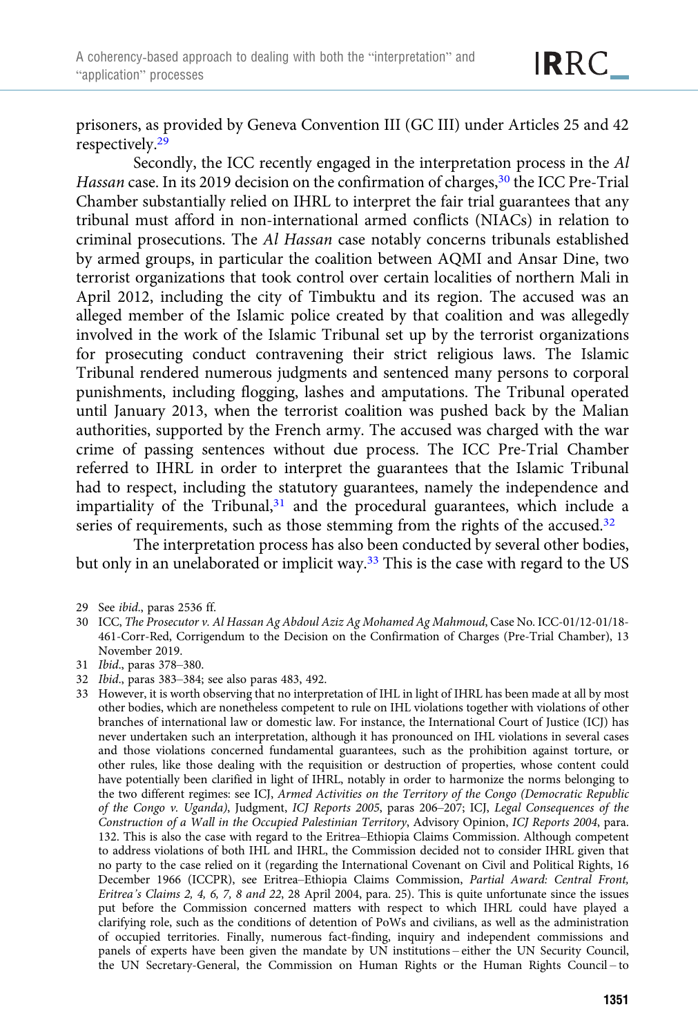prisoners, as provided by Geneva Convention III (GC III) under Articles 25 and 42 respectively.[29]

Secondly, the ICC recently engaged in the interpretation process in the *Al Hassan* case. In its 2019 decision on the confirmation of charges,[30] the ICC Pre-Trial Chamber substantially relied on IHRL to interpret the fair trial guarantees that any tribunal must afford in non-international armed conflicts (NIACs) in relation to criminal prosecutions. The *Al Hassan* case notably concerns tribunals established by armed groups, in particular the coalition between AQMI and Ansar Dine, two terrorist organizations that took control over certain localities of northern Mali in April 2012, including the city of Timbuktu and its region. The accused was an alleged member of the Islamic police created by that coalition and was allegedly involved in the work of the Islamic Tribunal set up by the terrorist organizations for prosecuting conduct contravening their strict religious laws. The Islamic Tribunal rendered numerous judgments and sentenced many persons to corporal punishments, including flogging, lashes and amputations. The Tribunal operated until January 2013, when the terrorist coalition was pushed back by the Malian authorities, supported by the French army. The accused was charged with the war crime of passing sentences without due process. The ICC Pre-Trial Chamber referred to IHRL in order to interpret the guarantees that the Islamic Tribunal had to respect, including the statutory guarantees, namely the independence and impartiality of the Tribunal,[31] and the procedural guarantees, which include a series of requirements, such as those stemming from the rights of the accused.[32]

The interpretation process has also been conducted by several other bodies, but only in an unelaborated or implicit way.[33] This is the case with regard to the US

29 See *ibid*., paras 2536 ff.

30 ICC, *The Prosecutor v. Al Hassan Ag Abdoul Aziz Ag Mohamed Ag Mahmoud*, Case No. ICC-01/12-01/18-461-Corr-Red, Corrigendum to the Decision on the Confirmation of Charges (Pre-Trial Chamber), 13 November 2019.

31 *Ibid*., paras 378–380.

32 *Ibid*., paras 383–384; see also paras 483, 492.

33 However, it is worth observing that no interpretation of IHL in light of IHRL has been made at all by most other bodies, which are nonetheless competent to rule on IHL violations together with violations of other branches of international law or domestic law. For instance, the International Court of Justice (ICJ) has never undertaken such an interpretation, although it has pronounced on IHL violations in several cases and those violations concerned fundamental guarantees, such as the prohibition against torture, or other rules, like those dealing with the requisition or destruction of properties, whose content could have potentially been clarified in light of IHRL, notably in order to harmonize the norms belonging to the two different regimes: see ICJ, *Armed Activities on the Territory of the Congo (Democratic Republic of the Congo v. Uganda)*, Judgment, *ICJ Reports 2005*, paras 206–207; ICJ, *Legal Consequences of the Construction of a Wall in the Occupied Palestinian Territory*, Advisory Opinion, *ICJ Reports 2004*, para. 132. This is also the case with regard to the Eritrea–Ethiopia Claims Commission. Although competent to address violations of both IHL and IHRL, the Commission decided not to consider IHRL given that no party to the case relied on it (regarding the International Covenant on Civil and Political Rights, 16 December 1966 (ICCPR), see Eritrea–Ethiopia Claims Commission, *Partial Award: Central Front, Eritrea's Claims 2, 4, 6, 7, 8 and 22*, 28 April 2004, para. 25). This is quite unfortunate since the issues put before the Commission concerned matters with respect to which IHRL could have played a clarifying role, such as the conditions of detention of PoWs and civilians, as well as the administration of occupied territories. Finally, numerous fact-finding, inquiry and independent commissions and panels of experts have been given the mandate by UN institutions – either the UN Security Council, the UN Secretary-General, the Commission on Human Rights or the Human Rights Council – to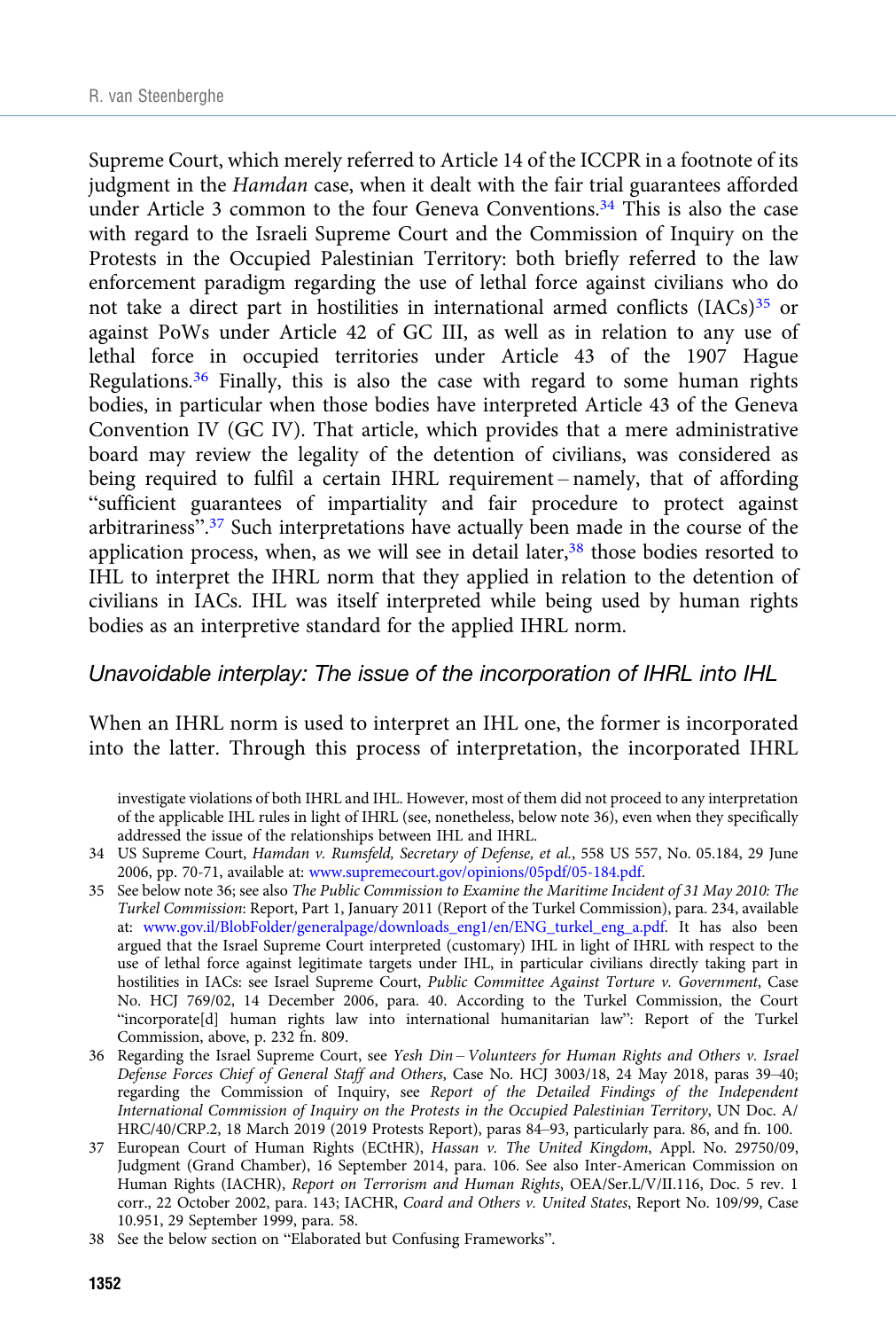Supreme Court, which merely referred to Article 14 of the ICCPR in a footnote of its judgment in the *Hamdan* case, when it dealt with the fair trial guarantees afforded under Article 3 common to the four Geneva Conventions.[34] This is also the case with regard to the Israeli Supreme Court and the Commission of Inquiry on the Protests in the Occupied Palestinian Territory: both briefly referred to the law enforcement paradigm regarding the use of lethal force against civilians who do not take a direct part in hostilities in international armed conflicts (IACs)[35] or against PoWs under Article 42 of GC III, as well as in relation to any use of lethal force in occupied territories under Article 43 of the 1907 Hague Regulations.[36] Finally, this is also the case with regard to some human rights bodies, in particular when those bodies have interpreted Article 43 of the Geneva Convention IV (GC IV). That article, which provides that a mere administrative board may review the legality of the detention of civilians, was considered as being required to fulfil a certain IHRL requirement – namely, that of affording "sufficient guarantees of impartiality and fair procedure to protect against arbitrariness".[37] Such interpretations have actually been made in the course of the application process, when, as we will see in detail later,[38] those bodies resorted to IHL to interpret the IHRL norm that they applied in relation to the detention of civilians in IACs. IHL was itself interpreted while being used by human rights bodies as an interpretive standard for the applied IHRL norm.

### *Unavoidable interplay: The issue of the incorporation of IHRL into IHL*

When an IHRL norm is used to interpret an IHL one, the former is incorporated into the latter. Through this process of interpretation, the incorporated IHRL

investigate violations of both IHRL and IHL. However, most of them did not proceed to any interpretation of the applicable IHL rules in light of IHRL (see, nonetheless, below note 36), even when they specifically addressed the issue of the relationships between IHL and IHRL.

34 US Supreme Court, *Hamdan v. Rumsfeld, Secretary of Defense, et al.*, 558 US 557, No. 05.184, 29 June 2006, pp. 70-71, available at: www.supremecourt.gov/opinions/05pdf/05-184.pdf.

35 See below note 36; see also *The Public Commission to Examine the Maritime Incident of 31 May 2010: The Turkel Commission*: Report, Part 1, January 2011 (Report of the Turkel Commission), para. 234, available at: www.gov.il/BlobFolder/generalpage/downloads_eng1/en/ENG_turkel_eng_a.pdf. It has also been argued that the Israel Supreme Court interpreted (customary) IHL in light of IHRL with respect to the use of lethal force against legitimate targets under IHL, in particular civilians directly taking part in hostilities in IACs: see Israel Supreme Court, *Public Committee Against Torture v. Government*, Case No. HCJ 769/02, 14 December 2006, para. 40. According to the Turkel Commission, the Court "incorporate[d] human rights law into international humanitarian law": Report of the Turkel Commission, above, p. 232 fn. 809.

36 Regarding the Israel Supreme Court, see *Yesh Din – Volunteers for Human Rights and Others v. Israel Defense Forces Chief of General Staff and Others*, Case No. HCJ 3003/18, 24 May 2018, paras 39–40; regarding the Commission of Inquiry, see *Report of the Detailed Findings of the Independent International Commission of Inquiry on the Protests in the Occupied Palestinian Territory*, UN Doc. A/HRC/40/CRP.2, 18 March 2019 (2019 Protests Report), paras 84–93, particularly para. 86, and fn. 100.

37 European Court of Human Rights (ECtHR), *Hassan v. The United Kingdom*, Appl. No. 29750/09, Judgment (Grand Chamber), 16 September 2014, para. 106. See also Inter-American Commission on Human Rights (IACHR), *Report on Terrorism and Human Rights*, OEA/Ser.L/V/II.116, Doc. 5 rev. 1 corr., 22 October 2002, para. 143; IACHR, *Coard and Others v. United States*, Report No. 109/99, Case 10.951, 29 September 1999, para. 58.

38 See the below section on "Elaborated but Confusing Frameworks".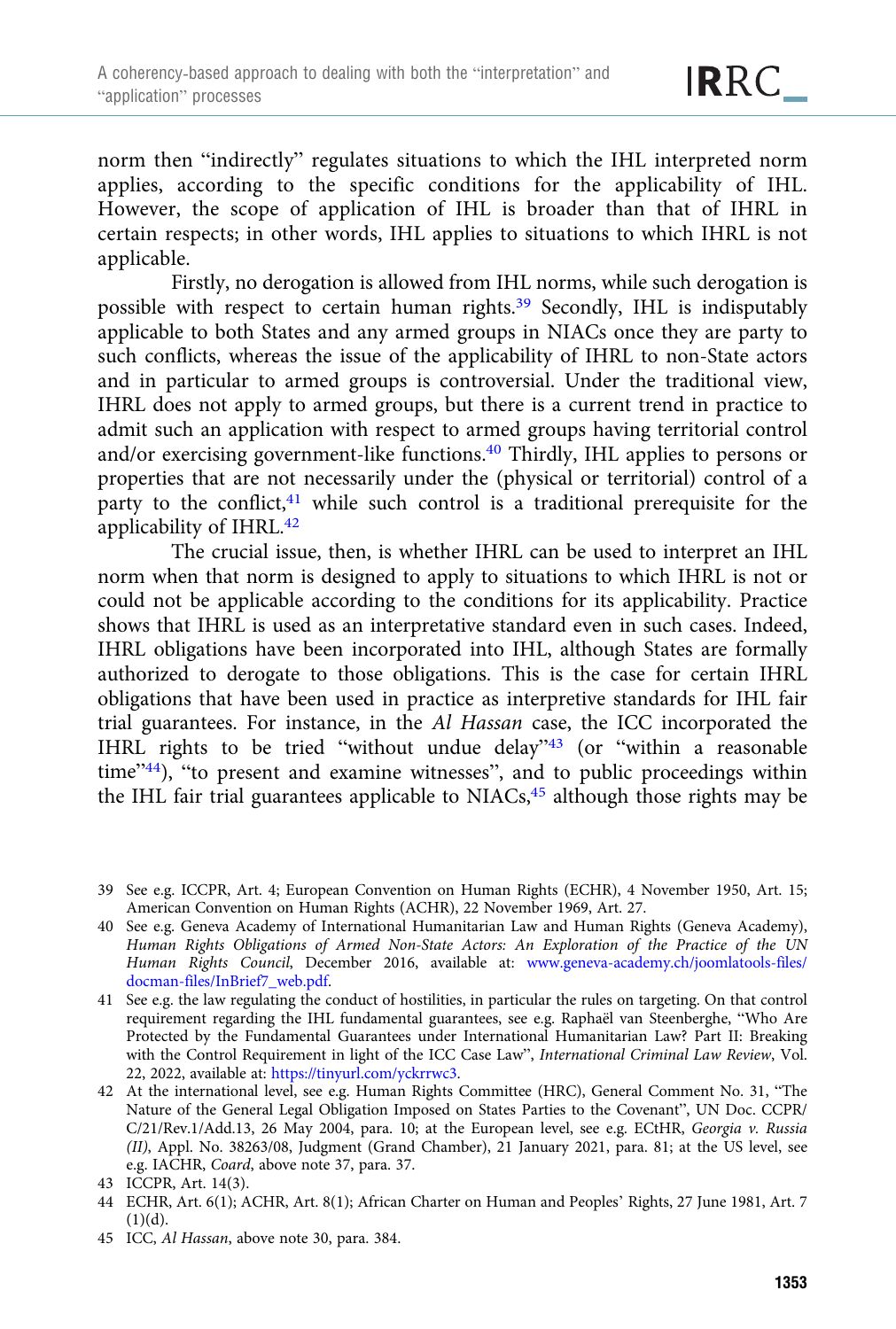norm then "indirectly" regulates situations to which the IHL interpreted norm applies, according to the specific conditions for the applicability of IHL. However, the scope of application of IHL is broader than that of IHRL in certain respects; in other words, IHL applies to situations to which IHRL is not applicable.

Firstly, no derogation is allowed from IHL norms, while such derogation is possible with respect to certain human rights.[39] Secondly, IHL is indisputably applicable to both States and any armed groups in NIACs once they are party to such conflicts, whereas the issue of the applicability of IHRL to non-State actors and in particular to armed groups is controversial. Under the traditional view, IHRL does not apply to armed groups, but there is a current trend in practice to admit such an application with respect to armed groups having territorial control and/or exercising government-like functions.[40] Thirdly, IHL applies to persons or properties that are not necessarily under the (physical or territorial) control of a party to the conflict,[41] while such control is a traditional prerequisite for the applicability of IHRL.[42]

The crucial issue, then, is whether IHRL can be used to interpret an IHL norm when that norm is designed to apply to situations to which IHRL is not or could not be applicable according to the conditions for its applicability. Practice shows that IHRL is used as an interpretative standard even in such cases. Indeed, IHRL obligations have been incorporated into IHL, although States are formally authorized to derogate to those obligations. This is the case for certain IHRL obligations that have been used in practice as interpretive standards for IHL fair trial guarantees. For instance, in the *Al Hassan* case, the ICC incorporated the IHRL rights to be tried "without undue delay"[43] (or "within a reasonable time"[44]), "to present and examine witnesses", and to public proceedings within the IHL fair trial guarantees applicable to NIACs,[45] although those rights may be

---

39 See e.g. ICCPR, Art. 4; European Convention on Human Rights (ECHR), 4 November 1950, Art. 15; American Convention on Human Rights (ACHR), 22 November 1969, Art. 27.

40 See e.g. Geneva Academy of International Humanitarian Law and Human Rights (Geneva Academy), *Human Rights Obligations of Armed Non-State Actors: An Exploration of the Practice of the UN Human Rights Council*, December 2016, available at: www.geneva-academy.ch/joomlatools-files/docman-files/InBrief7_web.pdf.

41 See e.g. the law regulating the conduct of hostilities, in particular the rules on targeting. On that control requirement regarding the IHL fundamental guarantees, see e.g. Raphaël van Steenberghe, "Who Are Protected by the Fundamental Guarantees under International Humanitarian Law? Part II: Breaking with the Control Requirement in light of the ICC Case Law", *International Criminal Law Review*, Vol. 22, 2022, available at: https://tinyurl.com/yckrrwc3.

42 At the international level, see e.g. Human Rights Committee (HRC), General Comment No. 31, "The Nature of the General Legal Obligation Imposed on States Parties to the Covenant", UN Doc. CCPR/C/21/Rev.1/Add.13, 26 May 2004, para. 10; at the European level, see e.g. ECtHR, *Georgia v. Russia (II)*, Appl. No. 38263/08, Judgment (Grand Chamber), 21 January 2021, para. 81; at the US level, see e.g. IACHR, *Coard*, above note 37, para. 37.

43 ICCPR, Art. 14(3).

44 ECHR, Art. 6(1); ACHR, Art. 8(1); African Charter on Human and Peoples' Rights, 27 June 1981, Art. 7(1)(d).

45 ICC, *Al Hassan*, above note 30, para. 384.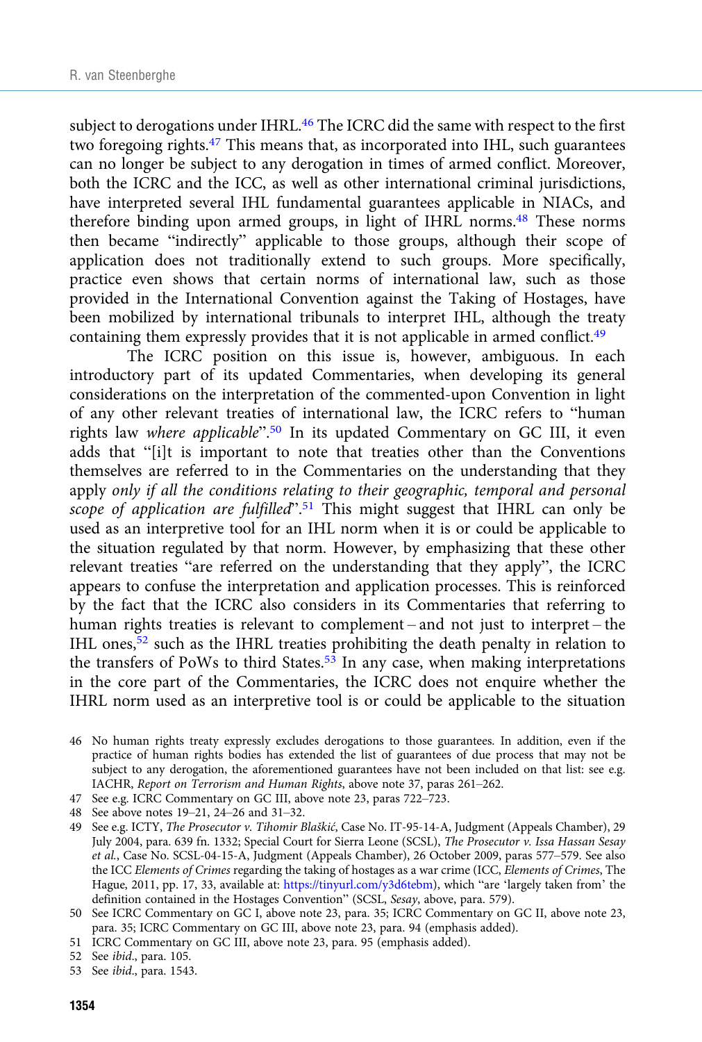subject to derogations under IHRL.[46] The ICRC did the same with respect to the first two foregoing rights.[47] This means that, as incorporated into IHL, such guarantees can no longer be subject to any derogation in times of armed conflict. Moreover, both the ICRC and the ICC, as well as other international criminal jurisdictions, have interpreted several IHL fundamental guarantees applicable in NIACs, and therefore binding upon armed groups, in light of IHRL norms.[48] These norms then became "indirectly" applicable to those groups, although their scope of application does not traditionally extend to such groups. More specifically, practice even shows that certain norms of international law, such as those provided in the International Convention against the Taking of Hostages, have been mobilized by international tribunals to interpret IHL, although the treaty containing them expressly provides that it is not applicable in armed conflict.[49]

The ICRC position on this issue is, however, ambiguous. In each introductory part of its updated Commentaries, when developing its general considerations on the interpretation of the commented-upon Convention in light of any other relevant treaties of international law, the ICRC refers to "human rights law *where applicable*".[50] In its updated Commentary on GC III, it even adds that "[i]t is important to note that treaties other than the Conventions themselves are referred to in the Commentaries on the understanding that they apply *only if all the conditions relating to their geographic, temporal and personal scope of application are fulfilled*".[51] This might suggest that IHRL can only be used as an interpretive tool for an IHL norm when it is or could be applicable to the situation regulated by that norm. However, by emphasizing that these other relevant treaties "are referred on the understanding that they apply", the ICRC appears to confuse the interpretation and application processes. This is reinforced by the fact that the ICRC also considers in its Commentaries that referring to human rights treaties is relevant to complement – and not just to interpret – the IHL ones,[52] such as the IHRL treaties prohibiting the death penalty in relation to the transfers of PoWs to third States.[53] In any case, when making interpretations in the core part of the Commentaries, the ICRC does not enquire whether the IHRL norm used as an interpretive tool is or could be applicable to the situation

46 No human rights treaty expressly excludes derogations to those guarantees. In addition, even if the practice of human rights bodies has extended the list of guarantees of due process that may not be subject to any derogation, the aforementioned guarantees have not been included on that list: see e.g. IACHR, *Report on Terrorism and Human Rights*, above note 37, paras 261–262.

47 See e.g. ICRC Commentary on GC III, above note 23, paras 722–723.

48 See above notes 19–21, 24–26 and 31–32.

49 See e.g. ICTY, *The Prosecutor v. Tihomir Blaškić*, Case No. IT-95-14-A, Judgment (Appeals Chamber), 29 July 2004, para. 639 fn. 1332; Special Court for Sierra Leone (SCSL), *The Prosecutor v. Issa Hassan Sesay et al.*, Case No. SCSL-04-15-A, Judgment (Appeals Chamber), 26 October 2009, paras 577–579. See also the ICC *Elements of Crimes* regarding the taking of hostages as a war crime (ICC, *Elements of Crimes*, The Hague, 2011, pp. 17, 33, available at: https://tinyurl.com/y3d6tebm), which "are 'largely taken from' the definition contained in the Hostages Convention" (SCSL, *Sesay*, above, para. 579).

50 See ICRC Commentary on GC I, above note 23, para. 35; ICRC Commentary on GC II, above note 23, para. 35; ICRC Commentary on GC III, above note 23, para. 94 (emphasis added).

51 ICRC Commentary on GC III, above note 23, para. 95 (emphasis added).

52 See *ibid*., para. 105.

53 See *ibid*., para. 1543.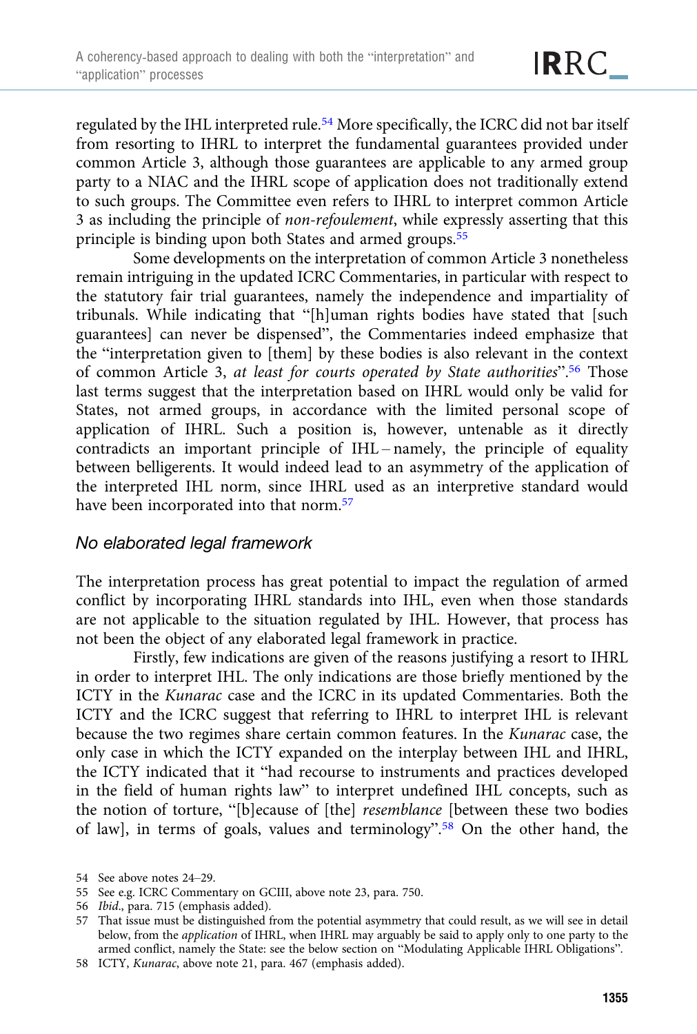regulated by the IHL interpreted rule.[54] More specifically, the ICRC did not bar itself from resorting to IHRL to interpret the fundamental guarantees provided under common Article 3, although those guarantees are applicable to any armed group party to a NIAC and the IHRL scope of application does not traditionally extend to such groups. The Committee even refers to IHRL to interpret common Article 3 as including the principle of *non-refoulement*, while expressly asserting that this principle is binding upon both States and armed groups.[55]

Some developments on the interpretation of common Article 3 nonetheless remain intriguing in the updated ICRC Commentaries, in particular with respect to the statutory fair trial guarantees, namely the independence and impartiality of tribunals. While indicating that "[h]uman rights bodies have stated that [such guarantees] can never be dispensed", the Commentaries indeed emphasize that the "interpretation given to [them] by these bodies is also relevant in the context of common Article 3, *at least for courts operated by State authorities*".[56] Those last terms suggest that the interpretation based on IHRL would only be valid for States, not armed groups, in accordance with the limited personal scope of application of IHRL. Such a position is, however, untenable as it directly contradicts an important principle of IHL – namely, the principle of equality between belligerents. It would indeed lead to an asymmetry of the application of the interpreted IHL norm, since IHRL used as an interpretive standard would have been incorporated into that norm.[57]

### No elaborated legal framework

The interpretation process has great potential to impact the regulation of armed conflict by incorporating IHRL standards into IHL, even when those standards are not applicable to the situation regulated by IHL. However, that process has not been the object of any elaborated legal framework in practice.

Firstly, few indications are given of the reasons justifying a resort to IHRL in order to interpret IHL. The only indications are those briefly mentioned by the ICTY in the *Kunarac* case and the ICRC in its updated Commentaries. Both the ICTY and the ICRC suggest that referring to IHRL to interpret IHL is relevant because the two regimes share certain common features. In the *Kunarac* case, the only case in which the ICTY expanded on the interplay between IHL and IHRL, the ICTY indicated that it "had recourse to instruments and practices developed in the field of human rights law" to interpret undefined IHL concepts, such as the notion of torture, "[b]ecause of [the] *resemblance* [between these two bodies of law], in terms of goals, values and terminology".[58] On the other hand, the

54 See above notes 24–29.

55 See e.g. ICRC Commentary on GCIII, above note 23, para. 750.

56 *Ibid.*, para. 715 (emphasis added).

57 That issue must be distinguished from the potential asymmetry that could result, as we will see in detail below, from the *application* of IHRL, when IHRL may arguably be said to apply only to one party to the armed conflict, namely the State: see the below section on "Modulating Applicable IHRL Obligations".

58 ICTY, *Kunarac*, above note 21, para. 467 (emphasis added).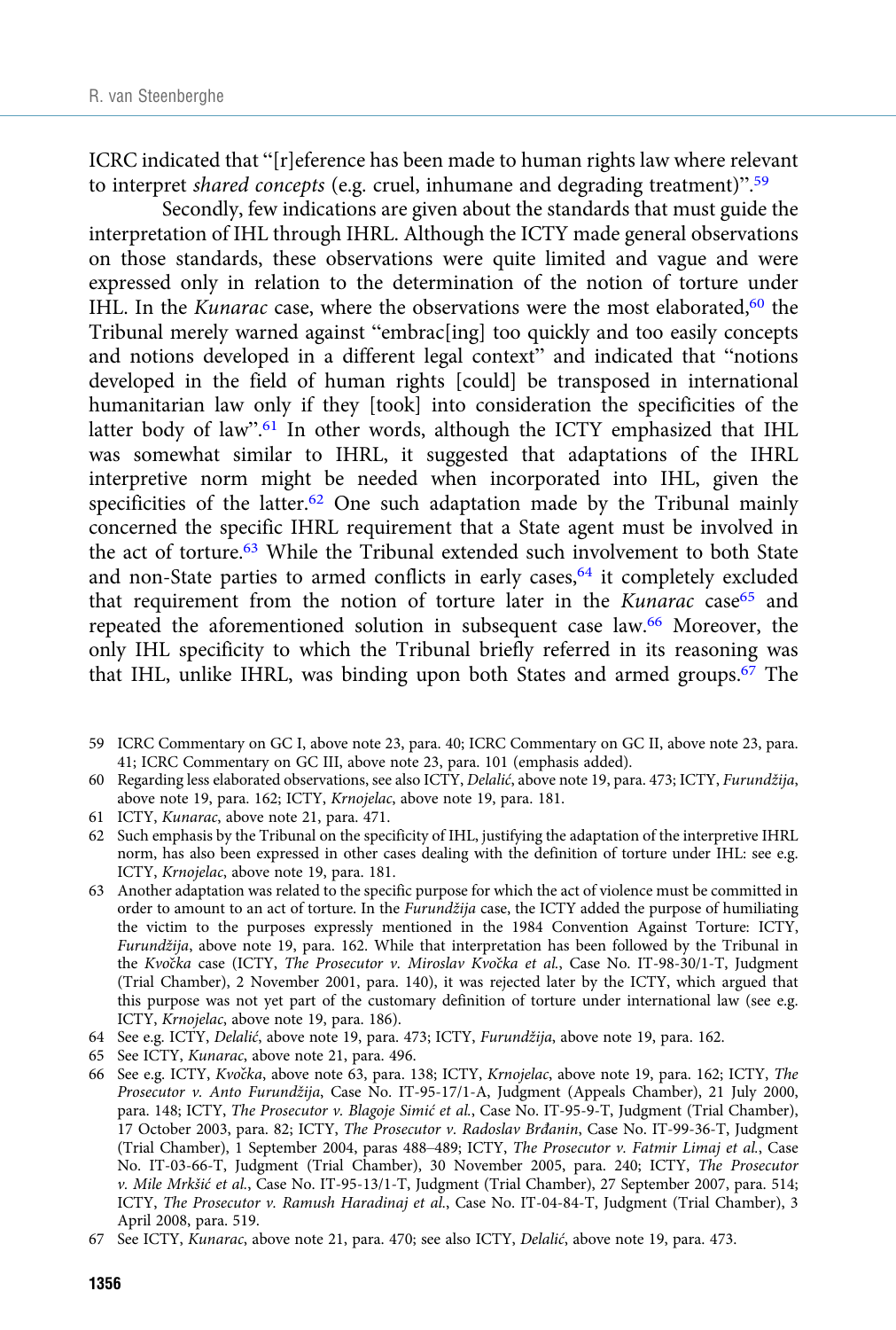ICRC indicated that "[r]eference has been made to human rights law where relevant to interpret *shared concepts* (e.g. cruel, inhumane and degrading treatment)".[59]

Secondly, few indications are given about the standards that must guide the interpretation of IHL through IHRL. Although the ICTY made general observations on those standards, these observations were quite limited and vague and were expressed only in relation to the determination of the notion of torture under IHL. In the *Kunarac* case, where the observations were the most elaborated,[60] the Tribunal merely warned against "embrac[ing] too quickly and too easily concepts and notions developed in a different legal context" and indicated that "notions developed in the field of human rights [could] be transposed in international humanitarian law only if they [took] into consideration the specificities of the latter body of law".[61] In other words, although the ICTY emphasized that IHL was somewhat similar to IHRL, it suggested that adaptations of the IHRL interpretive norm might be needed when incorporated into IHL, given the specificities of the latter.[62] One such adaptation made by the Tribunal mainly concerned the specific IHRL requirement that a State agent must be involved in the act of torture.[63] While the Tribunal extended such involvement to both State and non-State parties to armed conflicts in early cases,[64] it completely excluded that requirement from the notion of torture later in the *Kunarac* case[65] and repeated the aforementioned solution in subsequent case law.[66] Moreover, the only IHL specificity to which the Tribunal briefly referred in its reasoning was that IHL, unlike IHRL, was binding upon both States and armed groups.[67] The

59 ICRC Commentary on GC I, above note 23, para. 40; ICRC Commentary on GC II, above note 23, para. 41; ICRC Commentary on GC III, above note 23, para. 101 (emphasis added).

60 Regarding less elaborated observations, see also ICTY, *Delalić*, above note 19, para. 473; ICTY, *Furundžija*, above note 19, para. 162; ICTY, *Krnojelac*, above note 19, para. 181.

61 ICTY, *Kunarac*, above note 21, para. 471.

62 Such emphasis by the Tribunal on the specificity of IHL, justifying the adaptation of the interpretive IHRL norm, has also been expressed in other cases dealing with the definition of torture under IHL: see e.g. ICTY, *Krnojelac*, above note 19, para. 181.

63 Another adaptation was related to the specific purpose for which the act of violence must be committed in order to amount to an act of torture. In the *Furundžija* case, the ICTY added the purpose of humiliating the victim to the purposes expressly mentioned in the 1984 Convention Against Torture: ICTY, *Furundžija*, above note 19, para. 162. While that interpretation has been followed by the Tribunal in the *Kvočka* case (ICTY, *The Prosecutor v. Miroslav Kvočka et al.*, Case No. IT-98-30/1-T, Judgment (Trial Chamber), 2 November 2001, para. 140), it was rejected later by the ICTY, which argued that this purpose was not yet part of the customary definition of torture under international law (see e.g. ICTY, *Krnojelac*, above note 19, para. 186).

64 See e.g. ICTY, *Delalić*, above note 19, para. 473; ICTY, *Furundžija*, above note 19, para. 162.

65 See ICTY, *Kunarac*, above note 21, para. 496.

66 See e.g. ICTY, *Kvočka*, above note 63, para. 138; ICTY, *Krnojelac*, above note 19, para. 162; ICTY, *The Prosecutor v. Anto Furundžija*, Case No. IT-95-17/1-A, Judgment (Appeals Chamber), 21 July 2000, para. 148; ICTY, *The Prosecutor v. Blagoje Simić et al.*, Case No. IT-95-9-T, Judgment (Trial Chamber), 17 October 2003, para. 82; ICTY, *The Prosecutor v. Radoslav Brđanin*, Case No. IT-99-36-T, Judgment (Trial Chamber), 1 September 2004, paras 488–489; ICTY, *The Prosecutor v. Fatmir Limaj et al.*, Case No. IT-03-66-T, Judgment (Trial Chamber), 30 November 2005, para. 240; ICTY, *The Prosecutor v. Mile Mrkšić et al.*, Case No. IT-95-13/1-T, Judgment (Trial Chamber), 27 September 2007, para. 514; ICTY, *The Prosecutor v. Ramush Haradinaj et al.*, Case No. IT-04-84-T, Judgment (Trial Chamber), 3 April 2008, para. 519.

67 See ICTY, *Kunarac*, above note 21, para. 470; see also ICTY, *Delalić*, above note 19, para. 473.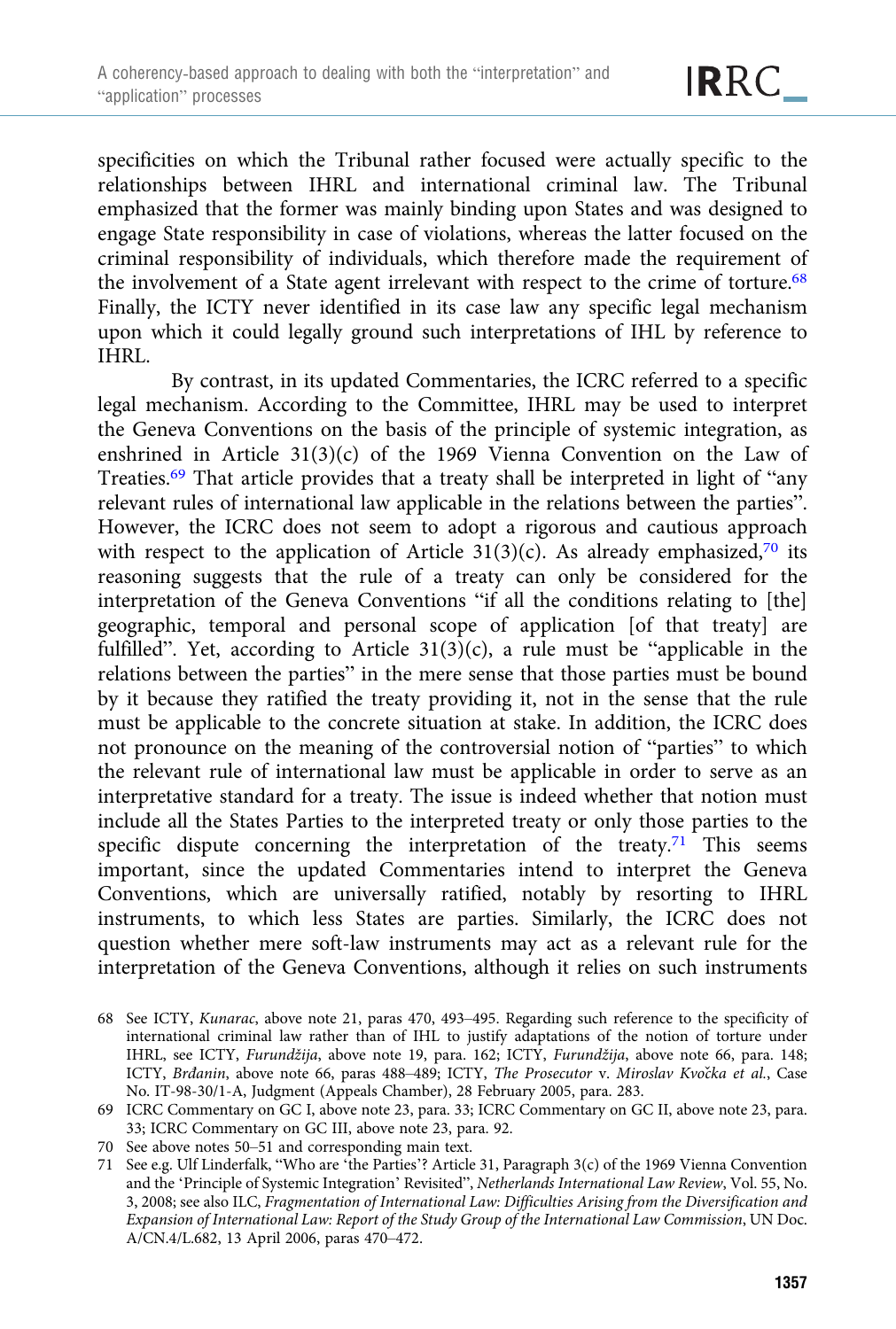specificities on which the Tribunal rather focused were actually specific to the relationships between IHRL and international criminal law. The Tribunal emphasized that the former was mainly binding upon States and was designed to engage State responsibility in case of violations, whereas the latter focused on the criminal responsibility of individuals, which therefore made the requirement of the involvement of a State agent irrelevant with respect to the crime of torture.[68] Finally, the ICTY never identified in its case law any specific legal mechanism upon which it could legally ground such interpretations of IHL by reference to IHRL.

By contrast, in its updated Commentaries, the ICRC referred to a specific legal mechanism. According to the Committee, IHRL may be used to interpret the Geneva Conventions on the basis of the principle of systemic integration, as enshrined in Article 31(3)(c) of the 1969 Vienna Convention on the Law of Treaties.[69] That article provides that a treaty shall be interpreted in light of "any relevant rules of international law applicable in the relations between the parties". However, the ICRC does not seem to adopt a rigorous and cautious approach with respect to the application of Article 31(3)(c). As already emphasized,[70] its reasoning suggests that the rule of a treaty can only be considered for the interpretation of the Geneva Conventions "if all the conditions relating to [the] geographic, temporal and personal scope of application [of that treaty] are fulfilled". Yet, according to Article 31(3)(c), a rule must be "applicable in the relations between the parties" in the mere sense that those parties must be bound by it because they ratified the treaty providing it, not in the sense that the rule must be applicable to the concrete situation at stake. In addition, the ICRC does not pronounce on the meaning of the controversial notion of "parties" to which the relevant rule of international law must be applicable in order to serve as an interpretative standard for a treaty. The issue is indeed whether that notion must include all the States Parties to the interpreted treaty or only those parties to the specific dispute concerning the interpretation of the treaty.[71] This seems important, since the updated Commentaries intend to interpret the Geneva Conventions, which are universally ratified, notably by resorting to IHRL instruments, to which less States are parties. Similarly, the ICRC does not question whether mere soft-law instruments may act as a relevant rule for the interpretation of the Geneva Conventions, although it relies on such instruments

68 See ICTY, *Kunarac*, above note 21, paras 470, 493–495. Regarding such reference to the specificity of international criminal law rather than of IHL to justify adaptations of the notion of torture under IHRL, see ICTY, *Furundžija*, above note 19, para. 162; ICTY, *Furundžija*, above note 66, para. 148; ICTY, *Brđanin*, above note 66, paras 488–489; ICTY, *The Prosecutor* v. *Miroslav Kvočka et al.*, Case No. IT-98-30/1-A, Judgment (Appeals Chamber), 28 February 2005, para. 283.

69 ICRC Commentary on GC I, above note 23, para. 33; ICRC Commentary on GC II, above note 23, para. 33; ICRC Commentary on GC III, above note 23, para. 92.

70 See above notes 50–51 and corresponding main text.

71 See e.g. Ulf Linderfalk, "Who are 'the Parties'? Article 31, Paragraph 3(c) of the 1969 Vienna Convention and the 'Principle of Systemic Integration' Revisited", *Netherlands International Law Review*, Vol. 55, No. 3, 2008; see also ILC, *Fragmentation of International Law: Difficulties Arising from the Diversification and Expansion of International Law: Report of the Study Group of the International Law Commission*, UN Doc. A/CN.4/L.682, 13 April 2006, paras 470–472.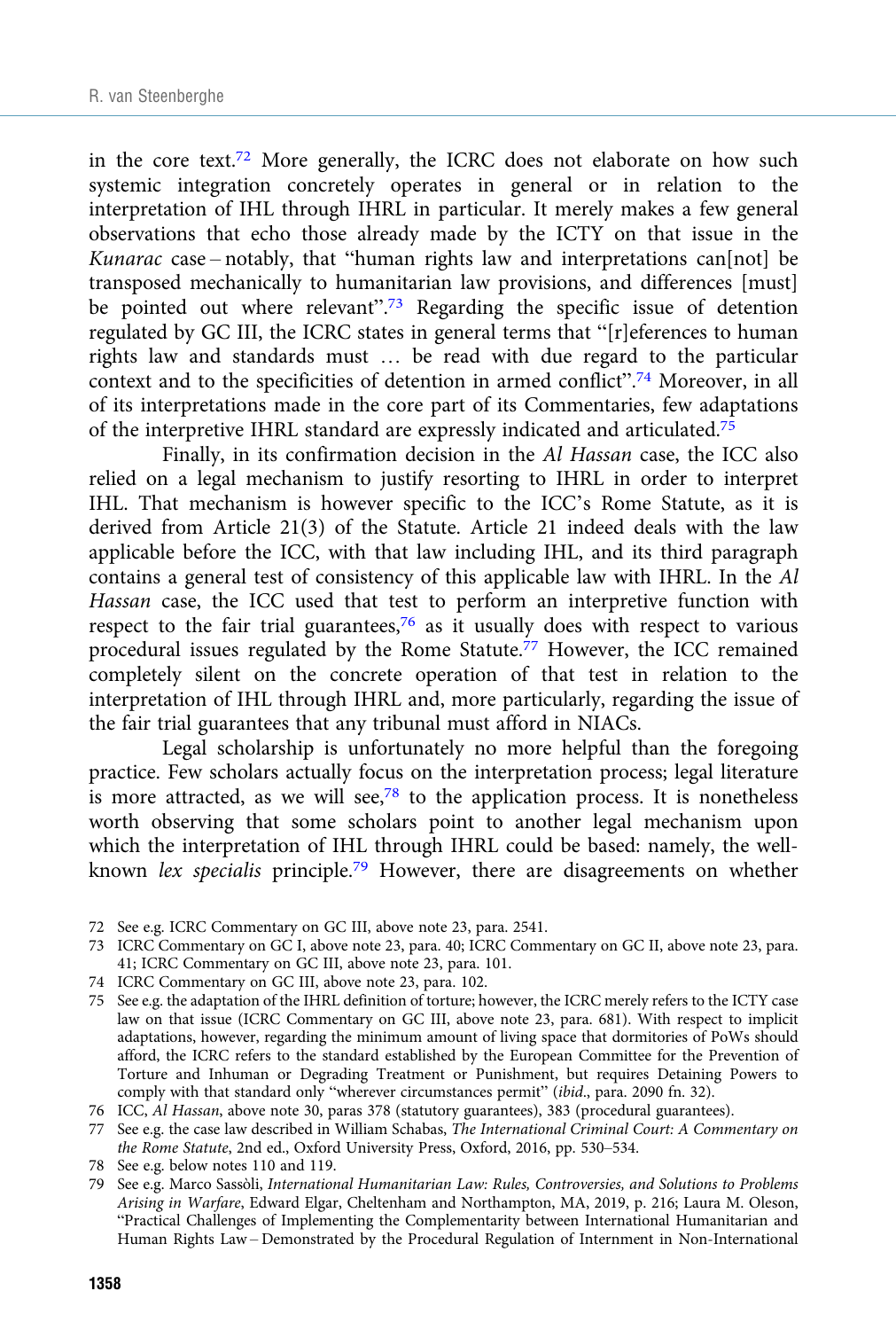in the core text.[72] More generally, the ICRC does not elaborate on how such systemic integration concretely operates in general or in relation to the interpretation of IHL through IHRL in particular. It merely makes a few general observations that echo those already made by the ICTY on that issue in the *Kunarac* case – notably, that "human rights law and interpretations can[not] be transposed mechanically to humanitarian law provisions, and differences [must] be pointed out where relevant".[73] Regarding the specific issue of detention regulated by GC III, the ICRC states in general terms that "[r]eferences to human rights law and standards must … be read with due regard to the particular context and to the specificities of detention in armed conflict".[74] Moreover, in all of its interpretations made in the core part of its Commentaries, few adaptations of the interpretive IHRL standard are expressly indicated and articulated.[75]

Finally, in its confirmation decision in the *Al Hassan* case, the ICC also relied on a legal mechanism to justify resorting to IHRL in order to interpret IHL. That mechanism is however specific to the ICC's Rome Statute, as it is derived from Article 21(3) of the Statute. Article 21 indeed deals with the law applicable before the ICC, with that law including IHL, and its third paragraph contains a general test of consistency of this applicable law with IHRL. In the *Al Hassan* case, the ICC used that test to perform an interpretive function with respect to the fair trial guarantees,[76] as it usually does with respect to various procedural issues regulated by the Rome Statute.[77] However, the ICC remained completely silent on the concrete operation of that test in relation to the interpretation of IHL through IHRL and, more particularly, regarding the issue of the fair trial guarantees that any tribunal must afford in NIACs.

Legal scholarship is unfortunately no more helpful than the foregoing practice. Few scholars actually focus on the interpretation process; legal literature is more attracted, as we will see,[78] to the application process. It is nonetheless worth observing that some scholars point to another legal mechanism upon which the interpretation of IHL through IHRL could be based: namely, the well-known *lex specialis* principle.[79] However, there are disagreements on whether

72 See e.g. ICRC Commentary on GC III, above note 23, para. 2541.

73 ICRC Commentary on GC I, above note 23, para. 40; ICRC Commentary on GC II, above note 23, para. 41; ICRC Commentary on GC III, above note 23, para. 101.

74 ICRC Commentary on GC III, above note 23, para. 102.

75 See e.g. the adaptation of the IHRL definition of torture; however, the ICRC merely refers to the ICTY case law on that issue (ICRC Commentary on GC III, above note 23, para. 681). With respect to implicit adaptations, however, regarding the minimum amount of living space that dormitories of PoWs should afford, the ICRC refers to the standard established by the European Committee for the Prevention of Torture and Inhuman or Degrading Treatment or Punishment, but requires Detaining Powers to comply with that standard only "wherever circumstances permit" (*ibid*., para. 2090 fn. 32).

76 ICC, *Al Hassan*, above note 30, paras 378 (statutory guarantees), 383 (procedural guarantees).

77 See e.g. the case law described in William Schabas, *The International Criminal Court: A Commentary on the Rome Statute*, 2nd ed., Oxford University Press, Oxford, 2016, pp. 530–534.

78 See e.g. below notes 110 and 119.

79 See e.g. Marco Sassòli, *International Humanitarian Law: Rules, Controversies, and Solutions to Problems Arising in Warfare*, Edward Elgar, Cheltenham and Northampton, MA, 2019, p. 216; Laura M. Oleson, "Practical Challenges of Implementing the Complementarity between International Humanitarian and Human Rights Law – Demonstrated by the Procedural Regulation of Internment in Non-International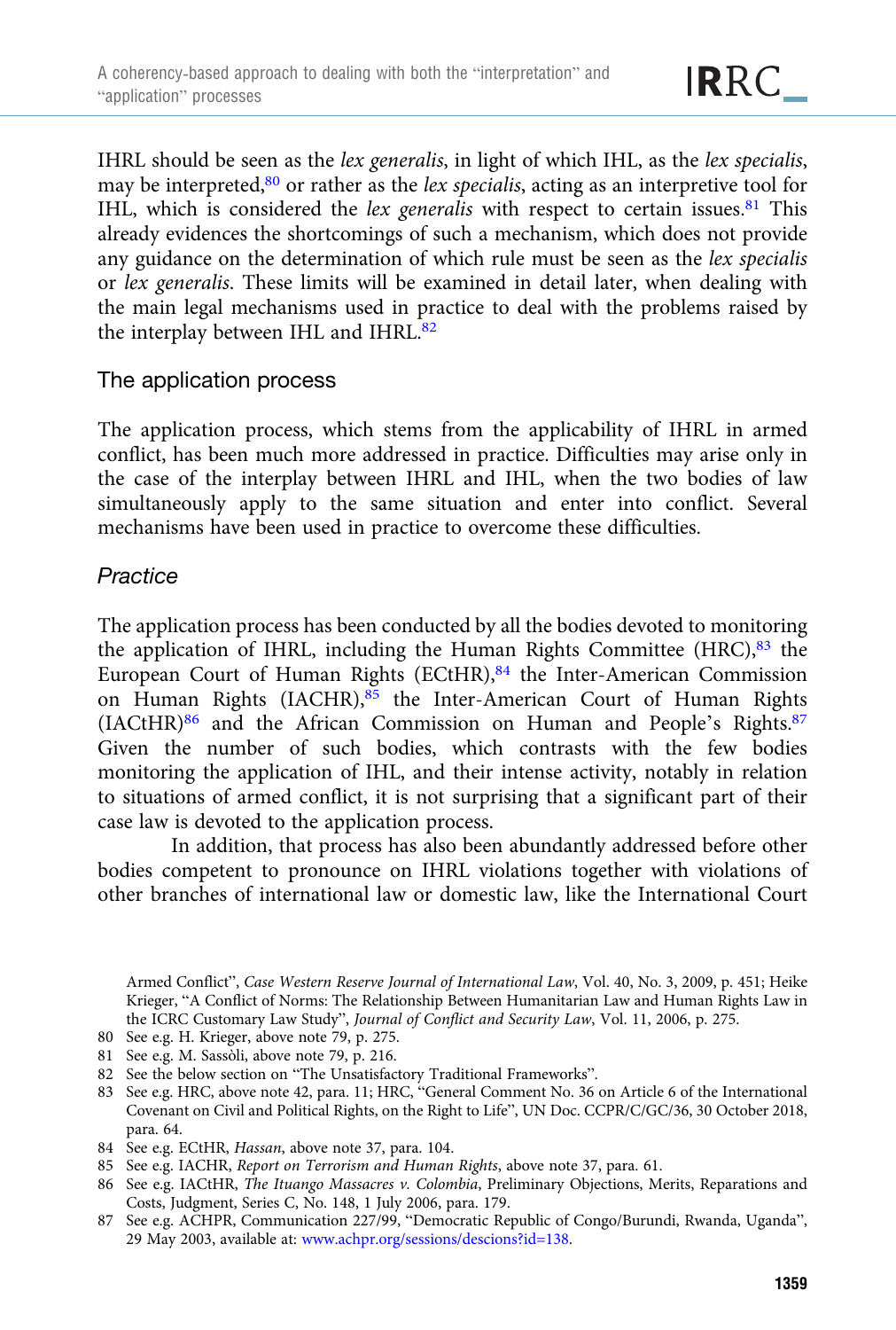IHRL should be seen as the *lex generalis*, in light of which IHL, as the *lex specialis*, may be interpreted,[80] or rather as the *lex specialis*, acting as an interpretive tool for IHL, which is considered the *lex generalis* with respect to certain issues.[81] This already evidences the shortcomings of such a mechanism, which does not provide any guidance on the determination of which rule must be seen as the *lex specialis* or *lex generalis*. These limits will be examined in detail later, when dealing with the main legal mechanisms used in practice to deal with the problems raised by the interplay between IHL and IHRL.[82]

### The application process

The application process, which stems from the applicability of IHRL in armed conflict, has been much more addressed in practice. Difficulties may arise only in the case of the interplay between IHRL and IHL, when the two bodies of law simultaneously apply to the same situation and enter into conflict. Several mechanisms have been used in practice to overcome these difficulties.

#### *Practice*

The application process has been conducted by all the bodies devoted to monitoring the application of IHRL, including the Human Rights Committee (HRC),[83] the European Court of Human Rights (ECtHR),[84] the Inter-American Commission on Human Rights (IACHR),[85] the Inter-American Court of Human Rights (IACtHR)[86] and the African Commission on Human and People's Rights.[87] Given the number of such bodies, which contrasts with the few bodies monitoring the application of IHL, and their intense activity, notably in relation to situations of armed conflict, it is not surprising that a significant part of their case law is devoted to the application process.

In addition, that process has also been abundantly addressed before other bodies competent to pronounce on IHRL violations together with violations of other branches of international law or domestic law, like the International Court

---

Armed Conflict", *Case Western Reserve Journal of International Law*, Vol. 40, No. 3, 2009, p. 451; Heike Krieger, "A Conflict of Norms: The Relationship Between Humanitarian Law and Human Rights Law in the ICRC Customary Law Study", *Journal of Conflict and Security Law*, Vol. 11, 2006, p. 275.

80 See e.g. H. Krieger, above note 79, p. 275.

81 See e.g. M. Sassòli, above note 79, p. 216.

82 See the below section on "The Unsatisfactory Traditional Frameworks".

83 See e.g. HRC, above note 42, para. 11; HRC, "General Comment No. 36 on Article 6 of the International Covenant on Civil and Political Rights, on the Right to Life", UN Doc. CCPR/C/GC/36, 30 October 2018, para. 64.

84 See e.g. ECtHR, *Hassan*, above note 37, para. 104.

85 See e.g. IACHR, *Report on Terrorism and Human Rights*, above note 37, para. 61.

86 See e.g. IACtHR, *The Ituango Massacres v. Colombia*, Preliminary Objections, Merits, Reparations and Costs, Judgment, Series C, No. 148, 1 July 2006, para. 179.

87 See e.g. ACHPR, Communication 227/99, "Democratic Republic of Congo/Burundi, Rwanda, Uganda", 29 May 2003, available at: www.achpr.org/sessions/descions?id=138.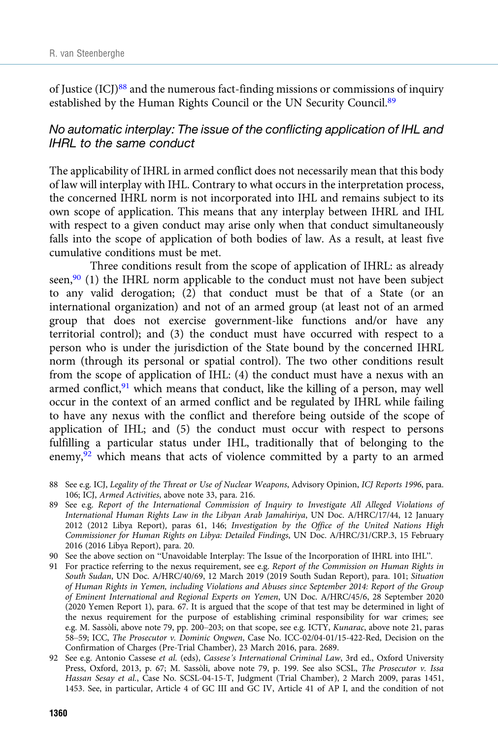of Justice (ICJ)[88] and the numerous fact-finding missions or commissions of inquiry established by the Human Rights Council or the UN Security Council.[89]

### *No automatic interplay: The issue of the conflicting application of IHL and IHRL to the same conduct*

The applicability of IHRL in armed conflict does not necessarily mean that this body of law will interplay with IHL. Contrary to what occurs in the interpretation process, the concerned IHRL norm is not incorporated into IHL and remains subject to its own scope of application. This means that any interplay between IHRL and IHL with respect to a given conduct may arise only when that conduct simultaneously falls into the scope of application of both bodies of law. As a result, at least five cumulative conditions must be met.

Three conditions result from the scope of application of IHRL: as already seen,[90] (1) the IHRL norm applicable to the conduct must not have been subject to any valid derogation; (2) that conduct must be that of a State (or an international organization) and not of an armed group (at least not of an armed group that does not exercise government-like functions and/or have any territorial control); and (3) the conduct must have occurred with respect to a person who is under the jurisdiction of the State bound by the concerned IHRL norm (through its personal or spatial control). The two other conditions result from the scope of application of IHL: (4) the conduct must have a nexus with an armed conflict,[91] which means that conduct, like the killing of a person, may well occur in the context of an armed conflict and be regulated by IHRL while failing to have any nexus with the conflict and therefore being outside of the scope of application of IHL; and (5) the conduct must occur with respect to persons fulfilling a particular status under IHL, traditionally that of belonging to the enemy,[92] which means that acts of violence committed by a party to an armed

88 See e.g. ICJ, *Legality of the Threat or Use of Nuclear Weapons*, Advisory Opinion, *ICJ Reports 1996*, para. 106; ICJ, *Armed Activities*, above note 33, para. 216.

89 See e.g. *Report of the International Commission of Inquiry to Investigate All Alleged Violations of International Human Rights Law in the Libyan Arab Jamahiriya*, UN Doc. A/HRC/17/44, 12 January 2012 (2012 Libya Report), paras 61, 146; *Investigation by the Office of the United Nations High Commissioner for Human Rights on Libya: Detailed Findings*, UN Doc. A/HRC/31/CRP.3, 15 February 2016 (2016 Libya Report), para. 20.

90 See the above section on "Unavoidable Interplay: The Issue of the Incorporation of IHRL into IHL".

91 For practice referring to the nexus requirement, see e.g. *Report of the Commission on Human Rights in South Sudan*, UN Doc. A/HRC/40/69, 12 March 2019 (2019 South Sudan Report), para. 101; *Situation of Human Rights in Yemen, including Violations and Abuses since September 2014: Report of the Group of Eminent International and Regional Experts on Yemen*, UN Doc. A/HRC/45/6, 28 September 2020 (2020 Yemen Report 1), para. 67. It is argued that the scope of that test may be determined in light of the nexus requirement for the purpose of establishing criminal responsibility for war crimes; see e.g. M. Sassòli, above note 79, pp. 200–203; on that scope, see e.g. ICTY, *Kunarac*, above note 21, paras 58–59; ICC, *The Prosecutor v. Dominic Ongwen*, Case No. ICC-02/04-01/15-422-Red, Decision on the Confirmation of Charges (Pre-Trial Chamber), 23 March 2016, para. 2689.

92 See e.g. Antonio Cassese *et al.* (eds), *Cassese's International Criminal Law*, 3rd ed., Oxford University Press, Oxford, 2013, p. 67; M. Sassòli, above note 79, p. 199. See also SCSL, *The Prosecutor v. Issa Hassan Sesay et al.*, Case No. SCSL-04-15-T, Judgment (Trial Chamber), 2 March 2009, paras 1451, 1453. See, in particular, Article 4 of GC III and GC IV, Article 41 of AP I, and the condition of not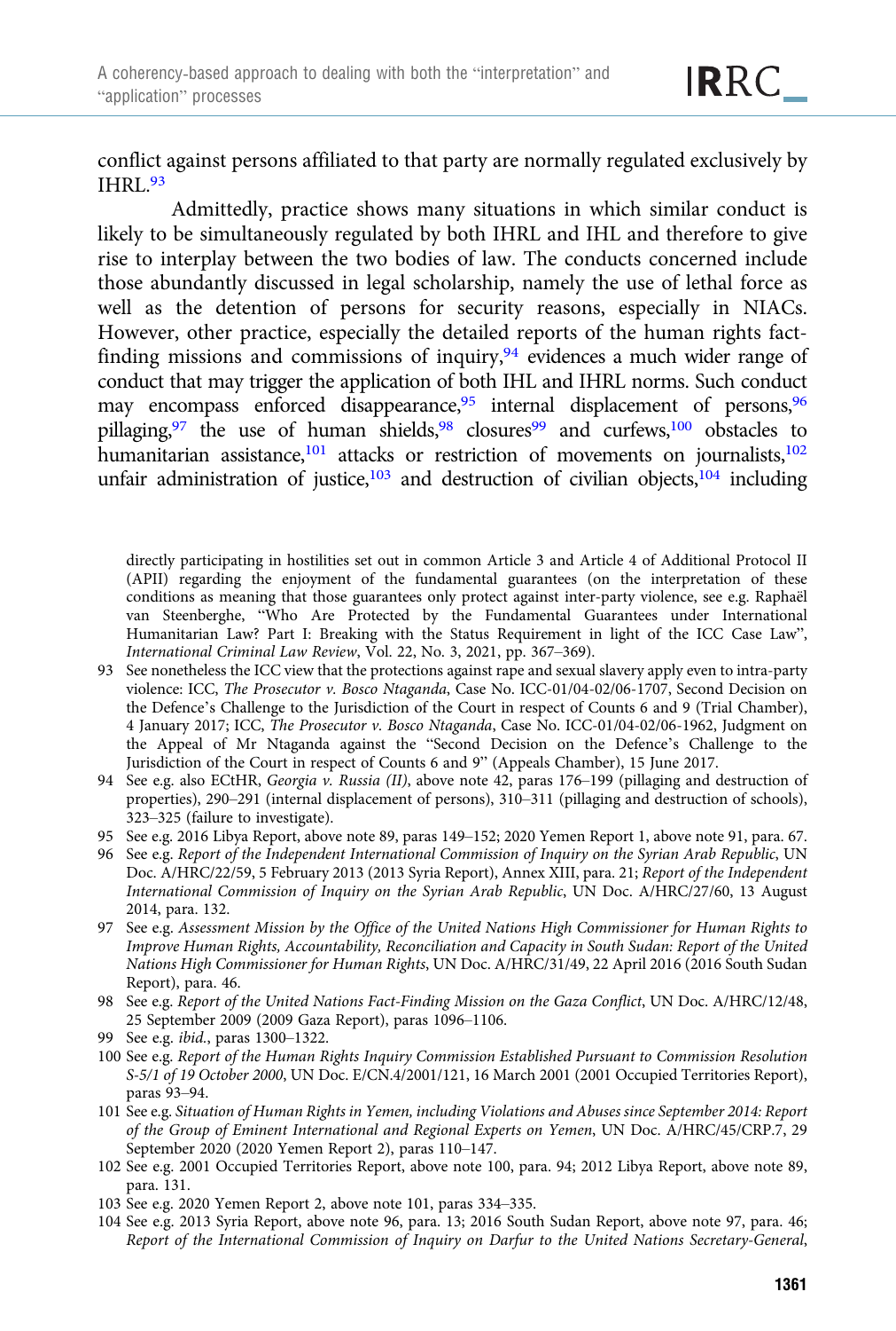conflict against persons affiliated to that party are normally regulated exclusively by IHRL.[93]

Admittedly, practice shows many situations in which similar conduct is likely to be simultaneously regulated by both IHRL and IHL and therefore to give rise to interplay between the two bodies of law. The conducts concerned include those abundantly discussed in legal scholarship, namely the use of lethal force as well as the detention of persons for security reasons, especially in NIACs. However, other practice, especially the detailed reports of the human rights fact-finding missions and commissions of inquiry,[94] evidences a much wider range of conduct that may trigger the application of both IHL and IHRL norms. Such conduct may encompass enforced disappearance,[95] internal displacement of persons,[96] pillaging,[97] the use of human shields,[98] closures[99] and curfews,[100] obstacles to humanitarian assistance,[101] attacks or restriction of movements on journalists,[102] unfair administration of justice,[103] and destruction of civilian objects,[104] including

directly participating in hostilities set out in common Article 3 and Article 4 of Additional Protocol II (APII) regarding the enjoyment of the fundamental guarantees (on the interpretation of these conditions as meaning that those guarantees only protect against inter-party violence, see e.g. Raphaël van Steenberghe, "Who Are Protected by the Fundamental Guarantees under International Humanitarian Law? Part I: Breaking with the Status Requirement in light of the ICC Case Law", *International Criminal Law Review*, Vol. 22, No. 3, 2021, pp. 367–369).

93 See nonetheless the ICC view that the protections against rape and sexual slavery apply even to intra-party violence: ICC, *The Prosecutor v. Bosco Ntaganda*, Case No. ICC-01/04-02/06-1707, Second Decision on the Defence's Challenge to the Jurisdiction of the Court in respect of Counts 6 and 9 (Trial Chamber), 4 January 2017; ICC, *The Prosecutor v. Bosco Ntaganda*, Case No. ICC-01/04-02/06-1962, Judgment on the Appeal of Mr Ntaganda against the "Second Decision on the Defence's Challenge to the Jurisdiction of the Court in respect of Counts 6 and 9" (Appeals Chamber), 15 June 2017.

94 See e.g. also ECtHR, *Georgia v. Russia (II)*, above note 42, paras 176–199 (pillaging and destruction of properties), 290–291 (internal displacement of persons), 310–311 (pillaging and destruction of schools), 323–325 (failure to investigate).

95 See e.g. 2016 Libya Report, above note 89, paras 149–152; 2020 Yemen Report 1, above note 91, para. 67.

96 See e.g. *Report of the Independent International Commission of Inquiry on the Syrian Arab Republic*, UN Doc. A/HRC/22/59, 5 February 2013 (2013 Syria Report), Annex XIII, para. 21; *Report of the Independent International Commission of Inquiry on the Syrian Arab Republic*, UN Doc. A/HRC/27/60, 13 August 2014, para. 132.

97 See e.g. *Assessment Mission by the Office of the United Nations High Commissioner for Human Rights to Improve Human Rights, Accountability, Reconciliation and Capacity in South Sudan: Report of the United Nations High Commissioner for Human Rights*, UN Doc. A/HRC/31/49, 22 April 2016 (2016 South Sudan Report), para. 46.

98 See e.g. *Report of the United Nations Fact-Finding Mission on the Gaza Conflict*, UN Doc. A/HRC/12/48, 25 September 2009 (2009 Gaza Report), paras 1096–1106.

99 See e.g. *ibid.*, paras 1300–1322.

100 See e.g. *Report of the Human Rights Inquiry Commission Established Pursuant to Commission Resolution S-5/1 of 19 October 2000*, UN Doc. E/CN.4/2001/121, 16 March 2001 (2001 Occupied Territories Report), paras 93–94.

101 See e.g. *Situation of Human Rights in Yemen, including Violations and Abuses since September 2014: Report of the Group of Eminent International and Regional Experts on Yemen*, UN Doc. A/HRC/45/CRP.7, 29 September 2020 (2020 Yemen Report 2), paras 110–147.

102 See e.g. 2001 Occupied Territories Report, above note 100, para. 94; 2012 Libya Report, above note 89, para. 131.

103 See e.g. 2020 Yemen Report 2, above note 101, paras 334–335.

104 See e.g. 2013 Syria Report, above note 96, para. 13; 2016 South Sudan Report, above note 97, para. 46; *Report of the International Commission of Inquiry on Darfur to the United Nations Secretary-General*,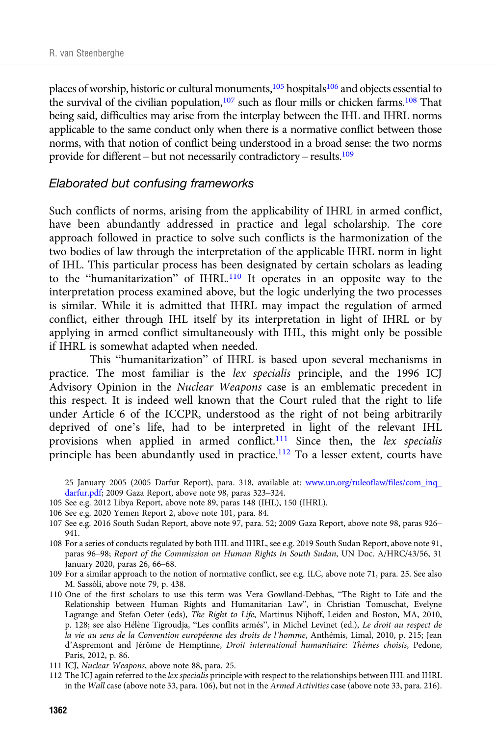places of worship, historic or cultural monuments,[105] hospitals[106] and objects essential to the survival of the civilian population,[107] such as flour mills or chicken farms.[108] That being said, difficulties may arise from the interplay between the IHL and IHRL norms applicable to the same conduct only when there is a normative conflict between those norms, with that notion of conflict being understood in a broad sense: the two norms provide for different – but not necessarily contradictory – results.[109]

### *Elaborated but confusing frameworks*

Such conflicts of norms, arising from the applicability of IHRL in armed conflict, have been abundantly addressed in practice and legal scholarship. The core approach followed in practice to solve such conflicts is the harmonization of the two bodies of law through the interpretation of the applicable IHRL norm in light of IHL. This particular process has been designated by certain scholars as leading to the "humanitarization" of IHRL.[110] It operates in an opposite way to the interpretation process examined above, but the logic underlying the two processes is similar. While it is admitted that IHRL may impact the regulation of armed conflict, either through IHL itself by its interpretation in light of IHRL or by applying in armed conflict simultaneously with IHL, this might only be possible if IHRL is somewhat adapted when needed.

This "humanitarization" of IHRL is based upon several mechanisms in practice. The most familiar is the *lex specialis* principle, and the 1996 ICJ Advisory Opinion in the *Nuclear Weapons* case is an emblematic precedent in this respect. It is indeed well known that the Court ruled that the right to life under Article 6 of the ICCPR, understood as the right of not being arbitrarily deprived of one's life, had to be interpreted in light of the relevant IHL provisions when applied in armed conflict.[111] Since then, the *lex specialis* principle has been abundantly used in practice.[112] To a lesser extent, courts have

25 January 2005 (2005 Darfur Report), para. 318, available at: www.un.org/ruleoflaw/files/com_inq_darfur.pdf; 2009 Gaza Report, above note 98, paras 323–324.

105 See e.g. 2012 Libya Report, above note 89, paras 148 (IHL), 150 (IHRL).

106 See e.g. 2020 Yemen Report 2, above note 101, para. 84.

107 See e.g. 2016 South Sudan Report, above note 97, para. 52; 2009 Gaza Report, above note 98, paras 926–941.

108 For a series of conducts regulated by both IHL and IHRL, see e.g. 2019 South Sudan Report, above note 91, paras 96–98; *Report of the Commission on Human Rights in South Sudan*, UN Doc. A/HRC/43/56, 31 January 2020, paras 26, 66–68.

109 For a similar approach to the notion of normative conflict, see e.g. ILC, above note 71, para. 25. See also M. Sassòli, above note 79, p. 438.

110 One of the first scholars to use this term was Vera Gowlland-Debbas, "The Right to Life and the Relationship between Human Rights and Humanitarian Law", in Christian Tomuschat, Evelyne Lagrange and Stefan Oeter (eds), *The Right to Life*, Martinus Nijhoff, Leiden and Boston, MA, 2010, p. 128; see also Hélène Tigroudja, "Les conflits armés", in Michel Levinet (ed.), *Le droit au respect de la vie au sens de la Convention européenne des droits de l'homme*, Anthémis, Limal, 2010, p. 215; Jean d'Aspremont and Jérôme de Hemptinne, *Droit international humanitaire: Thèmes choisis*, Pedone, Paris, 2012, p. 86.

111 ICJ, *Nuclear Weapons*, above note 88, para. 25.

112 The ICJ again referred to the *lex specialis* principle with respect to the relationships between IHL and IHRL in the *Wall* case (above note 33, para. 106), but not in the *Armed Activities* case (above note 33, para. 216).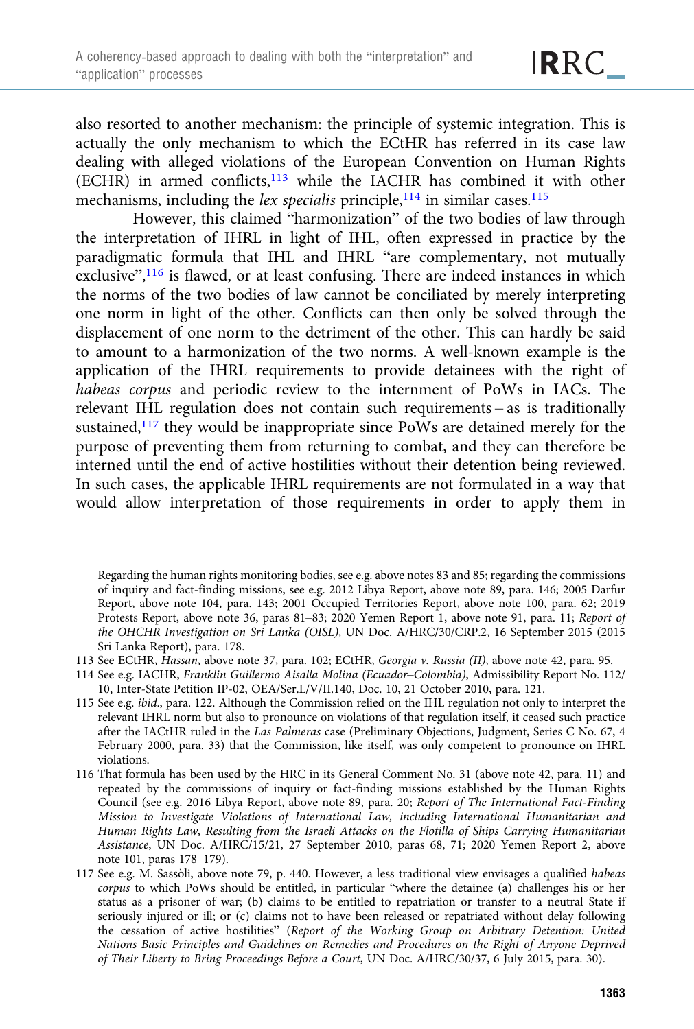also resorted to another mechanism: the principle of systemic integration. This is actually the only mechanism to which the ECtHR has referred in its case law dealing with alleged violations of the European Convention on Human Rights (ECHR) in armed conflicts,[113] while the IACHR has combined it with other mechanisms, including the *lex specialis* principle,[114] in similar cases.[115]

However, this claimed "harmonization" of the two bodies of law through the interpretation of IHRL in light of IHL, often expressed in practice by the paradigmatic formula that IHL and IHRL "are complementary, not mutually exclusive",[116] is flawed, or at least confusing. There are indeed instances in which the norms of the two bodies of law cannot be conciliated by merely interpreting one norm in light of the other. Conflicts can then only be solved through the displacement of one norm to the detriment of the other. This can hardly be said to amount to a harmonization of the two norms. A well-known example is the application of the IHRL requirements to provide detainees with the right of *habeas corpus* and periodic review to the internment of PoWs in IACs. The relevant IHL regulation does not contain such requirements – as is traditionally sustained,[117] they would be inappropriate since PoWs are detained merely for the purpose of preventing them from returning to combat, and they can therefore be interned until the end of active hostilities without their detention being reviewed. In such cases, the applicable IHRL requirements are not formulated in a way that would allow interpretation of those requirements in order to apply them in

---

Regarding the human rights monitoring bodies, see e.g. above notes 83 and 85; regarding the commissions of inquiry and fact-finding missions, see e.g. 2012 Libya Report, above note 89, para. 146; 2005 Darfur Report, above note 104, para. 143; 2001 Occupied Territories Report, above note 100, para. 62; 2019 Protests Report, above note 36, paras 81–83; 2020 Yemen Report 1, above note 91, para. 11; *Report of the OHCHR Investigation on Sri Lanka (OISL)*, UN Doc. A/HRC/30/CRP.2, 16 September 2015 (2015 Sri Lanka Report), para. 178.

113 See ECtHR, *Hassan*, above note 37, para. 102; ECtHR, *Georgia v. Russia (II)*, above note 42, para. 95.

114 See e.g. IACHR, *Franklin Guillermo Aisalla Molina (Ecuador–Colombia)*, Admissibility Report No. 112/10, Inter-State Petition IP-02, OEA/Ser.L/V/II.140, Doc. 10, 21 October 2010, para. 121.

115 See e.g. *ibid*., para. 122. Although the Commission relied on the IHL regulation not only to interpret the relevant IHRL norm but also to pronounce on violations of that regulation itself, it ceased such practice after the IACtHR ruled in the *Las Palmeras* case (Preliminary Objections, Judgment, Series C No. 67, 4 February 2000, para. 33) that the Commission, like itself, was only competent to pronounce on IHRL violations.

116 That formula has been used by the HRC in its General Comment No. 31 (above note 42, para. 11) and repeated by the commissions of inquiry or fact-finding missions established by the Human Rights Council (see e.g. 2016 Libya Report, above note 89, para. 20; *Report of The International Fact-Finding Mission to Investigate Violations of International Law, including International Humanitarian and Human Rights Law, Resulting from the Israeli Attacks on the Flotilla of Ships Carrying Humanitarian Assistance*, UN Doc. A/HRC/15/21, 27 September 2010, paras 68, 71; 2020 Yemen Report 2, above note 101, paras 178–179).

117 See e.g. M. Sassòli, above note 79, p. 440. However, a less traditional view envisages a qualified *habeas corpus* to which PoWs should be entitled, in particular "where the detainee (a) challenges his or her status as a prisoner of war; (b) claims to be entitled to repatriation or transfer to a neutral State if seriously injured or ill; or (c) claims not to have been released or repatriated without delay following the cessation of active hostilities" (*Report of the Working Group on Arbitrary Detention: United Nations Basic Principles and Guidelines on Remedies and Procedures on the Right of Anyone Deprived of Their Liberty to Bring Proceedings Before a Court*, UN Doc. A/HRC/30/37, 6 July 2015, para. 30).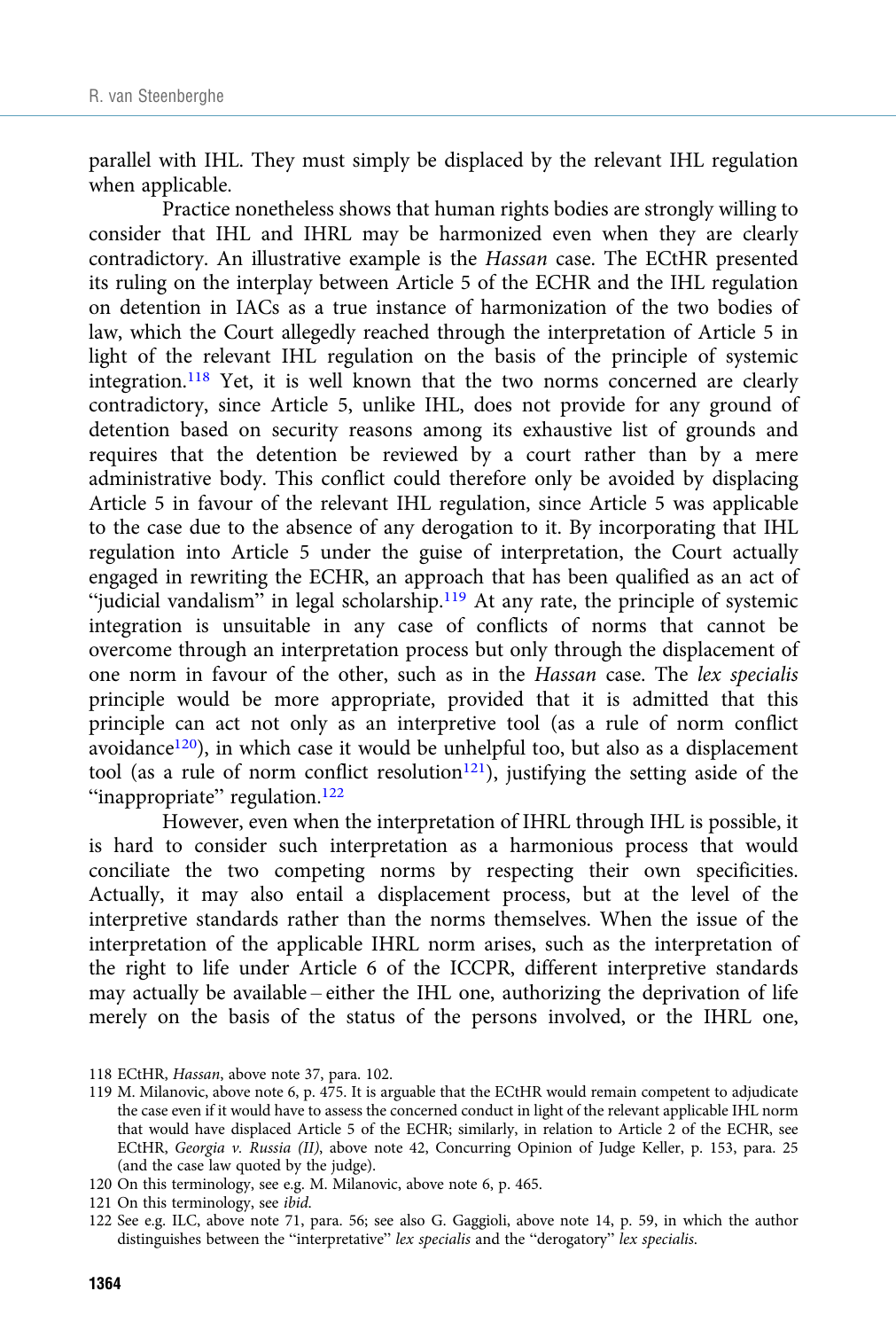parallel with IHL. They must simply be displaced by the relevant IHL regulation when applicable.

Practice nonetheless shows that human rights bodies are strongly willing to consider that IHL and IHRL may be harmonized even when they are clearly contradictory. An illustrative example is the *Hassan* case. The ECtHR presented its ruling on the interplay between Article 5 of the ECHR and the IHL regulation on detention in IACs as a true instance of harmonization of the two bodies of law, which the Court allegedly reached through the interpretation of Article 5 in light of the relevant IHL regulation on the basis of the principle of systemic integration.[118] Yet, it is well known that the two norms concerned are clearly contradictory, since Article 5, unlike IHL, does not provide for any ground of detention based on security reasons among its exhaustive list of grounds and requires that the detention be reviewed by a court rather than by a mere administrative body. This conflict could therefore only be avoided by displacing Article 5 in favour of the relevant IHL regulation, since Article 5 was applicable to the case due to the absence of any derogation to it. By incorporating that IHL regulation into Article 5 under the guise of interpretation, the Court actually engaged in rewriting the ECHR, an approach that has been qualified as an act of "judicial vandalism" in legal scholarship.[119] At any rate, the principle of systemic integration is unsuitable in any case of conflicts of norms that cannot be overcome through an interpretation process but only through the displacement of one norm in favour of the other, such as in the *Hassan* case. The *lex specialis* principle would be more appropriate, provided that it is admitted that this principle can act not only as an interpretive tool (as a rule of norm conflict avoidance[120]), in which case it would be unhelpful too, but also as a displacement tool (as a rule of norm conflict resolution[121]), justifying the setting aside of the "inappropriate" regulation.[122]

However, even when the interpretation of IHRL through IHL is possible, it is hard to consider such interpretation as a harmonious process that would conciliate the two competing norms by respecting their own specificities. Actually, it may also entail a displacement process, but at the level of the interpretive standards rather than the norms themselves. When the issue of the interpretation of the applicable IHRL norm arises, such as the interpretation of the right to life under Article 6 of the ICCPR, different interpretive standards may actually be available – either the IHL one, authorizing the deprivation of life merely on the basis of the status of the persons involved, or the IHRL one,

118 ECtHR, *Hassan*, above note 37, para. 102.

119 M. Milanovic, above note 6, p. 475. It is arguable that the ECtHR would remain competent to adjudicate the case even if it would have to assess the concerned conduct in light of the relevant applicable IHL norm that would have displaced Article 5 of the ECHR; similarly, in relation to Article 2 of the ECHR, see ECtHR, *Georgia v. Russia (II)*, above note 42, Concurring Opinion of Judge Keller, p. 153, para. 25 (and the case law quoted by the judge).

120 On this terminology, see e.g. M. Milanovic, above note 6, p. 465.

121 On this terminology, see *ibid.*

122 See e.g. ILC, above note 71, para. 56; see also G. Gaggioli, above note 14, p. 59, in which the author distinguishes between the "interpretative" *lex specialis* and the "derogatory" *lex specialis*.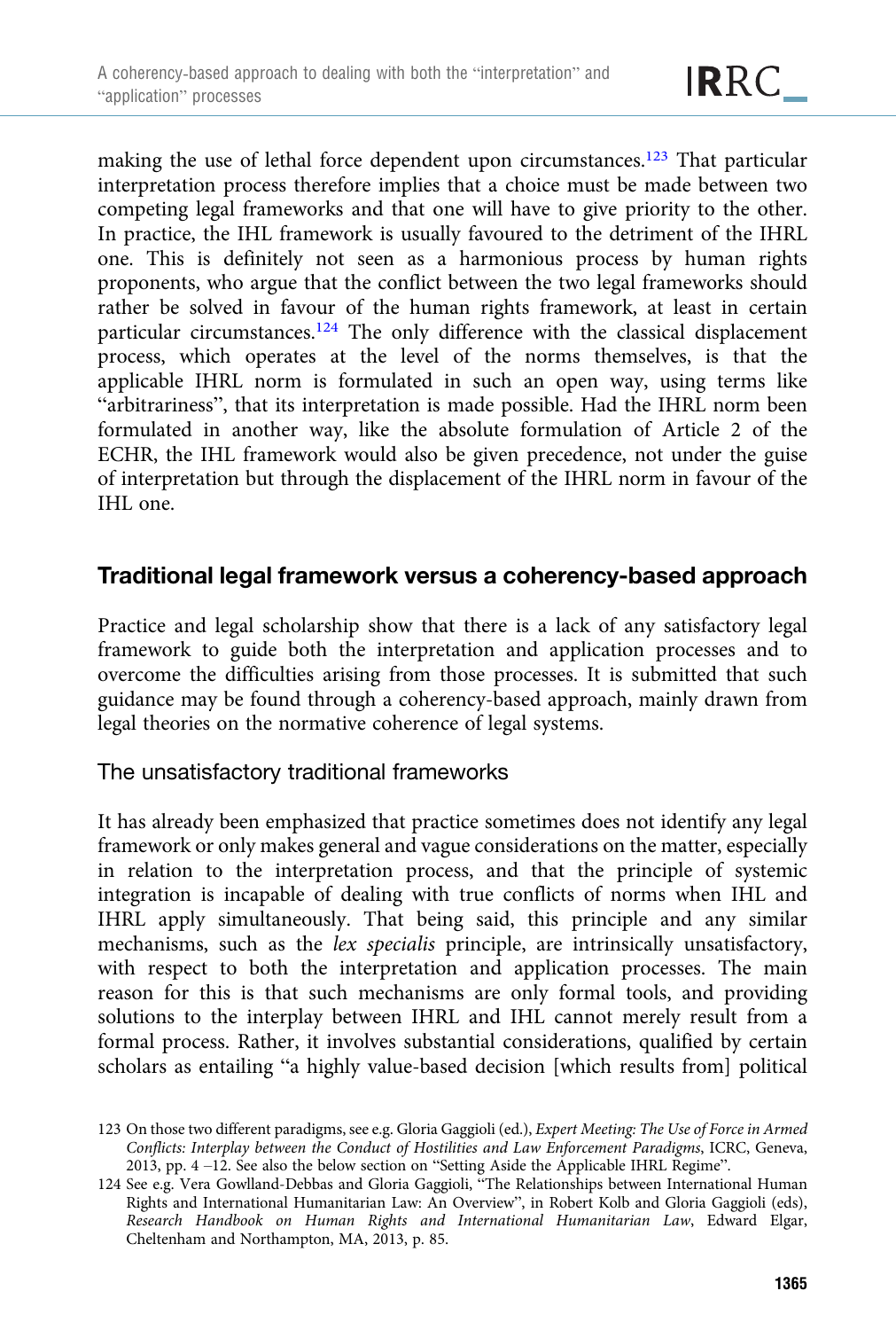making the use of lethal force dependent upon circumstances.[123] That particular interpretation process therefore implies that a choice must be made between two competing legal frameworks and that one will have to give priority to the other. In practice, the IHL framework is usually favoured to the detriment of the IHRL one. This is definitely not seen as a harmonious process by human rights proponents, who argue that the conflict between the two legal frameworks should rather be solved in favour of the human rights framework, at least in certain particular circumstances.[124] The only difference with the classical displacement process, which operates at the level of the norms themselves, is that the applicable IHRL norm is formulated in such an open way, using terms like "arbitrariness", that its interpretation is made possible. Had the IHRL norm been formulated in another way, like the absolute formulation of Article 2 of the ECHR, the IHL framework would also be given precedence, not under the guise of interpretation but through the displacement of the IHRL norm in favour of the IHL one.

## Traditional legal framework versus a coherency-based approach

Practice and legal scholarship show that there is a lack of any satisfactory legal framework to guide both the interpretation and application processes and to overcome the difficulties arising from those processes. It is submitted that such guidance may be found through a coherency-based approach, mainly drawn from legal theories on the normative coherence of legal systems.

### The unsatisfactory traditional frameworks

It has already been emphasized that practice sometimes does not identify any legal framework or only makes general and vague considerations on the matter, especially in relation to the interpretation process, and that the principle of systemic integration is incapable of dealing with true conflicts of norms when IHL and IHRL apply simultaneously. That being said, this principle and any similar mechanisms, such as the *lex specialis* principle, are intrinsically unsatisfactory, with respect to both the interpretation and application processes. The main reason for this is that such mechanisms are only formal tools, and providing solutions to the interplay between IHRL and IHL cannot merely result from a formal process. Rather, it involves substantial considerations, qualified by certain scholars as entailing "a highly value-based decision [which results from] political

123 On those two different paradigms, see e.g. Gloria Gaggioli (ed.), *Expert Meeting: The Use of Force in Armed Conflicts: Interplay between the Conduct of Hostilities and Law Enforcement Paradigms*, ICRC, Geneva, 2013, pp. 4 –12. See also the below section on "Setting Aside the Applicable IHRL Regime".

124 See e.g. Vera Gowlland-Debbas and Gloria Gaggioli, "The Relationships between International Human Rights and International Humanitarian Law: An Overview", in Robert Kolb and Gloria Gaggioli (eds), *Research Handbook on Human Rights and International Humanitarian Law*, Edward Elgar, Cheltenham and Northampton, MA, 2013, p. 85.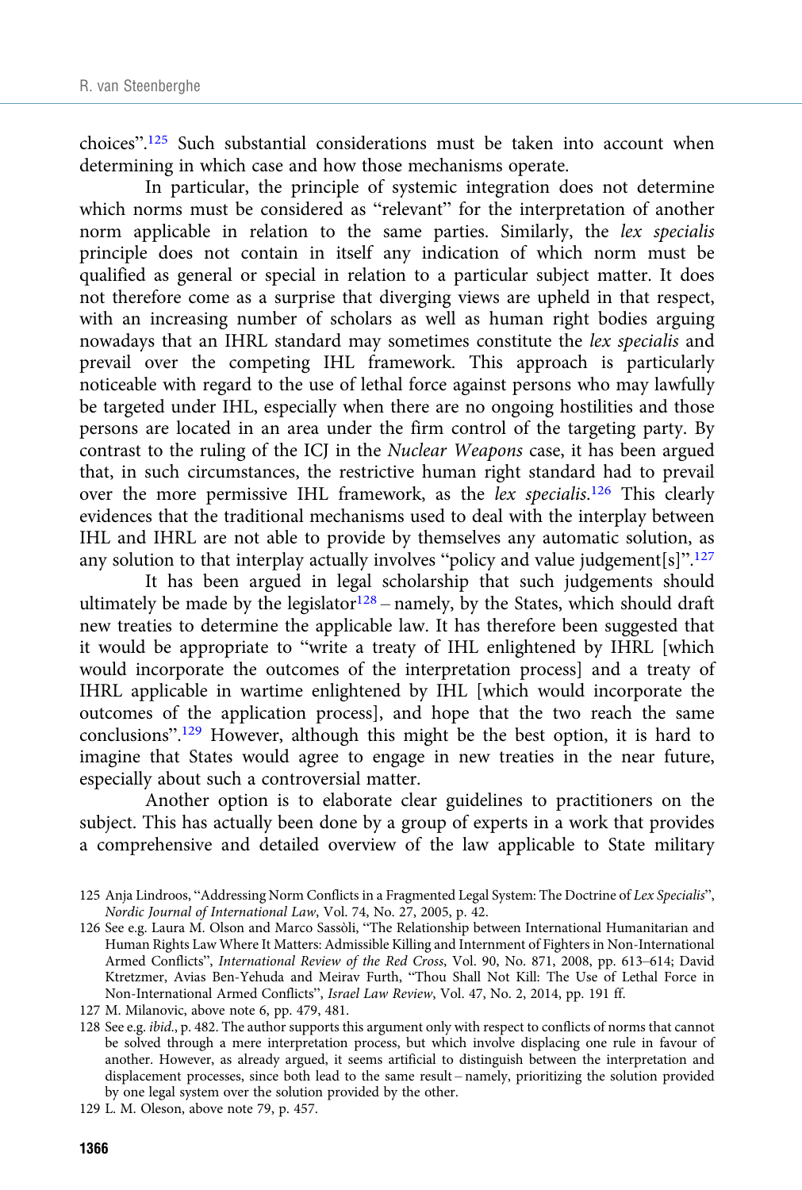choices".[125] Such substantial considerations must be taken into account when determining in which case and how those mechanisms operate.

In particular, the principle of systemic integration does not determine which norms must be considered as "relevant" for the interpretation of another norm applicable in relation to the same parties. Similarly, the *lex specialis* principle does not contain in itself any indication of which norm must be qualified as general or special in relation to a particular subject matter. It does not therefore come as a surprise that diverging views are upheld in that respect, with an increasing number of scholars as well as human right bodies arguing nowadays that an IHRL standard may sometimes constitute the *lex specialis* and prevail over the competing IHL framework. This approach is particularly noticeable with regard to the use of lethal force against persons who may lawfully be targeted under IHL, especially when there are no ongoing hostilities and those persons are located in an area under the firm control of the targeting party. By contrast to the ruling of the ICJ in the *Nuclear Weapons* case, it has been argued that, in such circumstances, the restrictive human right standard had to prevail over the more permissive IHL framework, as the *lex specialis*.[126] This clearly evidences that the traditional mechanisms used to deal with the interplay between IHL and IHRL are not able to provide by themselves any automatic solution, as any solution to that interplay actually involves "policy and value judgement[s]".[127]

It has been argued in legal scholarship that such judgements should ultimately be made by the legislator[128] – namely, by the States, which should draft new treaties to determine the applicable law. It has therefore been suggested that it would be appropriate to "write a treaty of IHL enlightened by IHRL [which would incorporate the outcomes of the interpretation process] and a treaty of IHRL applicable in wartime enlightened by IHL [which would incorporate the outcomes of the application process], and hope that the two reach the same conclusions".[129] However, although this might be the best option, it is hard to imagine that States would agree to engage in new treaties in the near future, especially about such a controversial matter.

Another option is to elaborate clear guidelines to practitioners on the subject. This has actually been done by a group of experts in a work that provides a comprehensive and detailed overview of the law applicable to State military

---

125 Anja Lindroos, "Addressing Norm Conflicts in a Fragmented Legal System: The Doctrine of *Lex Specialis*", *Nordic Journal of International Law*, Vol. 74, No. 27, 2005, p. 42.

126 See e.g. Laura M. Olson and Marco Sassòli, "The Relationship between International Humanitarian and Human Rights Law Where It Matters: Admissible Killing and Internment of Fighters in Non-International Armed Conflicts", *International Review of the Red Cross*, Vol. 90, No. 871, 2008, pp. 613–614; David Ktretzmer, Avias Ben-Yehuda and Meirav Furth, "Thou Shall Not Kill: The Use of Lethal Force in Non-International Armed Conflicts", *Israel Law Review*, Vol. 47, No. 2, 2014, pp. 191 ff.

127 M. Milanovic, above note 6, pp. 479, 481.

128 See e.g. *ibid*., p. 482. The author supports this argument only with respect to conflicts of norms that cannot be solved through a mere interpretation process, but which involve displacing one rule in favour of another. However, as already argued, it seems artificial to distinguish between the interpretation and displacement processes, since both lead to the same result – namely, prioritizing the solution provided by one legal system over the solution provided by the other.

129 L. M. Oleson, above note 79, p. 457.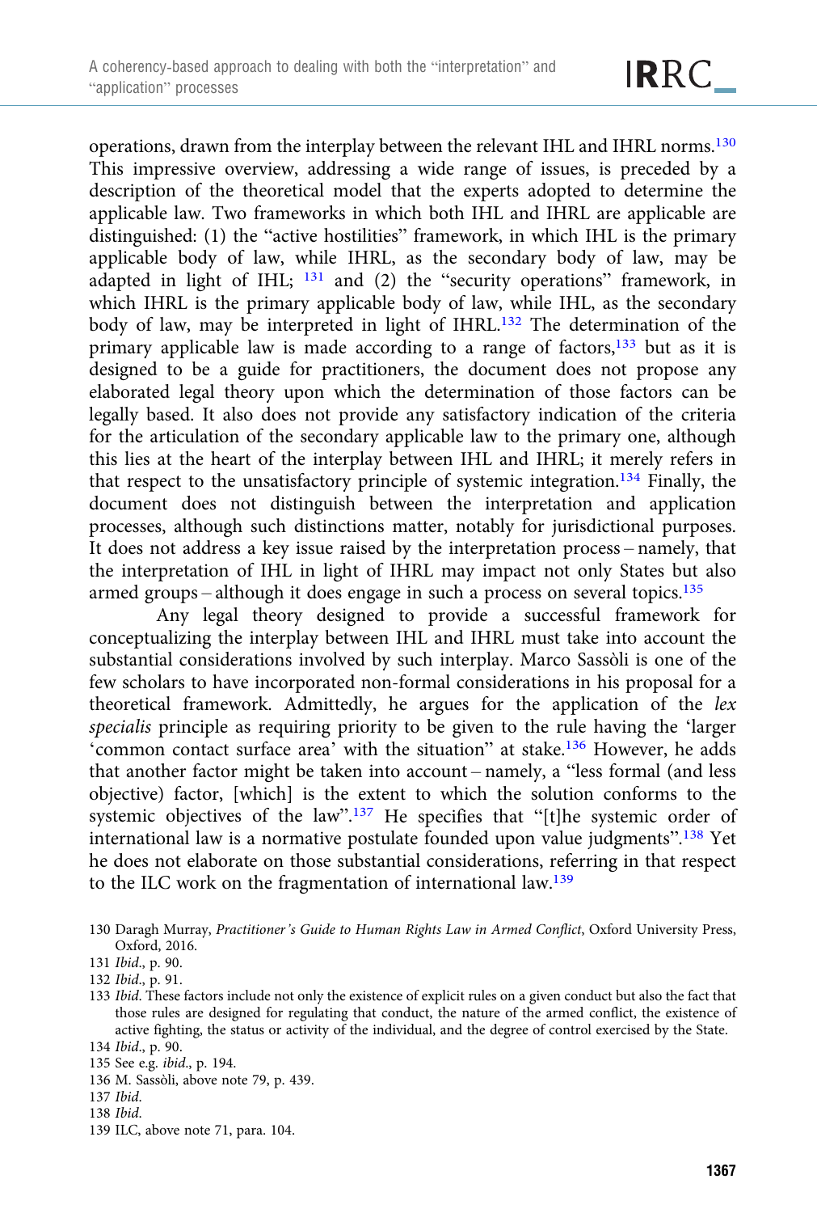operations, drawn from the interplay between the relevant IHL and IHRL norms.[130] This impressive overview, addressing a wide range of issues, is preceded by a description of the theoretical model that the experts adopted to determine the applicable law. Two frameworks in which both IHL and IHRL are applicable are distinguished: (1) the "active hostilities" framework, in which IHL is the primary applicable body of law, while IHRL, as the secondary body of law, may be adapted in light of IHL; [131] and (2) the "security operations" framework, in which IHRL is the primary applicable body of law, while IHL, as the secondary body of law, may be interpreted in light of IHRL.[132] The determination of the primary applicable law is made according to a range of factors,[133] but as it is designed to be a guide for practitioners, the document does not propose any elaborated legal theory upon which the determination of those factors can be legally based. It also does not provide any satisfactory indication of the criteria for the articulation of the secondary applicable law to the primary one, although this lies at the heart of the interplay between IHL and IHRL; it merely refers in that respect to the unsatisfactory principle of systemic integration.[134] Finally, the document does not distinguish between the interpretation and application processes, although such distinctions matter, notably for jurisdictional purposes. It does not address a key issue raised by the interpretation process – namely, that the interpretation of IHL in light of IHRL may impact not only States but also armed groups – although it does engage in such a process on several topics.[135]

Any legal theory designed to provide a successful framework for conceptualizing the interplay between IHL and IHRL must take into account the substantial considerations involved by such interplay. Marco Sassòli is one of the few scholars to have incorporated non-formal considerations in his proposal for a theoretical framework. Admittedly, he argues for the application of the *lex specialis* principle as requiring priority to be given to the rule having the 'larger 'common contact surface area' with the situation" at stake.[136] However, he adds that another factor might be taken into account – namely, a "less formal (and less objective) factor, [which] is the extent to which the solution conforms to the systemic objectives of the law".[137] He specifies that "[t]he systemic order of international law is a normative postulate founded upon value judgments".[138] Yet he does not elaborate on those substantial considerations, referring in that respect to the ILC work on the fragmentation of international law.[139]

130 Daragh Murray, *Practitioner's Guide to Human Rights Law in Armed Conflict*, Oxford University Press, Oxford, 2016.

131 *Ibid.*, p. 90.

132 *Ibid.*, p. 91.

133 *Ibid.* These factors include not only the existence of explicit rules on a given conduct but also the fact that those rules are designed for regulating that conduct, the nature of the armed conflict, the existence of active fighting, the status or activity of the individual, and the degree of control exercised by the State.

134 *Ibid.*, p. 90.

135 See e.g. *ibid.*, p. 194.

136 M. Sassòli, above note 79, p. 439.

137 *Ibid.*

138 *Ibid.*

139 ILC, above note 71, para. 104.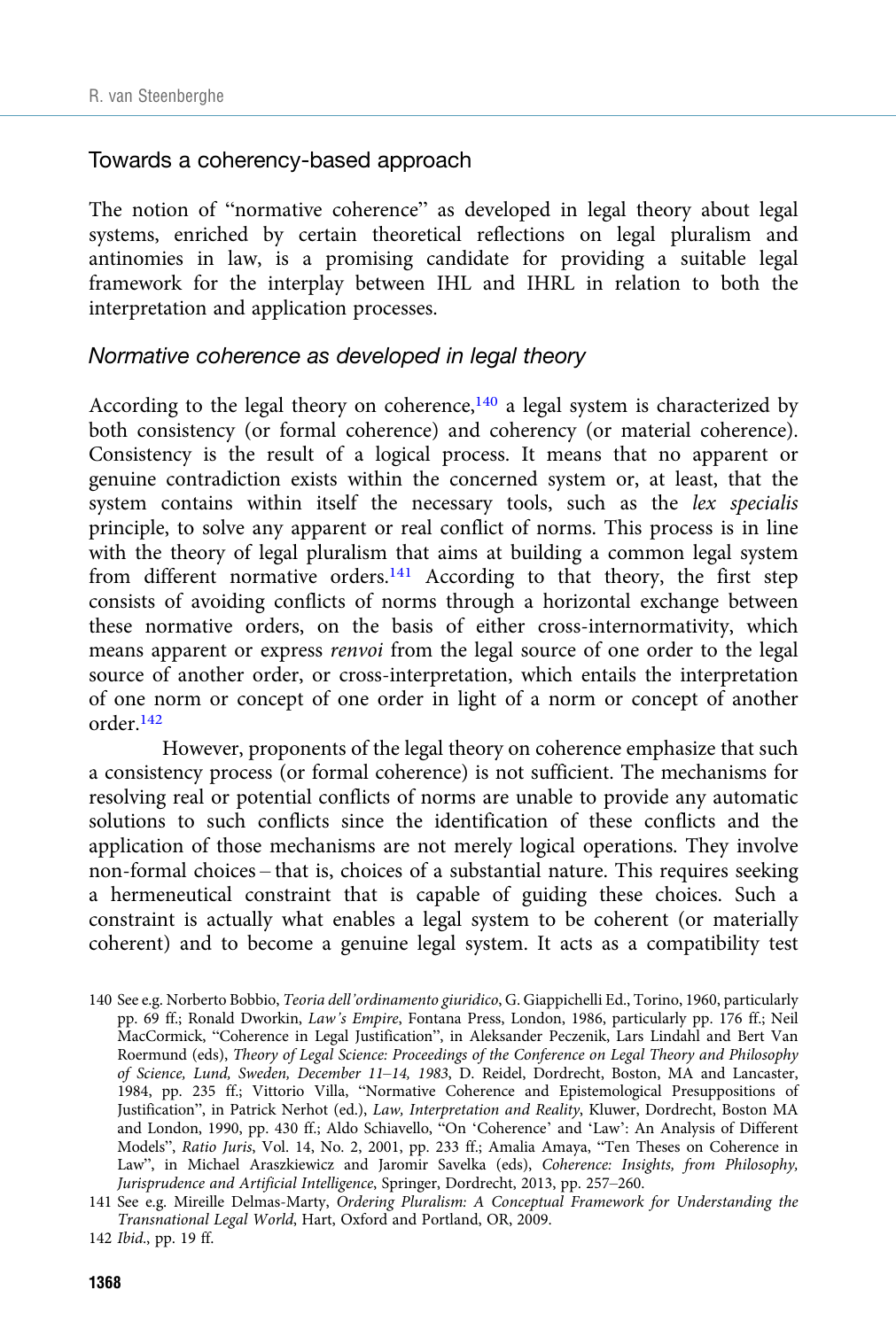## Towards a coherency-based approach

The notion of "normative coherence" as developed in legal theory about legal systems, enriched by certain theoretical reflections on legal pluralism and antinomies in law, is a promising candidate for providing a suitable legal framework for the interplay between IHL and IHRL in relation to both the interpretation and application processes.

### *Normative coherence as developed in legal theory*

According to the legal theory on coherence,[140] a legal system is characterized by both consistency (or formal coherence) and coherency (or material coherence). Consistency is the result of a logical process. It means that no apparent or genuine contradiction exists within the concerned system or, at least, that the system contains within itself the necessary tools, such as the *lex specialis* principle, to solve any apparent or real conflict of norms. This process is in line with the theory of legal pluralism that aims at building a common legal system from different normative orders.[141] According to that theory, the first step consists of avoiding conflicts of norms through a horizontal exchange between these normative orders, on the basis of either cross-internormativity, which means apparent or express *renvoi* from the legal source of one order to the legal source of another order, or cross-interpretation, which entails the interpretation of one norm or concept of one order in light of a norm or concept of another order.[142]

However, proponents of the legal theory on coherence emphasize that such a consistency process (or formal coherence) is not sufficient. The mechanisms for resolving real or potential conflicts of norms are unable to provide any automatic solutions to such conflicts since the identification of these conflicts and the application of those mechanisms are not merely logical operations. They involve non-formal choices – that is, choices of a substantial nature. This requires seeking a hermeneutical constraint that is capable of guiding these choices. Such a constraint is actually what enables a legal system to be coherent (or materially coherent) and to become a genuine legal system. It acts as a compatibility test

140 See e.g. Norberto Bobbio, *Teoria dell'ordinamento giuridico*, G. Giappichelli Ed., Torino, 1960, particularly pp. 69 ff.; Ronald Dworkin, *Law's Empire*, Fontana Press, London, 1986, particularly pp. 176 ff.; Neil MacCormick, "Coherence in Legal Justification", in Aleksander Peczenik, Lars Lindahl and Bert Van Roermund (eds), *Theory of Legal Science: Proceedings of the Conference on Legal Theory and Philosophy of Science, Lund, Sweden, December 11–14, 1983*, D. Reidel, Dordrecht, Boston, MA and Lancaster, 1984, pp. 235 ff.; Vittorio Villa, "Normative Coherence and Epistemological Presuppositions of Justification", in Patrick Nerhot (ed.), *Law, Interpretation and Reality*, Kluwer, Dordrecht, Boston MA and London, 1990, pp. 430 ff.; Aldo Schiavello, "On 'Coherence' and 'Law': An Analysis of Different Models", *Ratio Juris*, Vol. 14, No. 2, 2001, pp. 233 ff.; Amalia Amaya, "Ten Theses on Coherence in Law", in Michael Araszkiewicz and Jaromir Savelka (eds), *Coherence: Insights, from Philosophy, Jurisprudence and Artificial Intelligence*, Springer, Dordrecht, 2013, pp. 257–260.

141 See e.g. Mireille Delmas-Marty, *Ordering Pluralism: A Conceptual Framework for Understanding the Transnational Legal World*, Hart, Oxford and Portland, OR, 2009.

142 *Ibid*., pp. 19 ff.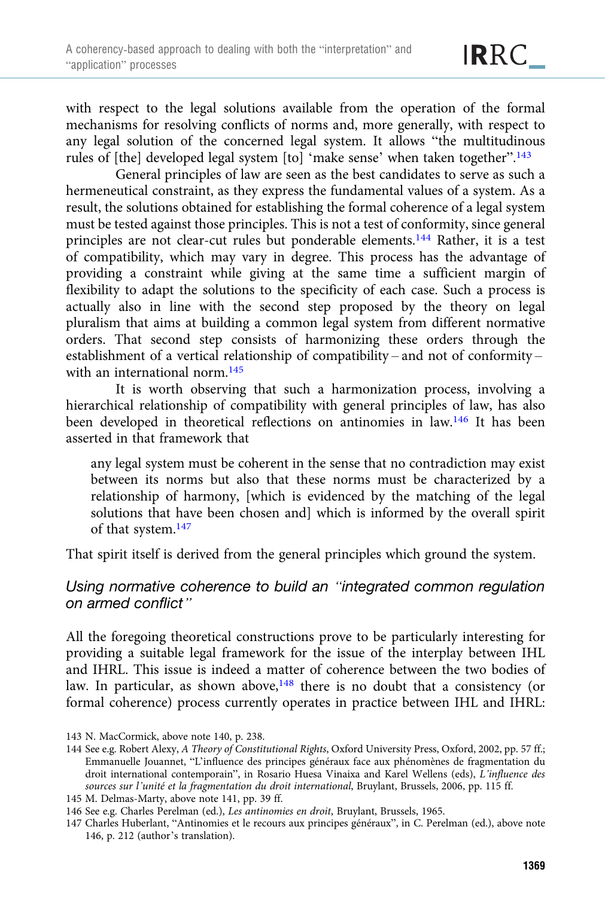with respect to the legal solutions available from the operation of the formal mechanisms for resolving conflicts of norms and, more generally, with respect to any legal solution of the concerned legal system. It allows "the multitudinous rules of [the] developed legal system [to] 'make sense' when taken together".[143]

General principles of law are seen as the best candidates to serve as such a hermeneutical constraint, as they express the fundamental values of a system. As a result, the solutions obtained for establishing the formal coherence of a legal system must be tested against those principles. This is not a test of conformity, since general principles are not clear-cut rules but ponderable elements.[144] Rather, it is a test of compatibility, which may vary in degree. This process has the advantage of providing a constraint while giving at the same time a sufficient margin of flexibility to adapt the solutions to the specificity of each case. Such a process is actually also in line with the second step proposed by the theory on legal pluralism that aims at building a common legal system from different normative orders. That second step consists of harmonizing these orders through the establishment of a vertical relationship of compatibility – and not of conformity – with an international norm.[145]

It is worth observing that such a harmonization process, involving a hierarchical relationship of compatibility with general principles of law, has also been developed in theoretical reflections on antinomies in law.[146] It has been asserted in that framework that

> any legal system must be coherent in the sense that no contradiction may exist between its norms but also that these norms must be characterized by a relationship of harmony, [which is evidenced by the matching of the legal solutions that have been chosen and] which is informed by the overall spirit of that system.[147]

That spirit itself is derived from the general principles which ground the system.

### *Using normative coherence to build an "integrated common regulation on armed conflict"*

All the foregoing theoretical constructions prove to be particularly interesting for providing a suitable legal framework for the issue of the interplay between IHL and IHRL. This issue is indeed a matter of coherence between the two bodies of law. In particular, as shown above,[148] there is no doubt that a consistency (or formal coherence) process currently operates in practice between IHL and IHRL:

143 N. MacCormick, above note 140, p. 238.

144 See e.g. Robert Alexy, *A Theory of Constitutional Rights*, Oxford University Press, Oxford, 2002, pp. 57 ff.; Emmanuelle Jouannet, "L'influence des principes généraux face aux phénomènes de fragmentation du droit international contemporain", in Rosario Huesa Vinaixa and Karel Wellens (eds), *L'influence des sources sur l'unité et la fragmentation du droit international*, Bruylant, Brussels, 2006, pp. 115 ff.

145 M. Delmas-Marty, above note 141, pp. 39 ff.

146 See e.g. Charles Perelman (ed.), *Les antinomies en droit*, Bruylant, Brussels, 1965.

147 Charles Huberlant, "Antinomies et le recours aux principes généraux", in C. Perelman (ed.), above note 146, p. 212 (author's translation).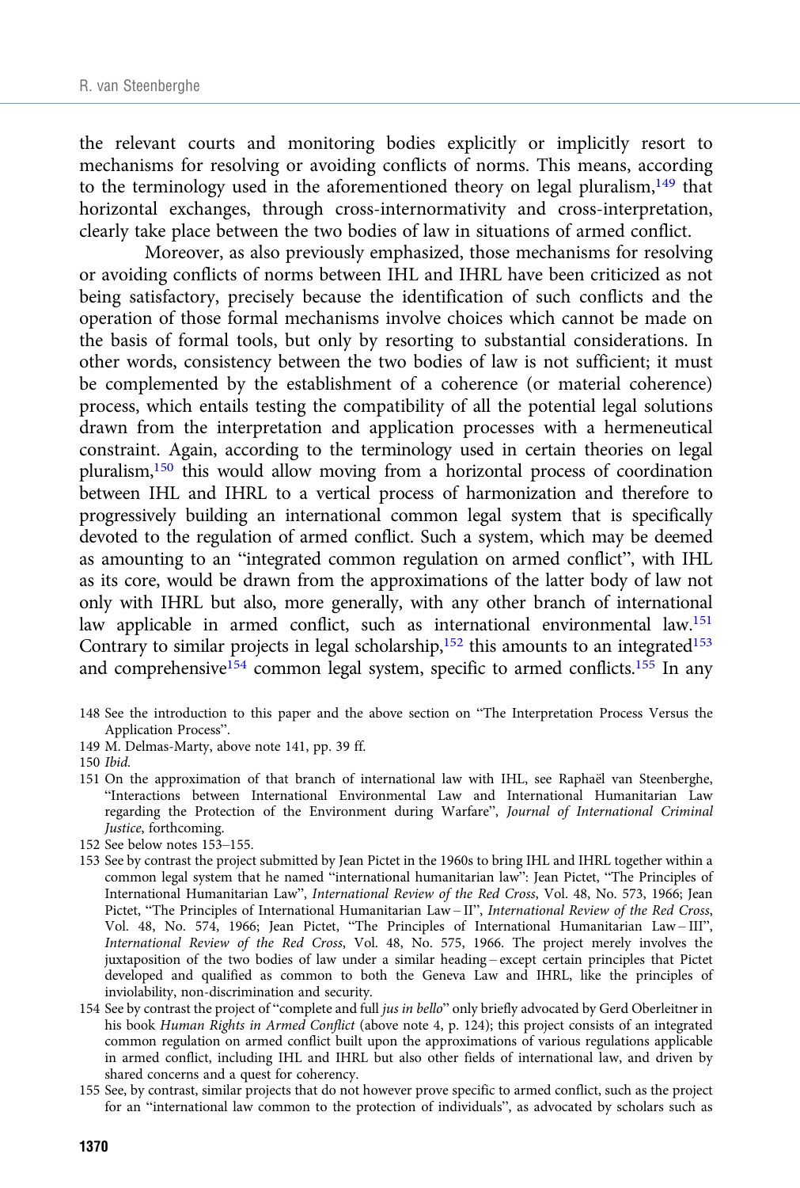the relevant courts and monitoring bodies explicitly or implicitly resort to mechanisms for resolving or avoiding conflicts of norms. This means, according to the terminology used in the aforementioned theory on legal pluralism,[149] that horizontal exchanges, through cross-internormativity and cross-interpretation, clearly take place between the two bodies of law in situations of armed conflict.

Moreover, as also previously emphasized, those mechanisms for resolving or avoiding conflicts of norms between IHL and IHRL have been criticized as not being satisfactory, precisely because the identification of such conflicts and the operation of those formal mechanisms involve choices which cannot be made on the basis of formal tools, but only by resorting to substantial considerations. In other words, consistency between the two bodies of law is not sufficient; it must be complemented by the establishment of a coherence (or material coherence) process, which entails testing the compatibility of all the potential legal solutions drawn from the interpretation and application processes with a hermeneutical constraint. Again, according to the terminology used in certain theories on legal pluralism,[150] this would allow moving from a horizontal process of coordination between IHL and IHRL to a vertical process of harmonization and therefore to progressively building an international common legal system that is specifically devoted to the regulation of armed conflict. Such a system, which may be deemed as amounting to an "integrated common regulation on armed conflict", with IHL as its core, would be drawn from the approximations of the latter body of law not only with IHRL but also, more generally, with any other branch of international law applicable in armed conflict, such as international environmental law.[151] Contrary to similar projects in legal scholarship,[152] this amounts to an integrated[153] and comprehensive[154] common legal system, specific to armed conflicts.[155] In any

148 See the introduction to this paper and the above section on "The Interpretation Process Versus the Application Process".

149 M. Delmas-Marty, above note 141, pp. 39 ff.

150 *Ibid.*

151 On the approximation of that branch of international law with IHL, see Raphaël van Steenberghe, "Interactions between International Environmental Law and International Humanitarian Law regarding the Protection of the Environment during Warfare", *Journal of International Criminal Justice*, forthcoming.

152 See below notes 153–155.

153 See by contrast the project submitted by Jean Pictet in the 1960s to bring IHL and IHRL together within a common legal system that he named "international humanitarian law": Jean Pictet, "The Principles of International Humanitarian Law", *International Review of the Red Cross*, Vol. 48, No. 573, 1966; Jean Pictet, "The Principles of International Humanitarian Law – II", *International Review of the Red Cross*, Vol. 48, No. 574, 1966; Jean Pictet, "The Principles of International Humanitarian Law – III", *International Review of the Red Cross*, Vol. 48, No. 575, 1966. The project merely involves the juxtaposition of the two bodies of law under a similar heading – except certain principles that Pictet developed and qualified as common to both the Geneva Law and IHRL, like the principles of inviolability, non-discrimination and security.

154 See by contrast the project of "complete and full *jus in bello*" only briefly advocated by Gerd Oberleitner in his book *Human Rights in Armed Conflict* (above note 4, p. 124); this project consists of an integrated common regulation on armed conflict built upon the approximations of various regulations applicable in armed conflict, including IHL and IHRL but also other fields of international law, and driven by shared concerns and a quest for coherency.

155 See, by contrast, similar projects that do not however prove specific to armed conflict, such as the project for an "international law common to the protection of individuals", as advocated by scholars such as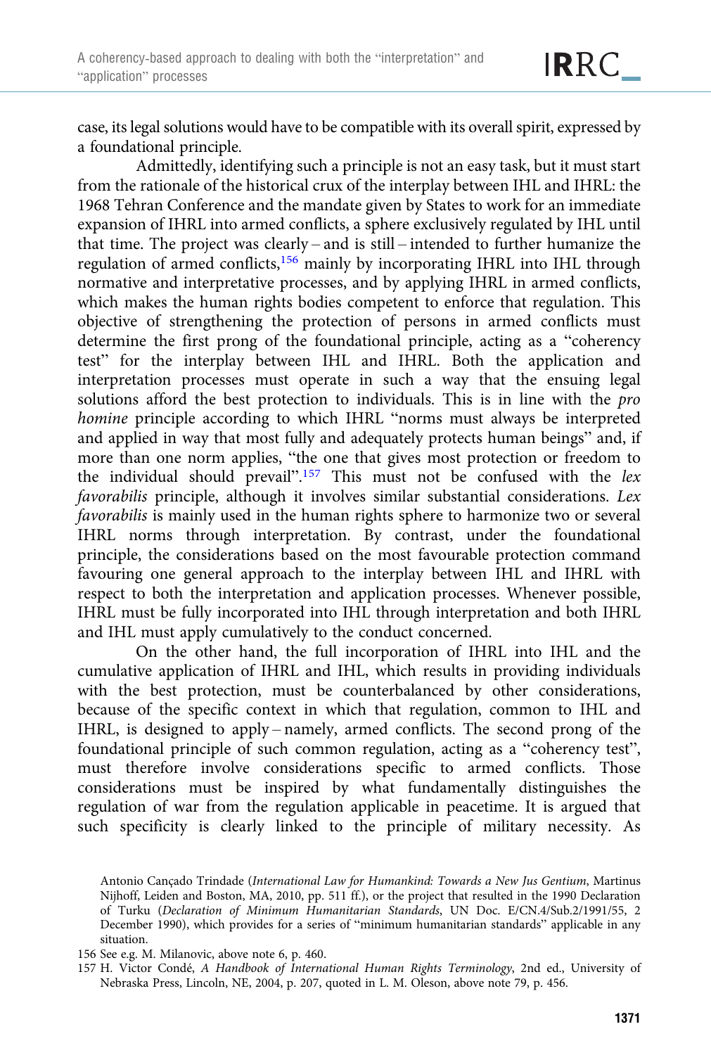case, its legal solutions would have to be compatible with its overall spirit, expressed by a foundational principle.

Admittedly, identifying such a principle is not an easy task, but it must start from the rationale of the historical crux of the interplay between IHL and IHRL: the 1968 Tehran Conference and the mandate given by States to work for an immediate expansion of IHRL into armed conflicts, a sphere exclusively regulated by IHL until that time. The project was clearly – and is still – intended to further humanize the regulation of armed conflicts,[156] mainly by incorporating IHRL into IHL through normative and interpretative processes, and by applying IHRL in armed conflicts, which makes the human rights bodies competent to enforce that regulation. This objective of strengthening the protection of persons in armed conflicts must determine the first prong of the foundational principle, acting as a "coherency test" for the interplay between IHL and IHRL. Both the application and interpretation processes must operate in such a way that the ensuing legal solutions afford the best protection to individuals. This is in line with the *pro homine* principle according to which IHRL "norms must always be interpreted and applied in way that most fully and adequately protects human beings" and, if more than one norm applies, "the one that gives most protection or freedom to the individual should prevail".[157] This must not be confused with the *lex favorabilis* principle, although it involves similar substantial considerations. *Lex favorabilis* is mainly used in the human rights sphere to harmonize two or several IHRL norms through interpretation. By contrast, under the foundational principle, the considerations based on the most favourable protection command favouring one general approach to the interplay between IHL and IHRL with respect to both the interpretation and application processes. Whenever possible, IHRL must be fully incorporated into IHL through interpretation and both IHRL and IHL must apply cumulatively to the conduct concerned.

On the other hand, the full incorporation of IHRL into IHL and the cumulative application of IHRL and IHL, which results in providing individuals with the best protection, must be counterbalanced by other considerations, because of the specific context in which that regulation, common to IHL and IHRL, is designed to apply – namely, armed conflicts. The second prong of the foundational principle of such common regulation, acting as a "coherency test", must therefore involve considerations specific to armed conflicts. Those considerations must be inspired by what fundamentally distinguishes the regulation of war from the regulation applicable in peacetime. It is argued that such specificity is clearly linked to the principle of military necessity. As

Antonio Cançado Trindade (*International Law for Humankind: Towards a New Jus Gentium*, Martinus Nijhoff, Leiden and Boston, MA, 2010, pp. 511 ff.), or the project that resulted in the 1990 Declaration of Turku (*Declaration of Minimum Humanitarian Standards*, UN Doc. E/CN.4/Sub.2/1991/55, 2 December 1990), which provides for a series of "minimum humanitarian standards" applicable in any situation.

156 See e.g. M. Milanovic, above note 6, p. 460.

157 H. Victor Condé, *A Handbook of International Human Rights Terminology*, 2nd ed., University of Nebraska Press, Lincoln, NE, 2004, p. 207, quoted in L. M. Oleson, above note 79, p. 456.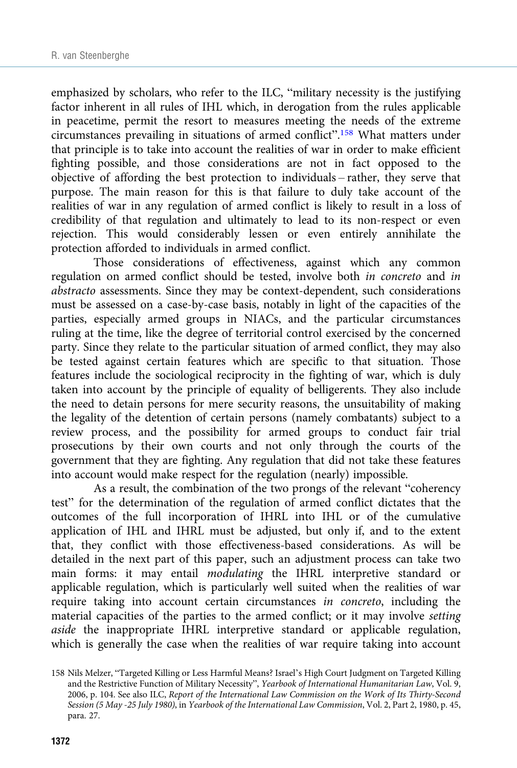emphasized by scholars, who refer to the ILC, "military necessity is the justifying factor inherent in all rules of IHL which, in derogation from the rules applicable in peacetime, permit the resort to measures meeting the needs of the extreme circumstances prevailing in situations of armed conflict".[158] What matters under that principle is to take into account the realities of war in order to make efficient fighting possible, and those considerations are not in fact opposed to the objective of affording the best protection to individuals – rather, they serve that purpose. The main reason for this is that failure to duly take account of the realities of war in any regulation of armed conflict is likely to result in a loss of credibility of that regulation and ultimately to lead to its non-respect or even rejection. This would considerably lessen or even entirely annihilate the protection afforded to individuals in armed conflict.

Those considerations of effectiveness, against which any common regulation on armed conflict should be tested, involve both *in concreto* and *in abstracto* assessments. Since they may be context-dependent, such considerations must be assessed on a case-by-case basis, notably in light of the capacities of the parties, especially armed groups in NIACs, and the particular circumstances ruling at the time, like the degree of territorial control exercised by the concerned party. Since they relate to the particular situation of armed conflict, they may also be tested against certain features which are specific to that situation. Those features include the sociological reciprocity in the fighting of war, which is duly taken into account by the principle of equality of belligerents. They also include the need to detain persons for mere security reasons, the unsuitability of making the legality of the detention of certain persons (namely combatants) subject to a review process, and the possibility for armed groups to conduct fair trial prosecutions by their own courts and not only through the courts of the government that they are fighting. Any regulation that did not take these features into account would make respect for the regulation (nearly) impossible.

As a result, the combination of the two prongs of the relevant "coherency test" for the determination of the regulation of armed conflict dictates that the outcomes of the full incorporation of IHRL into IHL or of the cumulative application of IHL and IHRL must be adjusted, but only if, and to the extent that, they conflict with those effectiveness-based considerations. As will be detailed in the next part of this paper, such an adjustment process can take two main forms: it may entail *modulating* the IHRL interpretive standard or applicable regulation, which is particularly well suited when the realities of war require taking into account certain circumstances *in concreto*, including the material capacities of the parties to the armed conflict; or it may involve *setting aside* the inappropriate IHRL interpretive standard or applicable regulation, which is generally the case when the realities of war require taking into account

158 Nils Melzer, "Targeted Killing or Less Harmful Means? Israel's High Court Judgment on Targeted Killing and the Restrictive Function of Military Necessity", *Yearbook of International Humanitarian Law*, Vol. 9, 2006, p. 104. See also ILC, *Report of the International Law Commission on the Work of Its Thirty-Second Session (5 May -25 July 1980)*, in *Yearbook of the International Law Commission*, Vol. 2, Part 2, 1980, p. 45, para. 27.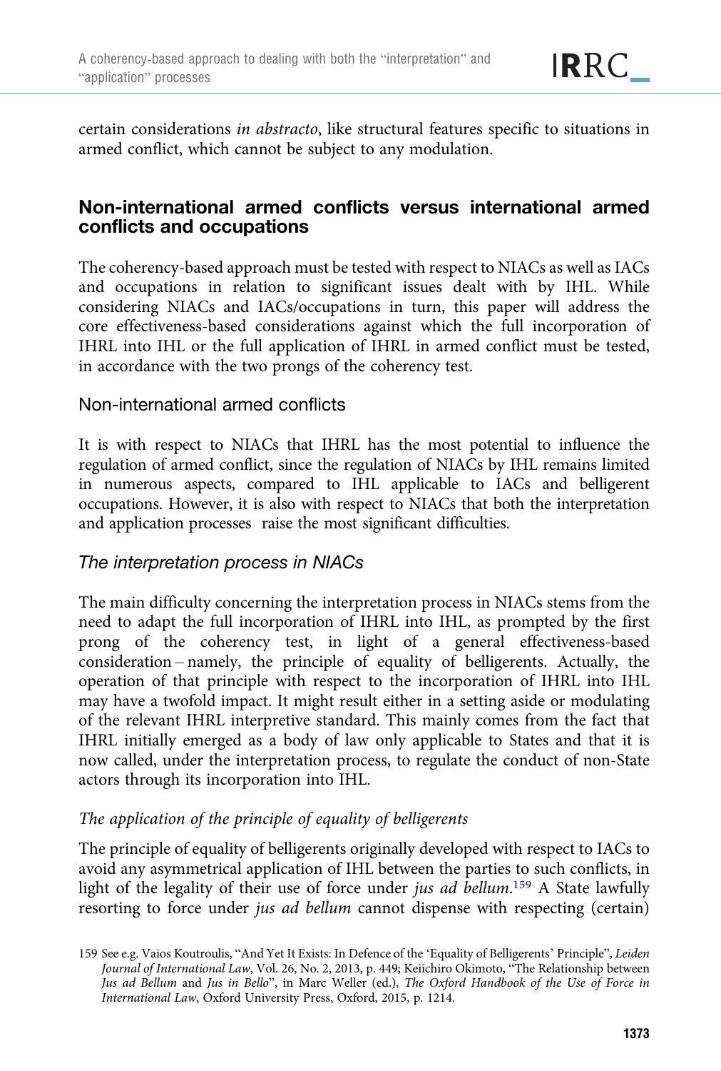certain considerations *in abstracto*, like structural features specific to situations in armed conflict, which cannot be subject to any modulation.

## Non-international armed conflicts versus international armed conflicts and occupations

The coherency-based approach must be tested with respect to NIACs as well as IACs and occupations in relation to significant issues dealt with by IHL. While considering NIACs and IACs/occupations in turn, this paper will address the core effectiveness-based considerations against which the full incorporation of IHRL into IHL or the full application of IHRL in armed conflict must be tested, in accordance with the two prongs of the coherency test.

### Non-international armed conflicts

It is with respect to NIACs that IHRL has the most potential to influence the regulation of armed conflict, since the regulation of NIACs by IHL remains limited in numerous aspects, compared to IHL applicable to IACs and belligerent occupations. However, it is also with respect to NIACs that both the interpretation and application processes raise the most significant difficulties.

#### *The interpretation process in NIACs*

The main difficulty concerning the interpretation process in NIACs stems from the need to adapt the full incorporation of IHRL into IHL, as prompted by the first prong of the coherency test, in light of a general effectiveness-based consideration – namely, the principle of equality of belligerents. Actually, the operation of that principle with respect to the incorporation of IHRL into IHL may have a twofold impact. It might result either in a setting aside or modulating of the relevant IHRL interpretive standard. This mainly comes from the fact that IHRL initially emerged as a body of law only applicable to States and that it is now called, under the interpretation process, to regulate the conduct of non-State actors through its incorporation into IHL.

##### *The application of the principle of equality of belligerents*

The principle of equality of belligerents originally developed with respect to IACs to avoid any asymmetrical application of IHL between the parties to such conflicts, in light of the legality of their use of force under *jus ad bellum*.[159] A State lawfully resorting to force under *jus ad bellum* cannot dispense with respecting (certain)

159 See e.g. Vaios Koutroulis, "And Yet It Exists: In Defence of the 'Equality of Belligerents' Principle", *Leiden Journal of International Law*, Vol. 26, No. 2, 2013, p. 449; Keiichiro Okimoto, "The Relationship between *Jus ad Bellum* and *Jus in Bello*", in Marc Weller (ed.), *The Oxford Handbook of the Use of Force in International Law*, Oxford University Press, Oxford, 2015, p. 1214.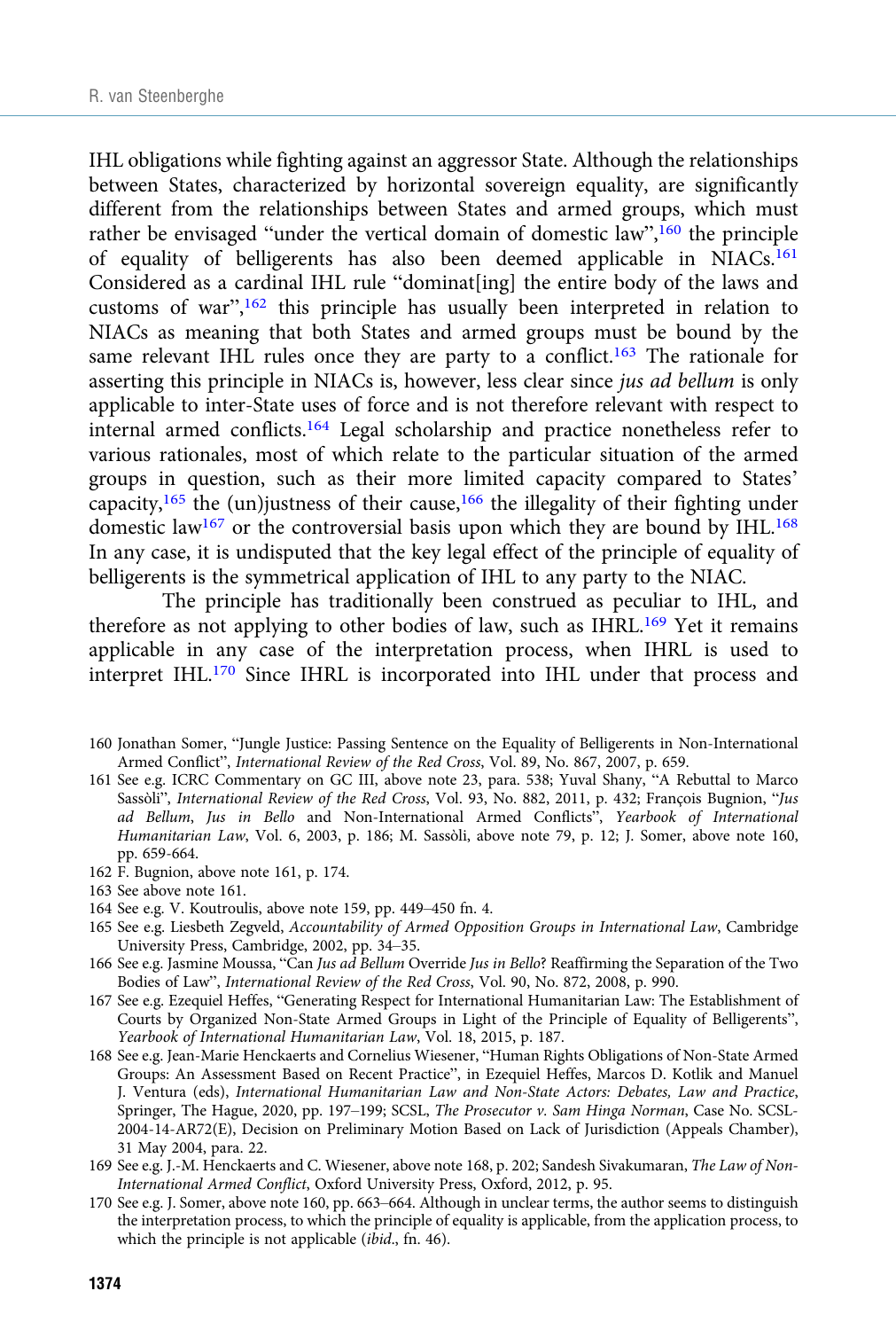IHL obligations while fighting against an aggressor State. Although the relationships between States, characterized by horizontal sovereign equality, are significantly different from the relationships between States and armed groups, which must rather be envisaged "under the vertical domain of domestic law",[160] the principle of equality of belligerents has also been deemed applicable in NIACs.[161] Considered as a cardinal IHL rule "dominat[ing] the entire body of the laws and customs of war",[162] this principle has usually been interpreted in relation to NIACs as meaning that both States and armed groups must be bound by the same relevant IHL rules once they are party to a conflict.[163] The rationale for asserting this principle in NIACs is, however, less clear since *jus ad bellum* is only applicable to inter-State uses of force and is not therefore relevant with respect to internal armed conflicts.[164] Legal scholarship and practice nonetheless refer to various rationales, most of which relate to the particular situation of the armed groups in question, such as their more limited capacity compared to States' capacity,[165] the (un)justness of their cause,[166] the illegality of their fighting under domestic law[167] or the controversial basis upon which they are bound by IHL.[168] In any case, it is undisputed that the key legal effect of the principle of equality of belligerents is the symmetrical application of IHL to any party to the NIAC.

The principle has traditionally been construed as peculiar to IHL, and therefore as not applying to other bodies of law, such as IHRL.[169] Yet it remains applicable in any case of the interpretation process, when IHRL is used to interpret IHL.[170] Since IHRL is incorporated into IHL under that process and

160 Jonathan Somer, "Jungle Justice: Passing Sentence on the Equality of Belligerents in Non-International Armed Conflict", *International Review of the Red Cross*, Vol. 89, No. 867, 2007, p. 659.

161 See e.g. ICRC Commentary on GC III, above note 23, para. 538; Yuval Shany, "A Rebuttal to Marco Sassòli", *International Review of the Red Cross*, Vol. 93, No. 882, 2011, p. 432; François Bugnion, "*Jus ad Bellum*, *Jus in Bello* and Non-International Armed Conflicts", *Yearbook of International Humanitarian Law*, Vol. 6, 2003, p. 186; M. Sassòli, above note 79, p. 12; J. Somer, above note 160, pp. 659-664.

162 F. Bugnion, above note 161, p. 174.

163 See above note 161.

164 See e.g. V. Koutroulis, above note 159, pp. 449–450 fn. 4.

165 See e.g. Liesbeth Zegveld, *Accountability of Armed Opposition Groups in International Law*, Cambridge University Press, Cambridge, 2002, pp. 34–35.

166 See e.g. Jasmine Moussa, "Can *Jus ad Bellum* Override *Jus in Bello*? Reaffirming the Separation of the Two Bodies of Law", *International Review of the Red Cross*, Vol. 90, No. 872, 2008, p. 990.

167 See e.g. Ezequiel Heffes, "Generating Respect for International Humanitarian Law: The Establishment of Courts by Organized Non-State Armed Groups in Light of the Principle of Equality of Belligerents", *Yearbook of International Humanitarian Law*, Vol. 18, 2015, p. 187.

168 See e.g. Jean-Marie Henckaerts and Cornelius Wiesener, "Human Rights Obligations of Non-State Armed Groups: An Assessment Based on Recent Practice", in Ezequiel Heffes, Marcos D. Kotlik and Manuel J. Ventura (eds), *International Humanitarian Law and Non-State Actors: Debates, Law and Practice*, Springer, The Hague, 2020, pp. 197–199; SCSL, *The Prosecutor v. Sam Hinga Norman*, Case No. SCSL-2004-14-AR72(E), Decision on Preliminary Motion Based on Lack of Jurisdiction (Appeals Chamber), 31 May 2004, para. 22.

169 See e.g. J.-M. Henckaerts and C. Wiesener, above note 168, p. 202; Sandesh Sivakumaran, *The Law of Non-International Armed Conflict*, Oxford University Press, Oxford, 2012, p. 95.

170 See e.g. J. Somer, above note 160, pp. 663–664. Although in unclear terms, the author seems to distinguish the interpretation process, to which the principle of equality is applicable, from the application process, to which the principle is not applicable (*ibid.*, fn. 46).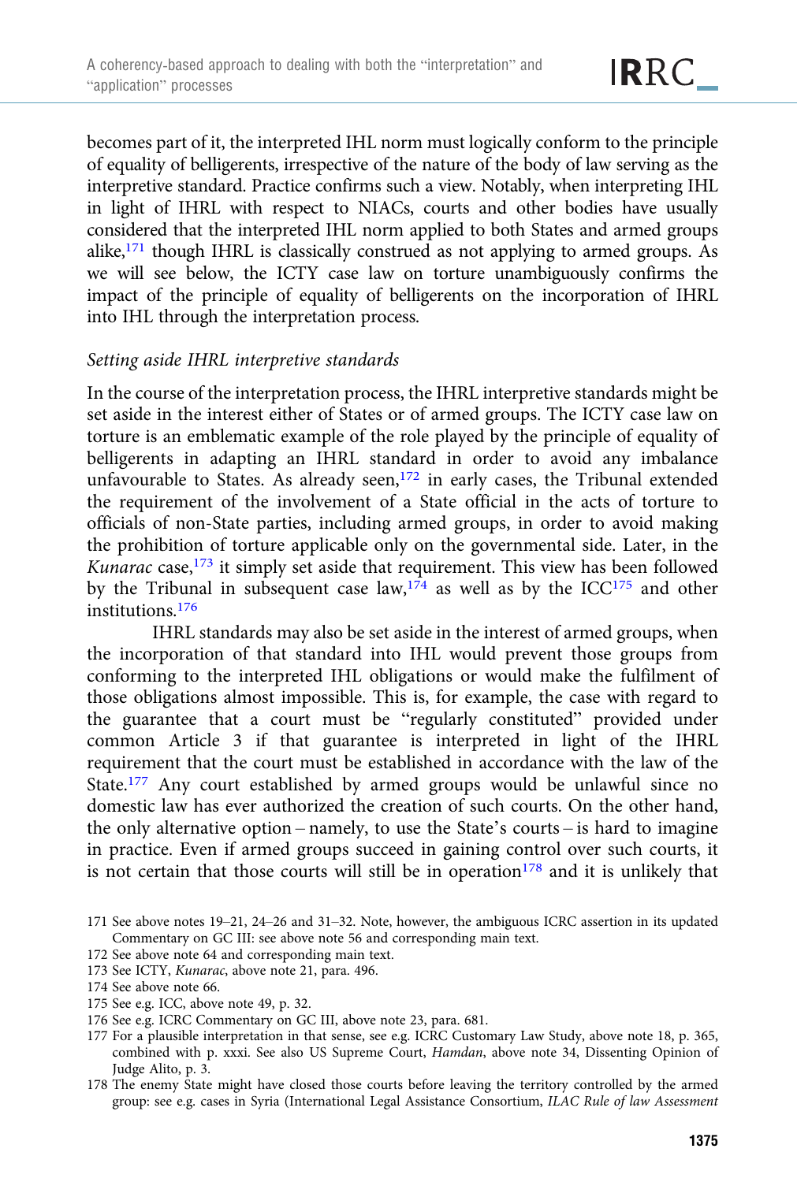becomes part of it, the interpreted IHL norm must logically conform to the principle of equality of belligerents, irrespective of the nature of the body of law serving as the interpretive standard. Practice confirms such a view. Notably, when interpreting IHL in light of IHRL with respect to NIACs, courts and other bodies have usually considered that the interpreted IHL norm applied to both States and armed groups alike,[171] though IHRL is classically construed as not applying to armed groups. As we will see below, the ICTY case law on torture unambiguously confirms the impact of the principle of equality of belligerents on the incorporation of IHRL into IHL through the interpretation process.

*Setting aside IHRL interpretive standards*

In the course of the interpretation process, the IHRL interpretive standards might be set aside in the interest either of States or of armed groups. The ICTY case law on torture is an emblematic example of the role played by the principle of equality of belligerents in adapting an IHRL standard in order to avoid any imbalance unfavourable to States. As already seen,[172] in early cases, the Tribunal extended the requirement of the involvement of a State official in the acts of torture to officials of non-State parties, including armed groups, in order to avoid making the prohibition of torture applicable only on the governmental side. Later, in the *Kunarac* case,[173] it simply set aside that requirement. This view has been followed by the Tribunal in subsequent case law,[174] as well as by the ICC[175] and other institutions.[176]

IHRL standards may also be set aside in the interest of armed groups, when the incorporation of that standard into IHL would prevent those groups from conforming to the interpreted IHL obligations or would make the fulfilment of those obligations almost impossible. This is, for example, the case with regard to the guarantee that a court must be "regularly constituted" provided under common Article 3 if that guarantee is interpreted in light of the IHRL requirement that the court must be established in accordance with the law of the State.[177] Any court established by armed groups would be unlawful since no domestic law has ever authorized the creation of such courts. On the other hand, the only alternative option – namely, to use the State's courts – is hard to imagine in practice. Even if armed groups succeed in gaining control over such courts, it is not certain that those courts will still be in operation[178] and it is unlikely that

---

171 See above notes 19–21, 24–26 and 31–32. Note, however, the ambiguous ICRC assertion in its updated Commentary on GC III: see above note 56 and corresponding main text.

172 See above note 64 and corresponding main text.

173 See ICTY, *Kunarac*, above note 21, para. 496.

174 See above note 66.

175 See e.g. ICC, above note 49, p. 32.

176 See e.g. ICRC Commentary on GC III, above note 23, para. 681.

177 For a plausible interpretation in that sense, see e.g. ICRC Customary Law Study, above note 18, p. 365, combined with p. xxxi. See also US Supreme Court, *Hamdan*, above note 34, Dissenting Opinion of Judge Alito, p. 3.

178 The enemy State might have closed those courts before leaving the territory controlled by the armed group: see e.g. cases in Syria (International Legal Assistance Consortium, *ILAC Rule of law Assessment*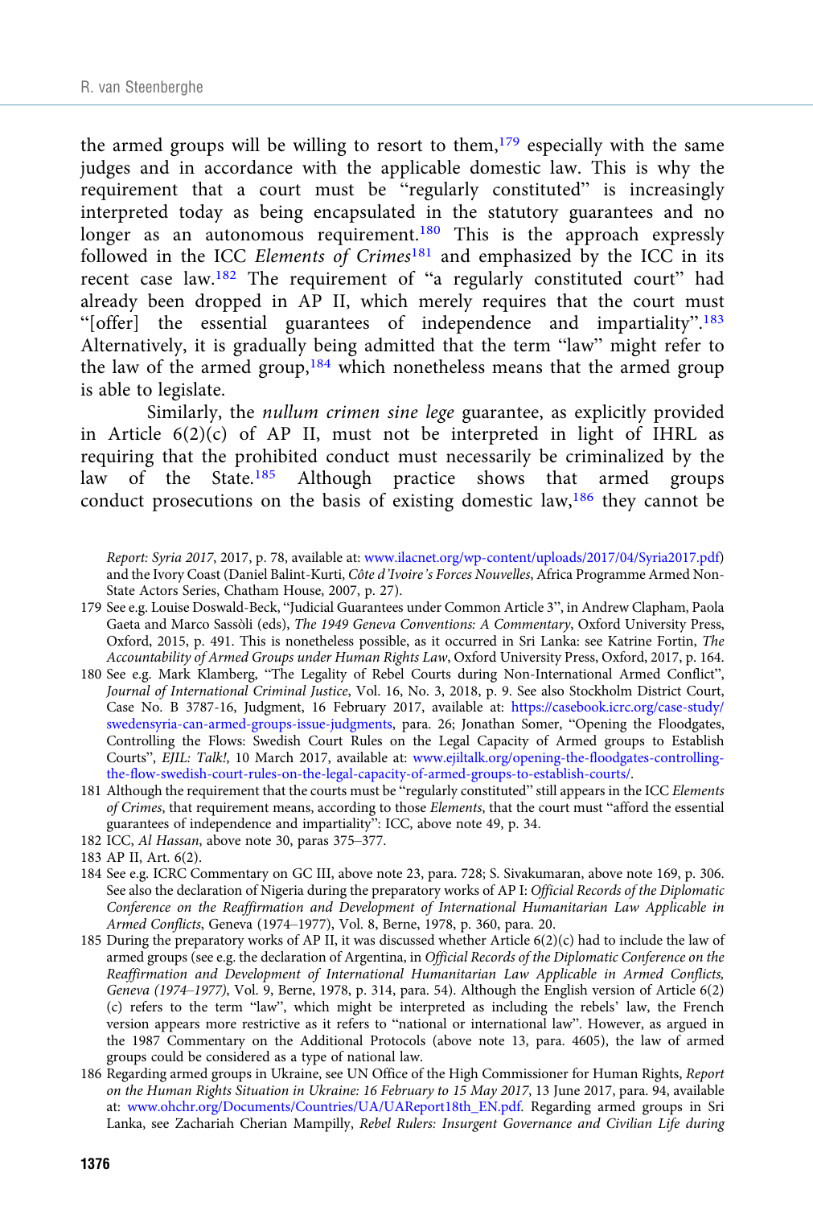the armed groups will be willing to resort to them,[179] especially with the same judges and in accordance with the applicable domestic law. This is why the requirement that a court must be "regularly constituted" is increasingly interpreted today as being encapsulated in the statutory guarantees and no longer as an autonomous requirement.[180] This is the approach expressly followed in the ICC *Elements of Crimes*[181] and emphasized by the ICC in its recent case law.[182] The requirement of "a regularly constituted court" had already been dropped in AP II, which merely requires that the court must "[offer] the essential guarantees of independence and impartiality".[183] Alternatively, it is gradually being admitted that the term "law" might refer to the law of the armed group,[184] which nonetheless means that the armed group is able to legislate.

Similarly, the *nullum crimen sine lege* guarantee, as explicitly provided in Article 6(2)(c) of AP II, must not be interpreted in light of IHRL as requiring that the prohibited conduct must necessarily be criminalized by the law of the State.[185] Although practice shows that armed groups conduct prosecutions on the basis of existing domestic law,[186] they cannot be

*Report: Syria 2017*, 2017, p. 78, available at: www.ilacnet.org/wp-content/uploads/2017/04/Syria2017.pdf) and the Ivory Coast (Daniel Balint-Kurti, *Côte d'Ivoire's Forces Nouvelles*, Africa Programme Armed Non-State Actors Series, Chatham House, 2007, p. 27).

179 See e.g. Louise Doswald-Beck, "Judicial Guarantees under Common Article 3", in Andrew Clapham, Paola Gaeta and Marco Sassòli (eds), *The 1949 Geneva Conventions: A Commentary*, Oxford University Press, Oxford, 2015, p. 491. This is nonetheless possible, as it occurred in Sri Lanka: see Katrine Fortin, *The Accountability of Armed Groups under Human Rights Law*, Oxford University Press, Oxford, 2017, p. 164.

180 See e.g. Mark Klamberg, "The Legality of Rebel Courts during Non-International Armed Conflict", *Journal of International Criminal Justice*, Vol. 16, No. 3, 2018, p. 9. See also Stockholm District Court, Case No. B 3787-16, Judgment, 16 February 2017, available at: https://casebook.icrc.org/case-study/swedensyria-can-armed-groups-issue-judgments, para. 26; Jonathan Somer, "Opening the Floodgates, Controlling the Flows: Swedish Court Rules on the Legal Capacity of Armed groups to Establish Courts", *EJIL: Talk!*, 10 March 2017, available at: www.ejiltalk.org/opening-the-floodgates-controlling-the-flow-swedish-court-rules-on-the-legal-capacity-of-armed-groups-to-establish-courts/.

181 Although the requirement that the courts must be "regularly constituted" still appears in the ICC *Elements of Crimes*, that requirement means, according to those *Elements*, that the court must "afford the essential guarantees of independence and impartiality": ICC, above note 49, p. 34.

182 ICC, *Al Hassan*, above note 30, paras 375–377.

183 AP II, Art. 6(2).

184 See e.g. ICRC Commentary on GC III, above note 23, para. 728; S. Sivakumaran, above note 169, p. 306. See also the declaration of Nigeria during the preparatory works of AP I: *Official Records of the Diplomatic Conference on the Reaffirmation and Development of International Humanitarian Law Applicable in Armed Conflicts*, Geneva (1974–1977), Vol. 8, Berne, 1978, p. 360, para. 20.

185 During the preparatory works of AP II, it was discussed whether Article 6(2)(c) had to include the law of armed groups (see e.g. the declaration of Argentina, in *Official Records of the Diplomatic Conference on the Reaffirmation and Development of International Humanitarian Law Applicable in Armed Conflicts, Geneva (1974–1977)*, Vol. 9, Berne, 1978, p. 314, para. 54). Although the English version of Article 6(2)(c) refers to the term "law", which might be interpreted as including the rebels' law, the French version appears more restrictive as it refers to "national or international law". However, as argued in the 1987 Commentary on the Additional Protocols (above note 13, para. 4605), the law of armed groups could be considered as a type of national law.

186 Regarding armed groups in Ukraine, see UN Office of the High Commissioner for Human Rights, *Report on the Human Rights Situation in Ukraine: 16 February to 15 May 2017*, 13 June 2017, para. 94, available at: www.ohchr.org/Documents/Countries/UA/UAReport18th_EN.pdf. Regarding armed groups in Sri Lanka, see Zachariah Cherian Mampilly, *Rebel Rulers: Insurgent Governance and Civilian Life during*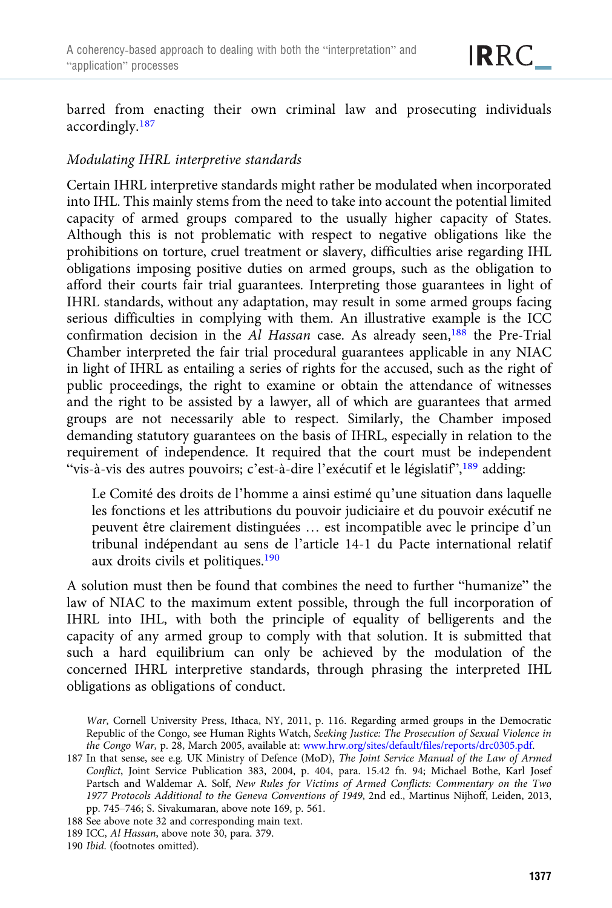barred from enacting their own criminal law and prosecuting individuals accordingly.[187]

*Modulating IHRL interpretive standards*

Certain IHRL interpretive standards might rather be modulated when incorporated into IHL. This mainly stems from the need to take into account the potential limited capacity of armed groups compared to the usually higher capacity of States. Although this is not problematic with respect to negative obligations like the prohibitions on torture, cruel treatment or slavery, difficulties arise regarding IHL obligations imposing positive duties on armed groups, such as the obligation to afford their courts fair trial guarantees. Interpreting those guarantees in light of IHRL standards, without any adaptation, may result in some armed groups facing serious difficulties in complying with them. An illustrative example is the ICC confirmation decision in the *Al Hassan* case. As already seen,[188] the Pre-Trial Chamber interpreted the fair trial procedural guarantees applicable in any NIAC in light of IHRL as entailing a series of rights for the accused, such as the right of public proceedings, the right to examine or obtain the attendance of witnesses and the right to be assisted by a lawyer, all of which are guarantees that armed groups are not necessarily able to respect. Similarly, the Chamber imposed demanding statutory guarantees on the basis of IHRL, especially in relation to the requirement of independence. It required that the court must be independent "vis-à-vis des autres pouvoirs; c'est-à-dire l'exécutif et le législatif",[189] adding:

> Le Comité des droits de l'homme a ainsi estimé qu'une situation dans laquelle les fonctions et les attributions du pouvoir judiciaire et du pouvoir exécutif ne peuvent être clairement distinguées … est incompatible avec le principe d'un tribunal indépendant au sens de l'article 14-1 du Pacte international relatif aux droits civils et politiques.[190]

A solution must then be found that combines the need to further "humanize" the law of NIAC to the maximum extent possible, through the full incorporation of IHRL into IHL, with both the principle of equality of belligerents and the capacity of any armed group to comply with that solution. It is submitted that such a hard equilibrium can only be achieved by the modulation of the concerned IHRL interpretive standards, through phrasing the interpreted IHL obligations as obligations of conduct.

*War*, Cornell University Press, Ithaca, NY, 2011, p. 116. Regarding armed groups in the Democratic Republic of the Congo, see Human Rights Watch, *Seeking Justice: The Prosecution of Sexual Violence in the Congo War*, p. 28, March 2005, available at: www.hrw.org/sites/default/files/reports/drc0305.pdf.

187 In that sense, see e.g. UK Ministry of Defence (MoD), *The Joint Service Manual of the Law of Armed Conflict*, Joint Service Publication 383, 2004, p. 404, para. 15.42 fn. 94; Michael Bothe, Karl Josef Partsch and Waldemar A. Solf, *New Rules for Victims of Armed Conflicts: Commentary on the Two 1977 Protocols Additional to the Geneva Conventions of 1949*, 2nd ed., Martinus Nijhoff, Leiden, 2013, pp. 745–746; S. Sivakumaran, above note 169, p. 561.

188 See above note 32 and corresponding main text.

189 ICC, *Al Hassan*, above note 30, para. 379.

190 *Ibid.* (footnotes omitted).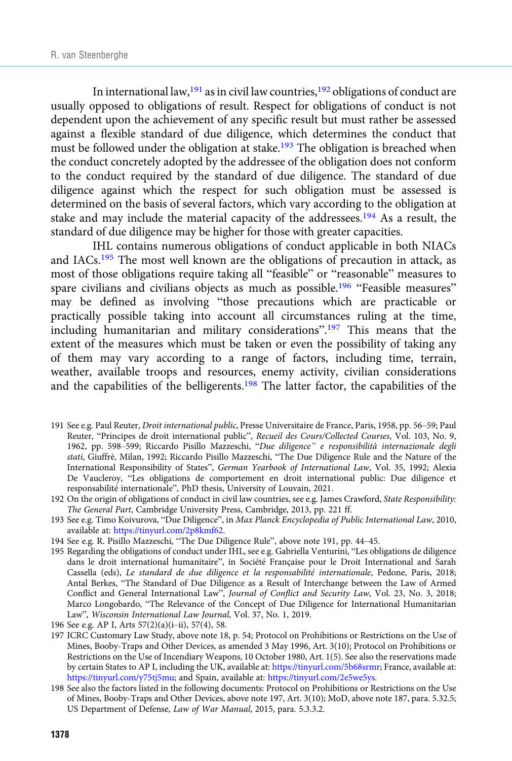In international law,[191] as in civil law countries,[192] obligations of conduct are usually opposed to obligations of result. Respect for obligations of conduct is not dependent upon the achievement of any specific result but must rather be assessed against a flexible standard of due diligence, which determines the conduct that must be followed under the obligation at stake.[193] The obligation is breached when the conduct concretely adopted by the addressee of the obligation does not conform to the conduct required by the standard of due diligence. The standard of due diligence against which the respect for such obligation must be assessed is determined on the basis of several factors, which vary according to the obligation at stake and may include the material capacity of the addressees.[194] As a result, the standard of due diligence may be higher for those with greater capacities.

IHL contains numerous obligations of conduct applicable in both NIACs and IACs.[195] The most well known are the obligations of precaution in attack, as most of those obligations require taking all "feasible" or "reasonable" measures to spare civilians and civilians objects as much as possible.[196] "Feasible measures" may be defined as involving "those precautions which are practicable or practically possible taking into account all circumstances ruling at the time, including humanitarian and military considerations".[197] This means that the extent of the measures which must be taken or even the possibility of taking any of them may vary according to a range of factors, including time, terrain, weather, available troops and resources, enemy activity, civilian considerations and the capabilities of the belligerents.[198] The latter factor, the capabilities of the

191 See e.g. Paul Reuter, *Droit international public*, Presse Universitaire de France, Paris, 1958, pp. 56–59; Paul Reuter, "Principes de droit international public", *Recueil des Cours/Collected Courses*, Vol. 103, No. 9, 1962, pp. 598–599; Riccardo Pisillo Mazzeschi, "*Due diligence" e responsabilità internazionale degli stati*, Giuffrè, Milan, 1992; Riccardo Pisillo Mazzeschi, "The Due Diligence Rule and the Nature of the International Responsibility of States", *German Yearbook of International Law*, Vol. 35, 1992; Alexia De Vaucleroy, "Les obligations de comportement en droit international public: Due diligence et responsabilité internationale", PhD thesis, University of Louvain, 2021.

192 On the origin of obligations of conduct in civil law countries, see e.g. James Crawford, *State Responsibility: The General Part*, Cambridge University Press, Cambridge, 2013, pp. 221 ff.

193 See e.g. Timo Koivurova, "Due Diligence", in *Max Planck Encyclopedia of Public International Law*, 2010, available at: https://tinyurl.com/2p8kmf62.

194 See e.g. R. Pisillo Mazzeschi, "The Due Diligence Rule", above note 191, pp. 44–45.

195 Regarding the obligations of conduct under IHL, see e.g. Gabriella Venturini, "Les obligations de diligence dans le droit international humanitaire", in Société Française pour le Droit International and Sarah Cassella (eds), *Le standard de due diligence et la responsabilité internationale*, Pedone, Paris, 2018; Antal Berkes, "The Standard of Due Diligence as a Result of Interchange between the Law of Armed Conflict and General International Law", *Journal of Conflict and Security Law*, Vol. 23, No. 3, 2018; Marco Longobardo, "The Relevance of the Concept of Due Diligence for International Humanitarian Law", *Wisconsin International Law Journal*, Vol. 37, No. 1, 2019.

196 See e.g. AP I, Arts 57(2)(a)(i–ii), 57(4), 58.

197 ICRC Customary Law Study, above note 18, p. 54; Protocol on Prohibitions or Restrictions on the Use of Mines, Booby-Traps and Other Devices, as amended 3 May 1996, Art. 3(10); Protocol on Prohibitions or Restrictions on the Use of Incendiary Weapons, 10 October 1980, Art. 1(5). See also the reservations made by certain States to AP I, including the UK, available at: https://tinyurl.com/5b68srmr; France, available at: https://tinyurl.com/y75tj5mu; and Spain, available at: https://tinyurl.com/2e5we5ys.

198 See also the factors listed in the following documents: Protocol on Prohibitions or Restrictions on the Use of Mines, Booby-Traps and Other Devices, above note 197, Art. 3(10); MoD, above note 187, para. 5.32.5; US Department of Defense, *Law of War Manual*, 2015, para. 5.3.3.2.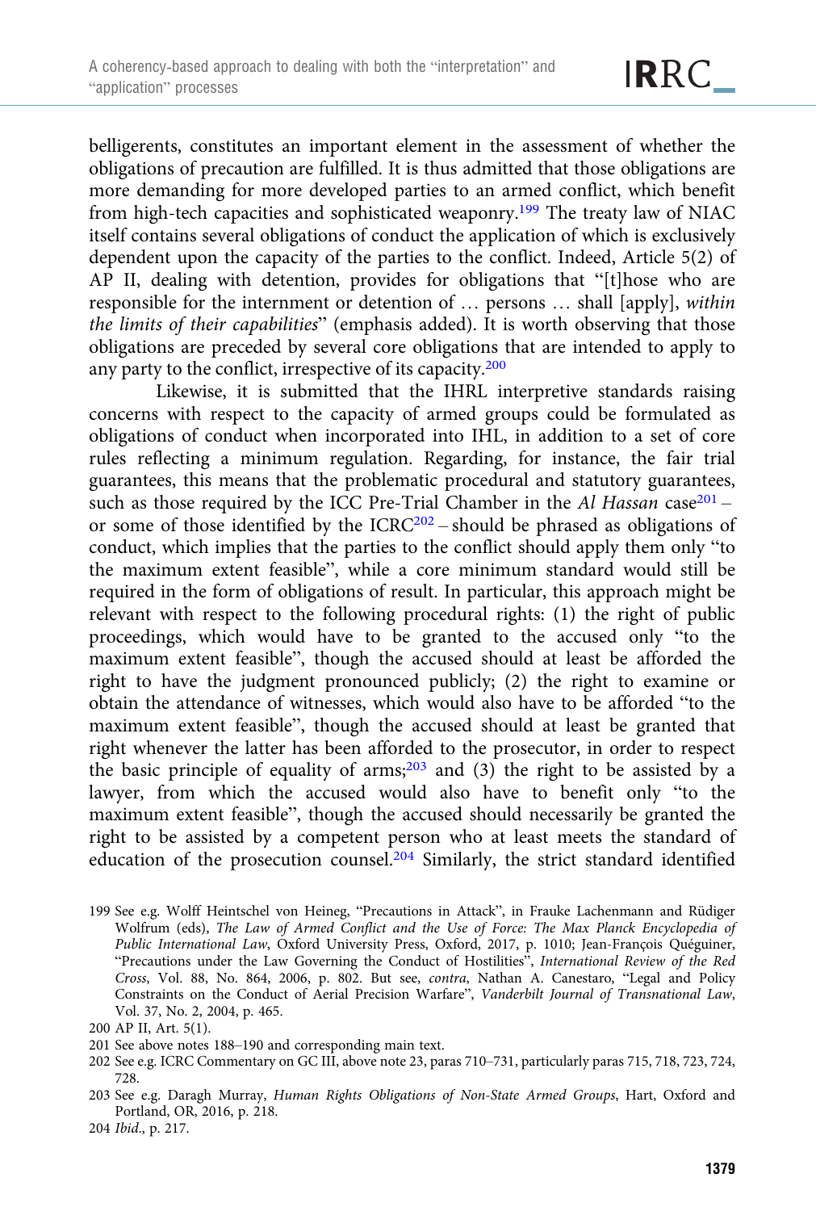belligerents, constitutes an important element in the assessment of whether the obligations of precaution are fulfilled. It is thus admitted that those obligations are more demanding for more developed parties to an armed conflict, which benefit from high-tech capacities and sophisticated weaponry.[199] The treaty law of NIAC itself contains several obligations of conduct the application of which is exclusively dependent upon the capacity of the parties to the conflict. Indeed, Article 5(2) of AP II, dealing with detention, provides for obligations that "[t]hose who are responsible for the internment or detention of … persons … shall [apply], *within the limits of their capabilities*" (emphasis added). It is worth observing that those obligations are preceded by several core obligations that are intended to apply to any party to the conflict, irrespective of its capacity.[200]

Likewise, it is submitted that the IHRL interpretive standards raising concerns with respect to the capacity of armed groups could be formulated as obligations of conduct when incorporated into IHL, in addition to a set of core rules reflecting a minimum regulation. Regarding, for instance, the fair trial guarantees, this means that the problematic procedural and statutory guarantees, such as those required by the ICC Pre-Trial Chamber in the *Al Hassan* case[201] – or some of those identified by the ICRC[202] – should be phrased as obligations of conduct, which implies that the parties to the conflict should apply them only "to the maximum extent feasible", while a core minimum standard would still be required in the form of obligations of result. In particular, this approach might be relevant with respect to the following procedural rights: (1) the right of public proceedings, which would have to be granted to the accused only "to the maximum extent feasible", though the accused should at least be afforded the right to have the judgment pronounced publicly; (2) the right to examine or obtain the attendance of witnesses, which would also have to be afforded "to the maximum extent feasible", though the accused should at least be granted that right whenever the latter has been afforded to the prosecutor, in order to respect the basic principle of equality of arms;[203] and (3) the right to be assisted by a lawyer, from which the accused would also have to benefit only "to the maximum extent feasible", though the accused should necessarily be granted the right to be assisted by a competent person who at least meets the standard of education of the prosecution counsel.[204] Similarly, the strict standard identified

199 See e.g. Wolff Heintschel von Heineg, "Precautions in Attack", in Frauke Lachenmann and Rüdiger Wolfrum (eds), *The Law of Armed Conflict and the Use of Force: The Max Planck Encyclopedia of Public International Law*, Oxford University Press, Oxford, 2017, p. 1010; Jean-François Quéguiner, "Precautions under the Law Governing the Conduct of Hostilities", *International Review of the Red Cross*, Vol. 88, No. 864, 2006, p. 802. But see, *contra*, Nathan A. Canestaro, "Legal and Policy Constraints on the Conduct of Aerial Precision Warfare", *Vanderbilt Journal of Transnational Law*, Vol. 37, No. 2, 2004, p. 465.

200 AP II, Art. 5(1).

201 See above notes 188–190 and corresponding main text.

202 See e.g. ICRC Commentary on GC III, above note 23, paras 710–731, particularly paras 715, 718, 723, 724, 728.

203 See e.g. Daragh Murray, *Human Rights Obligations of Non-State Armed Groups*, Hart, Oxford and Portland, OR, 2016, p. 218.

204 *Ibid.*, p. 217.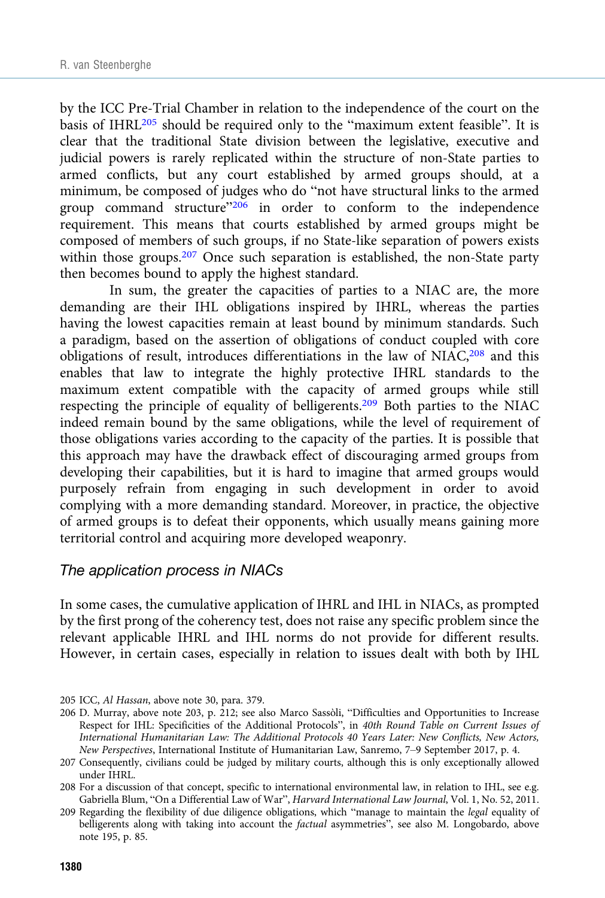by the ICC Pre-Trial Chamber in relation to the independence of the court on the basis of IHRL[205] should be required only to the "maximum extent feasible". It is clear that the traditional State division between the legislative, executive and judicial powers is rarely replicated within the structure of non-State parties to armed conflicts, but any court established by armed groups should, at a minimum, be composed of judges who do "not have structural links to the armed group command structure"[206] in order to conform to the independence requirement. This means that courts established by armed groups might be composed of members of such groups, if no State-like separation of powers exists within those groups.[207] Once such separation is established, the non-State party then becomes bound to apply the highest standard.

In sum, the greater the capacities of parties to a NIAC are, the more demanding are their IHL obligations inspired by IHRL, whereas the parties having the lowest capacities remain at least bound by minimum standards. Such a paradigm, based on the assertion of obligations of conduct coupled with core obligations of result, introduces differentiations in the law of NIAC,[208] and this enables that law to integrate the highly protective IHRL standards to the maximum extent compatible with the capacity of armed groups while still respecting the principle of equality of belligerents.[209] Both parties to the NIAC indeed remain bound by the same obligations, while the level of requirement of those obligations varies according to the capacity of the parties. It is possible that this approach may have the drawback effect of discouraging armed groups from developing their capabilities, but it is hard to imagine that armed groups would purposely refrain from engaging in such development in order to avoid complying with a more demanding standard. Moreover, in practice, the objective of armed groups is to defeat their opponents, which usually means gaining more territorial control and acquiring more developed weaponry.

### The application process in NIACs

In some cases, the cumulative application of IHRL and IHL in NIACs, as prompted by the first prong of the coherency test, does not raise any specific problem since the relevant applicable IHRL and IHL norms do not provide for different results. However, in certain cases, especially in relation to issues dealt with both by IHL

---

205 ICC, *Al Hassan*, above note 30, para. 379.

206 D. Murray, above note 203, p. 212; see also Marco Sassòli, "Difficulties and Opportunities to Increase Respect for IHL: Specificities of the Additional Protocols", in *40th Round Table on Current Issues of International Humanitarian Law: The Additional Protocols 40 Years Later: New Conflicts, New Actors, New Perspectives*, International Institute of Humanitarian Law, Sanremo, 7–9 September 2017, p. 4.

207 Consequently, civilians could be judged by military courts, although this is only exceptionally allowed under IHRL.

208 For a discussion of that concept, specific to international environmental law, in relation to IHL, see e.g. Gabriella Blum, "On a Differential Law of War", *Harvard International Law Journal*, Vol. 1, No. 52, 2011.

209 Regarding the flexibility of due diligence obligations, which "manage to maintain the *legal* equality of belligerents along with taking into account the *factual* asymmetries", see also M. Longobardo, above note 195, p. 85.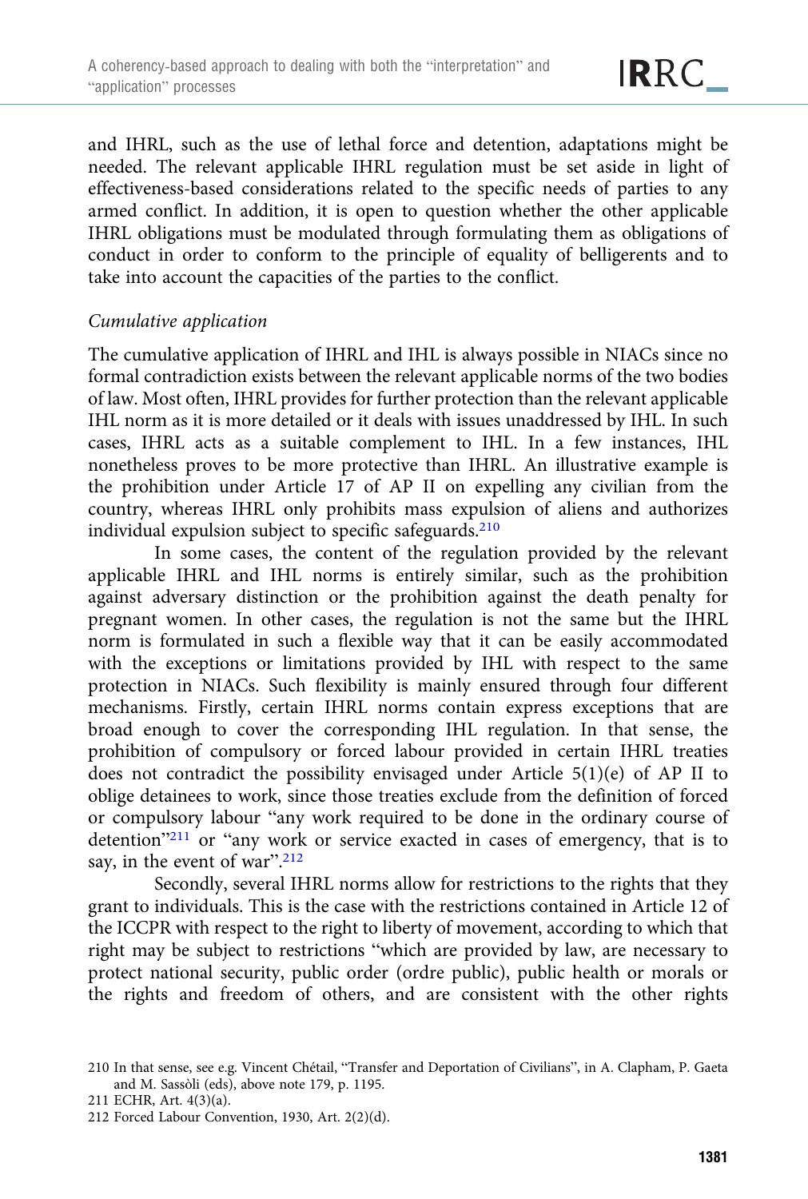and IHRL, such as the use of lethal force and detention, adaptations might be needed. The relevant applicable IHRL regulation must be set aside in light of effectiveness-based considerations related to the specific needs of parties to any armed conflict. In addition, it is open to question whether the other applicable IHRL obligations must be modulated through formulating them as obligations of conduct in order to conform to the principle of equality of belligerents and to take into account the capacities of the parties to the conflict.

*Cumulative application*

The cumulative application of IHRL and IHL is always possible in NIACs since no formal contradiction exists between the relevant applicable norms of the two bodies of law. Most often, IHRL provides for further protection than the relevant applicable IHL norm as it is more detailed or it deals with issues unaddressed by IHL. In such cases, IHRL acts as a suitable complement to IHL. In a few instances, IHL nonetheless proves to be more protective than IHRL. An illustrative example is the prohibition under Article 17 of AP II on expelling any civilian from the country, whereas IHRL only prohibits mass expulsion of aliens and authorizes individual expulsion subject to specific safeguards.[210]

In some cases, the content of the regulation provided by the relevant applicable IHRL and IHL norms is entirely similar, such as the prohibition against adversary distinction or the prohibition against the death penalty for pregnant women. In other cases, the regulation is not the same but the IHRL norm is formulated in such a flexible way that it can be easily accommodated with the exceptions or limitations provided by IHL with respect to the same protection in NIACs. Such flexibility is mainly ensured through four different mechanisms. Firstly, certain IHRL norms contain express exceptions that are broad enough to cover the corresponding IHL regulation. In that sense, the prohibition of compulsory or forced labour provided in certain IHRL treaties does not contradict the possibility envisaged under Article 5(1)(e) of AP II to oblige detainees to work, since those treaties exclude from the definition of forced or compulsory labour "any work required to be done in the ordinary course of detention"[211] or "any work or service exacted in cases of emergency, that is to say, in the event of war".[212]

Secondly, several IHRL norms allow for restrictions to the rights that they grant to individuals. This is the case with the restrictions contained in Article 12 of the ICCPR with respect to the right to liberty of movement, according to which that right may be subject to restrictions "which are provided by law, are necessary to protect national security, public order (ordre public), public health or morals or the rights and freedom of others, and are consistent with the other rights

210 In that sense, see e.g. Vincent Chétail, "Transfer and Deportation of Civilians", in A. Clapham, P. Gaeta and M. Sassòli (eds), above note 179, p. 1195.

211 ECHR, Art. 4(3)(a).

212 Forced Labour Convention, 1930, Art. 2(2)(d).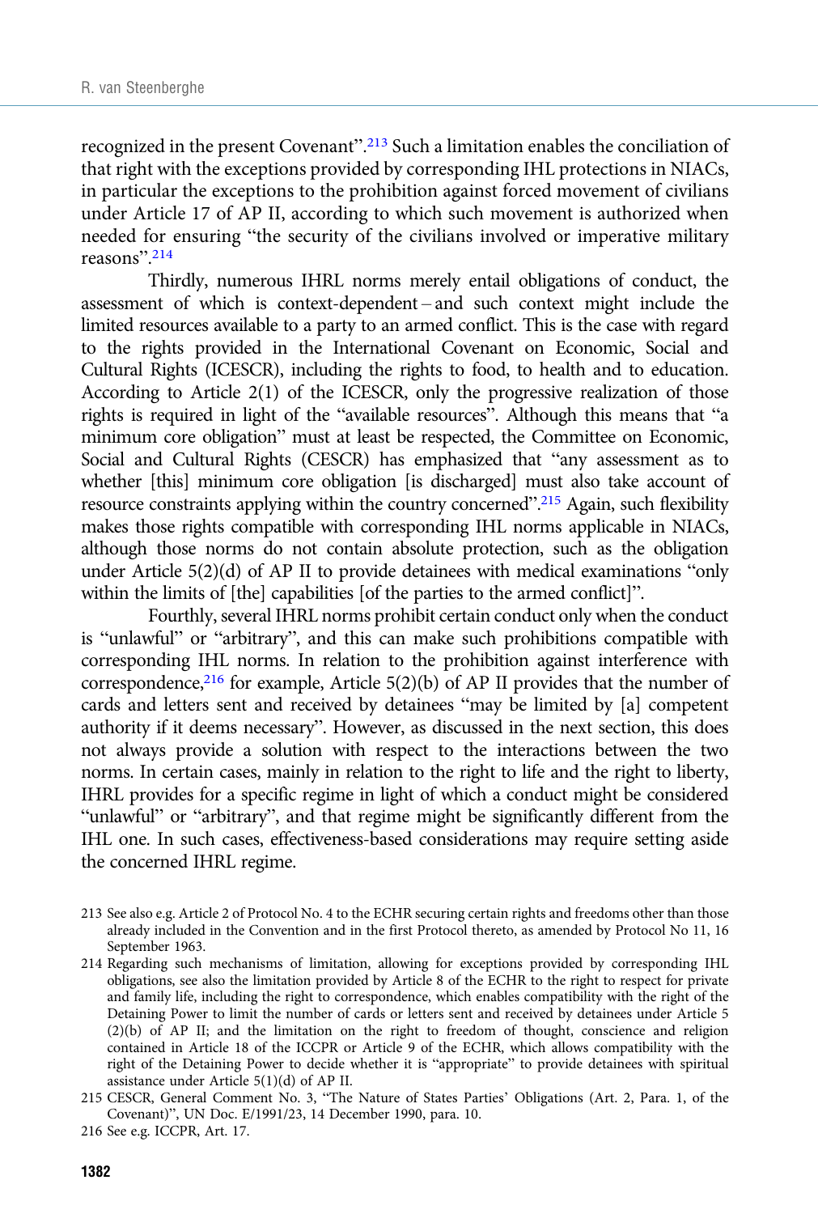recognized in the present Covenant".[213] Such a limitation enables the conciliation of that right with the exceptions provided by corresponding IHL protections in NIACs, in particular the exceptions to the prohibition against forced movement of civilians under Article 17 of AP II, according to which such movement is authorized when needed for ensuring "the security of the civilians involved or imperative military reasons".[214]

Thirdly, numerous IHRL norms merely entail obligations of conduct, the assessment of which is context-dependent – and such context might include the limited resources available to a party to an armed conflict. This is the case with regard to the rights provided in the International Covenant on Economic, Social and Cultural Rights (ICESCR), including the rights to food, to health and to education. According to Article 2(1) of the ICESCR, only the progressive realization of those rights is required in light of the "available resources". Although this means that "a minimum core obligation" must at least be respected, the Committee on Economic, Social and Cultural Rights (CESCR) has emphasized that "any assessment as to whether [this] minimum core obligation [is discharged] must also take account of resource constraints applying within the country concerned".[215] Again, such flexibility makes those rights compatible with corresponding IHL norms applicable in NIACs, although those norms do not contain absolute protection, such as the obligation under Article 5(2)(d) of AP II to provide detainees with medical examinations "only within the limits of [the] capabilities [of the parties to the armed conflict]".

Fourthly, several IHRL norms prohibit certain conduct only when the conduct is "unlawful" or "arbitrary", and this can make such prohibitions compatible with corresponding IHL norms. In relation to the prohibition against interference with correspondence,[216] for example, Article 5(2)(b) of AP II provides that the number of cards and letters sent and received by detainees "may be limited by [a] competent authority if it deems necessary". However, as discussed in the next section, this does not always provide a solution with respect to the interactions between the two norms. In certain cases, mainly in relation to the right to life and the right to liberty, IHRL provides for a specific regime in light of which a conduct might be considered "unlawful" or "arbitrary", and that regime might be significantly different from the IHL one. In such cases, effectiveness-based considerations may require setting aside the concerned IHRL regime.

---

213 See also e.g. Article 2 of Protocol No. 4 to the ECHR securing certain rights and freedoms other than those already included in the Convention and in the first Protocol thereto, as amended by Protocol No 11, 16 September 1963.

214 Regarding such mechanisms of limitation, allowing for exceptions provided by corresponding IHL obligations, see also the limitation provided by Article 8 of the ECHR to the right to respect for private and family life, including the right to correspondence, which enables compatibility with the right of the Detaining Power to limit the number of cards or letters sent and received by detainees under Article 5 (2)(b) of AP II; and the limitation on the right to freedom of thought, conscience and religion contained in Article 18 of the ICCPR or Article 9 of the ECHR, which allows compatibility with the right of the Detaining Power to decide whether it is "appropriate" to provide detainees with spiritual assistance under Article 5(1)(d) of AP II.

215 CESCR, General Comment No. 3, "The Nature of States Parties' Obligations (Art. 2, Para. 1, of the Covenant)", UN Doc. E/1991/23, 14 December 1990, para. 10.

216 See e.g. ICCPR, Art. 17.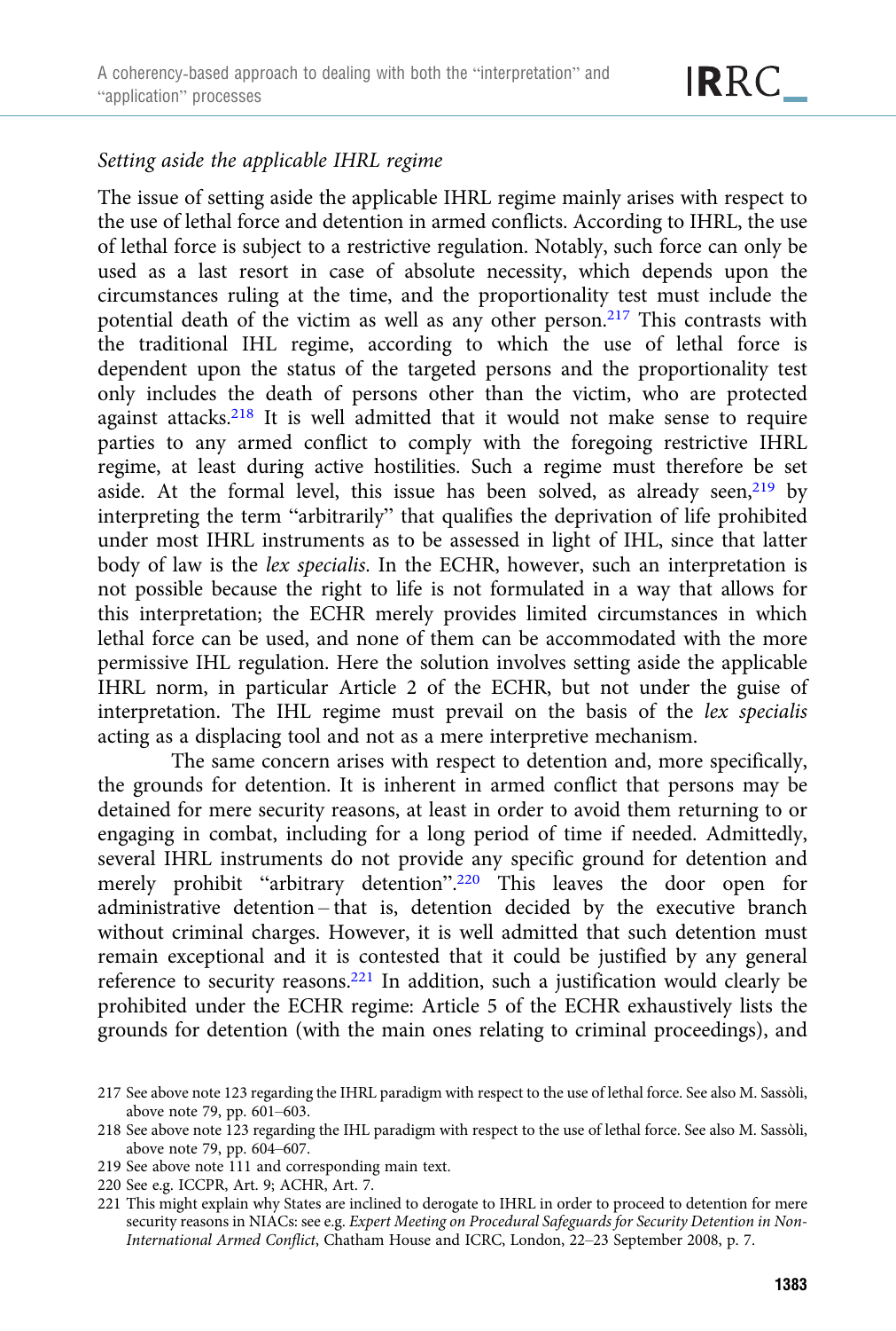*Setting aside the applicable IHRL regime*

The issue of setting aside the applicable IHRL regime mainly arises with respect to the use of lethal force and detention in armed conflicts. According to IHRL, the use of lethal force is subject to a restrictive regulation. Notably, such force can only be used as a last resort in case of absolute necessity, which depends upon the circumstances ruling at the time, and the proportionality test must include the potential death of the victim as well as any other person.[217] This contrasts with the traditional IHL regime, according to which the use of lethal force is dependent upon the status of the targeted persons and the proportionality test only includes the death of persons other than the victim, who are protected against attacks.[218] It is well admitted that it would not make sense to require parties to any armed conflict to comply with the foregoing restrictive IHRL regime, at least during active hostilities. Such a regime must therefore be set aside. At the formal level, this issue has been solved, as already seen,[219] by interpreting the term "arbitrarily" that qualifies the deprivation of life prohibited under most IHRL instruments as to be assessed in light of IHL, since that latter body of law is the *lex specialis*. In the ECHR, however, such an interpretation is not possible because the right to life is not formulated in a way that allows for this interpretation; the ECHR merely provides limited circumstances in which lethal force can be used, and none of them can be accommodated with the more permissive IHL regulation. Here the solution involves setting aside the applicable IHRL norm, in particular Article 2 of the ECHR, but not under the guise of interpretation. The IHL regime must prevail on the basis of the *lex specialis* acting as a displacing tool and not as a mere interpretive mechanism.

The same concern arises with respect to detention and, more specifically, the grounds for detention. It is inherent in armed conflict that persons may be detained for mere security reasons, at least in order to avoid them returning to or engaging in combat, including for a long period of time if needed. Admittedly, several IHRL instruments do not provide any specific ground for detention and merely prohibit "arbitrary detention".[220] This leaves the door open for administrative detention – that is, detention decided by the executive branch without criminal charges. However, it is well admitted that such detention must remain exceptional and it is contested that it could be justified by any general reference to security reasons.[221] In addition, such a justification would clearly be prohibited under the ECHR regime: Article 5 of the ECHR exhaustively lists the grounds for detention (with the main ones relating to criminal proceedings), and

217 See above note 123 regarding the IHRL paradigm with respect to the use of lethal force. See also M. Sassòli, above note 79, pp. 601–603.

218 See above note 123 regarding the IHL paradigm with respect to the use of lethal force. See also M. Sassòli, above note 79, pp. 604–607.

219 See above note 111 and corresponding main text.

220 See e.g. ICCPR, Art. 9; ACHR, Art. 7.

221 This might explain why States are inclined to derogate to IHRL in order to proceed to detention for mere security reasons in NIACs: see e.g. *Expert Meeting on Procedural Safeguards for Security Detention in Non-International Armed Conflict*, Chatham House and ICRC, London, 22–23 September 2008, p. 7.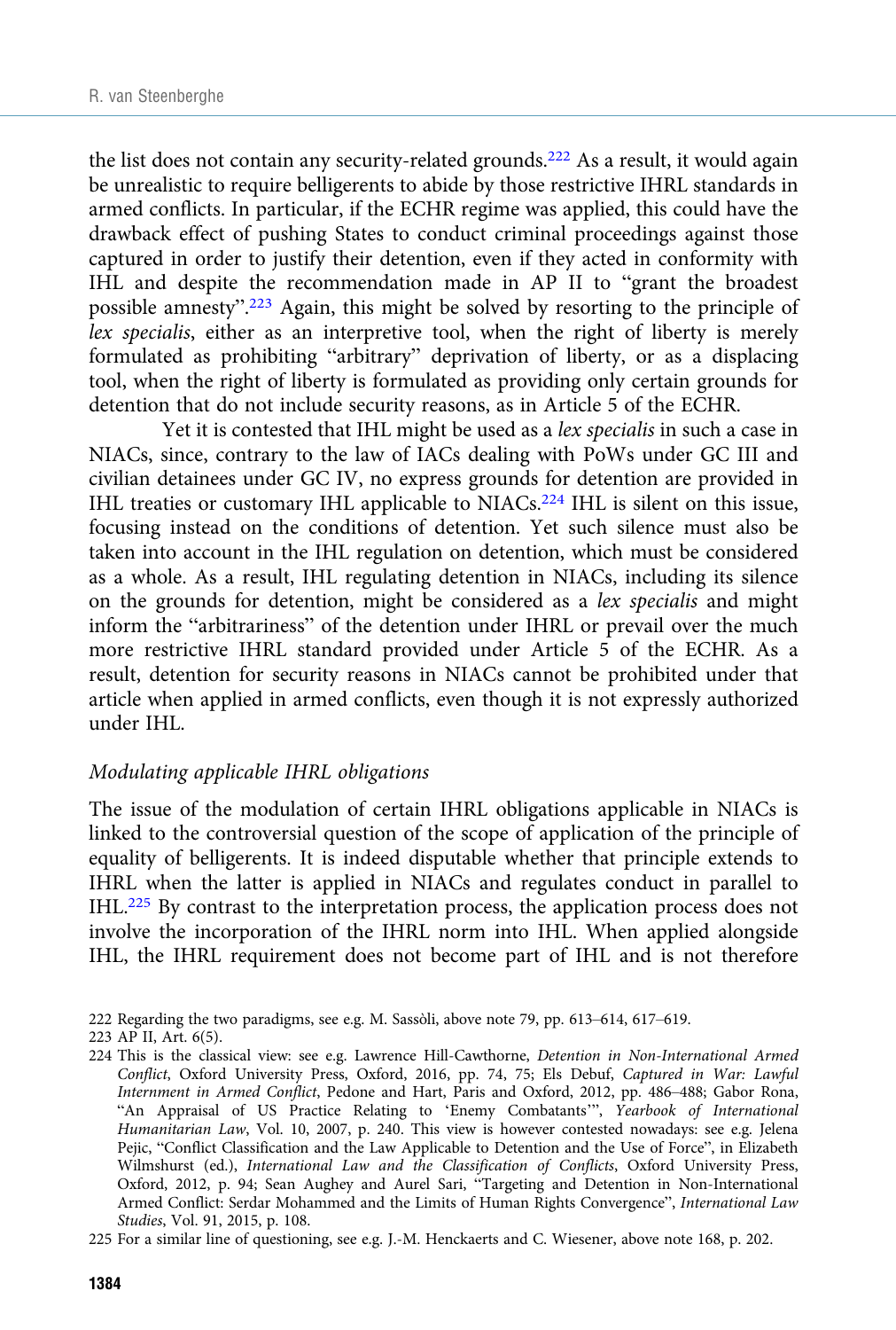the list does not contain any security-related grounds.[222] As a result, it would again be unrealistic to require belligerents to abide by those restrictive IHRL standards in armed conflicts. In particular, if the ECHR regime was applied, this could have the drawback effect of pushing States to conduct criminal proceedings against those captured in order to justify their detention, even if they acted in conformity with IHL and despite the recommendation made in AP II to "grant the broadest possible amnesty".[223] Again, this might be solved by resorting to the principle of *lex specialis*, either as an interpretive tool, when the right of liberty is merely formulated as prohibiting "arbitrary" deprivation of liberty, or as a displacing tool, when the right of liberty is formulated as providing only certain grounds for detention that do not include security reasons, as in Article 5 of the ECHR.

Yet it is contested that IHL might be used as a *lex specialis* in such a case in NIACs, since, contrary to the law of IACs dealing with PoWs under GC III and civilian detainees under GC IV, no express grounds for detention are provided in IHL treaties or customary IHL applicable to NIACs.[224] IHL is silent on this issue, focusing instead on the conditions of detention. Yet such silence must also be taken into account in the IHL regulation on detention, which must be considered as a whole. As a result, IHL regulating detention in NIACs, including its silence on the grounds for detention, might be considered as a *lex specialis* and might inform the "arbitrariness" of the detention under IHRL or prevail over the much more restrictive IHRL standard provided under Article 5 of the ECHR. As a result, detention for security reasons in NIACs cannot be prohibited under that article when applied in armed conflicts, even though it is not expressly authorized under IHL.

*Modulating applicable IHRL obligations*

The issue of the modulation of certain IHRL obligations applicable in NIACs is linked to the controversial question of the scope of application of the principle of equality of belligerents. It is indeed disputable whether that principle extends to IHRL when the latter is applied in NIACs and regulates conduct in parallel to IHL.[225] By contrast to the interpretation process, the application process does not involve the incorporation of the IHRL norm into IHL. When applied alongside IHL, the IHRL requirement does not become part of IHL and is not therefore

---

222 Regarding the two paradigms, see e.g. M. Sassòli, above note 79, pp. 613–614, 617–619.

223 AP II, Art. 6(5).

224 This is the classical view: see e.g. Lawrence Hill-Cawthorne, *Detention in Non-International Armed Conflict*, Oxford University Press, Oxford, 2016, pp. 74, 75; Els Debuf, *Captured in War: Lawful Internment in Armed Conflict*, Pedone and Hart, Paris and Oxford, 2012, pp. 486–488; Gabor Rona, "An Appraisal of US Practice Relating to 'Enemy Combatants'", *Yearbook of International Humanitarian Law*, Vol. 10, 2007, p. 240. This view is however contested nowadays: see e.g. Jelena Pejic, "Conflict Classification and the Law Applicable to Detention and the Use of Force", in Elizabeth Wilmshurst (ed.), *International Law and the Classification of Conflicts*, Oxford University Press, Oxford, 2012, p. 94; Sean Aughey and Aurel Sari, "Targeting and Detention in Non-International Armed Conflict: Serdar Mohammed and the Limits of Human Rights Convergence", *International Law Studies*, Vol. 91, 2015, p. 108.

225 For a similar line of questioning, see e.g. J.-M. Henckaerts and C. Wiesener, above note 168, p. 202.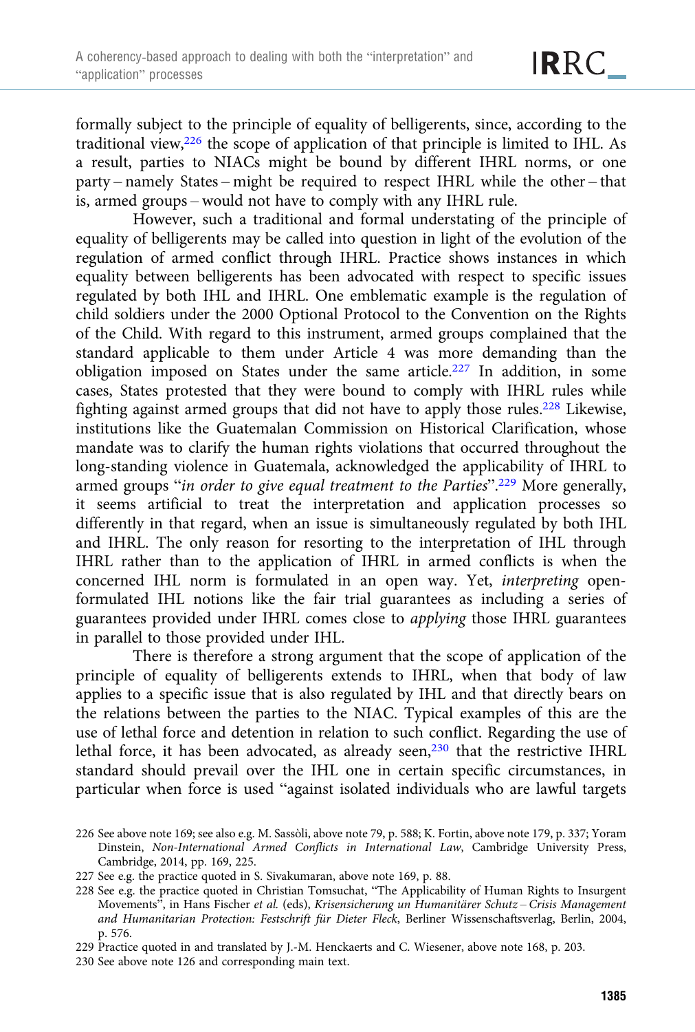formally subject to the principle of equality of belligerents, since, according to the traditional view,[226] the scope of application of that principle is limited to IHL. As a result, parties to NIACs might be bound by different IHRL norms, or one party – namely States – might be required to respect IHRL while the other – that is, armed groups – would not have to comply with any IHRL rule.

However, such a traditional and formal understating of the principle of equality of belligerents may be called into question in light of the evolution of the regulation of armed conflict through IHRL. Practice shows instances in which equality between belligerents has been advocated with respect to specific issues regulated by both IHL and IHRL. One emblematic example is the regulation of child soldiers under the 2000 Optional Protocol to the Convention on the Rights of the Child. With regard to this instrument, armed groups complained that the standard applicable to them under Article 4 was more demanding than the obligation imposed on States under the same article.[227] In addition, in some cases, States protested that they were bound to comply with IHRL rules while fighting against armed groups that did not have to apply those rules.[228] Likewise, institutions like the Guatemalan Commission on Historical Clarification, whose mandate was to clarify the human rights violations that occurred throughout the long-standing violence in Guatemala, acknowledged the applicability of IHRL to armed groups "*in order to give equal treatment to the Parties*".[229] More generally, it seems artificial to treat the interpretation and application processes so differently in that regard, when an issue is simultaneously regulated by both IHL and IHRL. The only reason for resorting to the interpretation of IHL through IHRL rather than to the application of IHRL in armed conflicts is when the concerned IHL norm is formulated in an open way. Yet, *interpreting* open-formulated IHL notions like the fair trial guarantees as including a series of guarantees provided under IHRL comes close to *applying* those IHRL guarantees in parallel to those provided under IHL.

There is therefore a strong argument that the scope of application of the principle of equality of belligerents extends to IHRL, when that body of law applies to a specific issue that is also regulated by IHL and that directly bears on the relations between the parties to the NIAC. Typical examples of this are the use of lethal force and detention in relation to such conflict. Regarding the use of lethal force, it has been advocated, as already seen,[230] that the restrictive IHRL standard should prevail over the IHL one in certain specific circumstances, in particular when force is used "against isolated individuals who are lawful targets

226 See above note 169; see also e.g. M. Sassòli, above note 79, p. 588; K. Fortin, above note 179, p. 337; Yoram Dinstein, *Non-International Armed Conflicts in International Law*, Cambridge University Press, Cambridge, 2014, pp. 169, 225.

227 See e.g. the practice quoted in S. Sivakumaran, above note 169, p. 88.

228 See e.g. the practice quoted in Christian Tomsuchat, "The Applicability of Human Rights to Insurgent Movements", in Hans Fischer *et al.* (eds), *Krisensicherung un Humanitärer Schutz – Crisis Management and Humanitarian Protection: Festschrift für Dieter Fleck*, Berliner Wissenschaftsverlag, Berlin, 2004, p. 576.

229 Practice quoted in and translated by J.-M. Henckaerts and C. Wiesener, above note 168, p. 203.

230 See above note 126 and corresponding main text.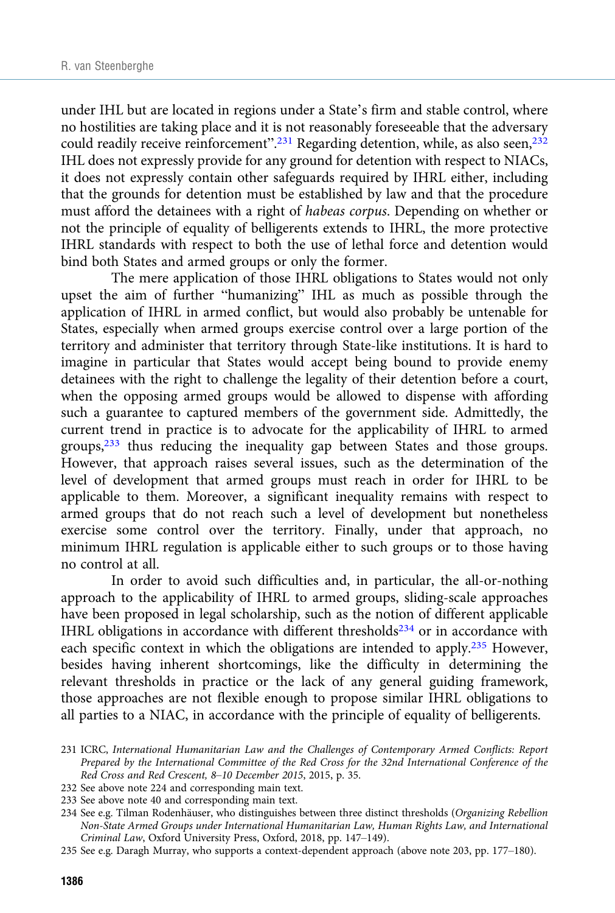under IHL but are located in regions under a State's firm and stable control, where no hostilities are taking place and it is not reasonably foreseeable that the adversary could readily receive reinforcement".[231] Regarding detention, while, as also seen,[232] IHL does not expressly provide for any ground for detention with respect to NIACs, it does not expressly contain other safeguards required by IHRL either, including that the grounds for detention must be established by law and that the procedure must afford the detainees with a right of *habeas corpus*. Depending on whether or not the principle of equality of belligerents extends to IHRL, the more protective IHRL standards with respect to both the use of lethal force and detention would bind both States and armed groups or only the former.

The mere application of those IHRL obligations to States would not only upset the aim of further "humanizing" IHL as much as possible through the application of IHRL in armed conflict, but would also probably be untenable for States, especially when armed groups exercise control over a large portion of the territory and administer that territory through State-like institutions. It is hard to imagine in particular that States would accept being bound to provide enemy detainees with the right to challenge the legality of their detention before a court, when the opposing armed groups would be allowed to dispense with affording such a guarantee to captured members of the government side. Admittedly, the current trend in practice is to advocate for the applicability of IHRL to armed groups,[233] thus reducing the inequality gap between States and those groups. However, that approach raises several issues, such as the determination of the level of development that armed groups must reach in order for IHRL to be applicable to them. Moreover, a significant inequality remains with respect to armed groups that do not reach such a level of development but nonetheless exercise some control over the territory. Finally, under that approach, no minimum IHRL regulation is applicable either to such groups or to those having no control at all.

In order to avoid such difficulties and, in particular, the all-or-nothing approach to the applicability of IHRL to armed groups, sliding-scale approaches have been proposed in legal scholarship, such as the notion of different applicable IHRL obligations in accordance with different thresholds[234] or in accordance with each specific context in which the obligations are intended to apply.[235] However, besides having inherent shortcomings, like the difficulty in determining the relevant thresholds in practice or the lack of any general guiding framework, those approaches are not flexible enough to propose similar IHRL obligations to all parties to a NIAC, in accordance with the principle of equality of belligerents.

231 ICRC, *International Humanitarian Law and the Challenges of Contemporary Armed Conflicts: Report Prepared by the International Committee of the Red Cross for the 32nd International Conference of the Red Cross and Red Crescent, 8–10 December 2015*, 2015, p. 35.

232 See above note 224 and corresponding main text.

233 See above note 40 and corresponding main text.

234 See e.g. Tilman Rodenhäuser, who distinguishes between three distinct thresholds (*Organizing Rebellion Non-State Armed Groups under International Humanitarian Law, Human Rights Law, and International Criminal Law*, Oxford University Press, Oxford, 2018, pp. 147–149).

235 See e.g. Daragh Murray, who supports a context-dependent approach (above note 203, pp. 177–180).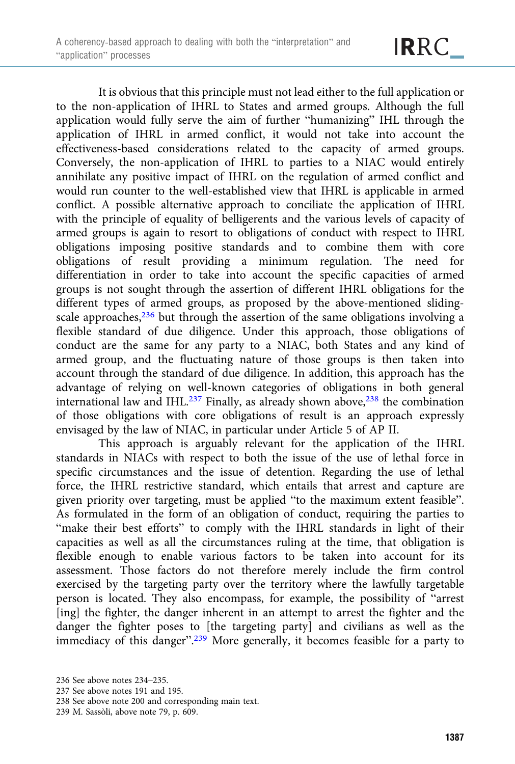It is obvious that this principle must not lead either to the full application or to the non-application of IHRL to States and armed groups. Although the full application would fully serve the aim of further "humanizing" IHL through the application of IHRL in armed conflict, it would not take into account the effectiveness-based considerations related to the capacity of armed groups. Conversely, the non-application of IHRL to parties to a NIAC would entirely annihilate any positive impact of IHRL on the regulation of armed conflict and would run counter to the well-established view that IHRL is applicable in armed conflict. A possible alternative approach to conciliate the application of IHRL with the principle of equality of belligerents and the various levels of capacity of armed groups is again to resort to obligations of conduct with respect to IHRL obligations imposing positive standards and to combine them with core obligations of result providing a minimum regulation. The need for differentiation in order to take into account the specific capacities of armed groups is not sought through the assertion of different IHRL obligations for the different types of armed groups, as proposed by the above-mentioned sliding-scale approaches,[236] but through the assertion of the same obligations involving a flexible standard of due diligence. Under this approach, those obligations of conduct are the same for any party to a NIAC, both States and any kind of armed group, and the fluctuating nature of those groups is then taken into account through the standard of due diligence. In addition, this approach has the advantage of relying on well-known categories of obligations in both general international law and IHL.[237] Finally, as already shown above,[238] the combination of those obligations with core obligations of result is an approach expressly envisaged by the law of NIAC, in particular under Article 5 of AP II.

This approach is arguably relevant for the application of the IHRL standards in NIACs with respect to both the issue of the use of lethal force in specific circumstances and the issue of detention. Regarding the use of lethal force, the IHRL restrictive standard, which entails that arrest and capture are given priority over targeting, must be applied "to the maximum extent feasible". As formulated in the form of an obligation of conduct, requiring the parties to "make their best efforts" to comply with the IHRL standards in light of their capacities as well as all the circumstances ruling at the time, that obligation is flexible enough to enable various factors to be taken into account for its assessment. Those factors do not therefore merely include the firm control exercised by the targeting party over the territory where the lawfully targetable person is located. They also encompass, for example, the possibility of "arrest [ing] the fighter, the danger inherent in an attempt to arrest the fighter and the danger the fighter poses to [the targeting party] and civilians as well as the immediacy of this danger".[239] More generally, it becomes feasible for a party to

236 See above notes 234–235.

237 See above notes 191 and 195.

238 See above note 200 and corresponding main text.

239 M. Sassòli, above note 79, p. 609.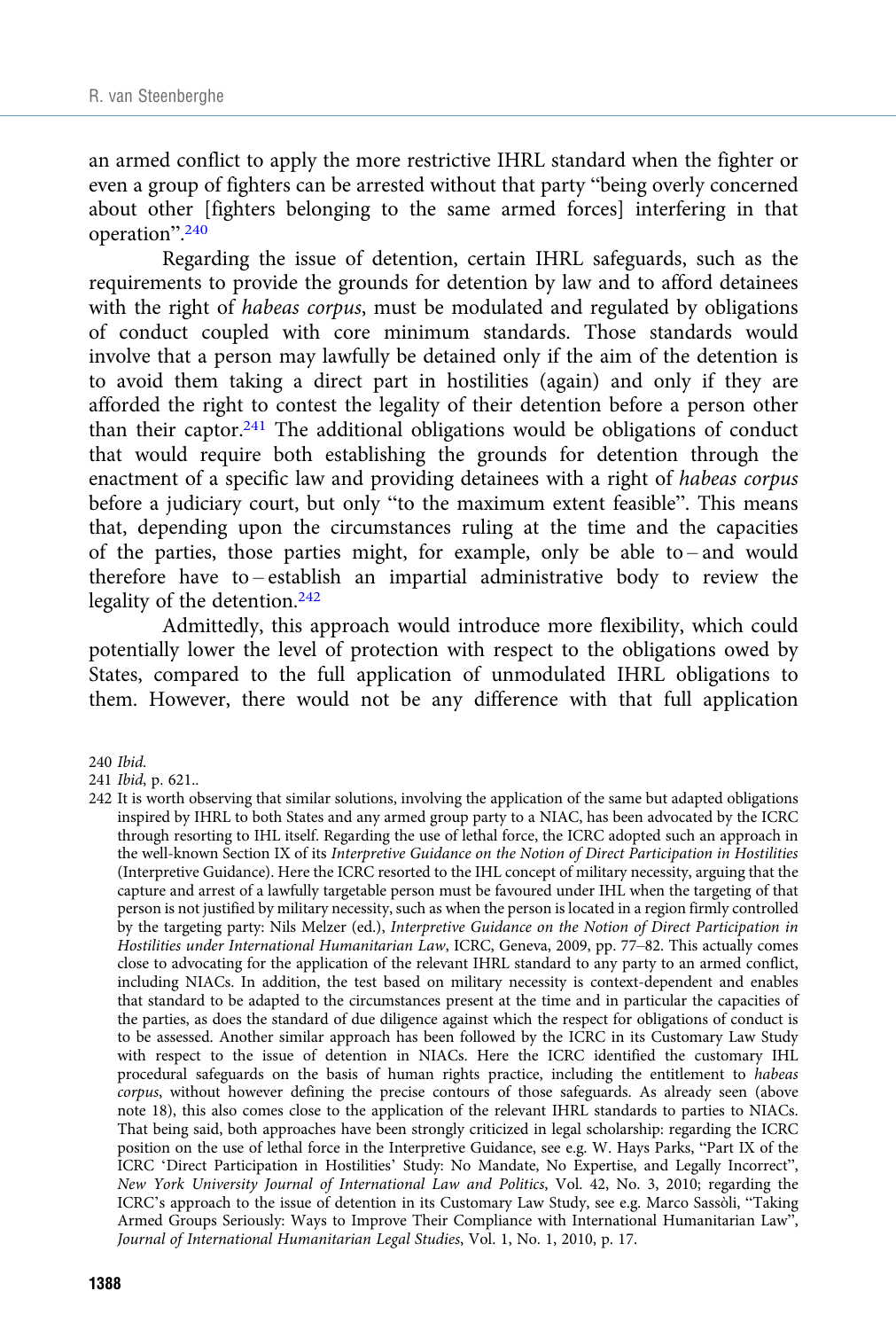an armed conflict to apply the more restrictive IHRL standard when the fighter or even a group of fighters can be arrested without that party "being overly concerned about other [fighters belonging to the same armed forces] interfering in that operation".[240]

Regarding the issue of detention, certain IHRL safeguards, such as the requirements to provide the grounds for detention by law and to afford detainees with the right of *habeas corpus*, must be modulated and regulated by obligations of conduct coupled with core minimum standards. Those standards would involve that a person may lawfully be detained only if the aim of the detention is to avoid them taking a direct part in hostilities (again) and only if they are afforded the right to contest the legality of their detention before a person other than their captor.[241] The additional obligations would be obligations of conduct that would require both establishing the grounds for detention through the enactment of a specific law and providing detainees with a right of *habeas corpus* before a judiciary court, but only "to the maximum extent feasible". This means that, depending upon the circumstances ruling at the time and the capacities of the parties, those parties might, for example, only be able to – and would therefore have to – establish an impartial administrative body to review the legality of the detention.[242]

Admittedly, this approach would introduce more flexibility, which could potentially lower the level of protection with respect to the obligations owed by States, compared to the full application of unmodulated IHRL obligations to them. However, there would not be any difference with that full application

240 *Ibid.*

241 *Ibid*, p. 621..

242 It is worth observing that similar solutions, involving the application of the same but adapted obligations inspired by IHRL to both States and any armed group party to a NIAC, has been advocated by the ICRC through resorting to IHL itself. Regarding the use of lethal force, the ICRC adopted such an approach in the well-known Section IX of its *Interpretive Guidance on the Notion of Direct Participation in Hostilities* (Interpretive Guidance). Here the ICRC resorted to the IHL concept of military necessity, arguing that the capture and arrest of a lawfully targetable person must be favoured under IHL when the targeting of that person is not justified by military necessity, such as when the person is located in a region firmly controlled by the targeting party: Nils Melzer (ed.), *Interpretive Guidance on the Notion of Direct Participation in Hostilities under International Humanitarian Law*, ICRC, Geneva, 2009, pp. 77–82. This actually comes close to advocating for the application of the relevant IHRL standard to any party to an armed conflict, including NIACs. In addition, the test based on military necessity is context-dependent and enables that standard to be adapted to the circumstances present at the time and in particular the capacities of the parties, as does the standard of due diligence against which the respect for obligations of conduct is to be assessed. Another similar approach has been followed by the ICRC in its Customary Law Study with respect to the issue of detention in NIACs. Here the ICRC identified the customary IHL procedural safeguards on the basis of human rights practice, including the entitlement to *habeas corpus*, without however defining the precise contours of those safeguards. As already seen (above note 18), this also comes close to the application of the relevant IHRL standards to parties to NIACs. That being said, both approaches have been strongly criticized in legal scholarship: regarding the ICRC position on the use of lethal force in the Interpretive Guidance, see e.g. W. Hays Parks, "Part IX of the ICRC 'Direct Participation in Hostilities' Study: No Mandate, No Expertise, and Legally Incorrect", *New York University Journal of International Law and Politics*, Vol. 42, No. 3, 2010; regarding the ICRC's approach to the issue of detention in its Customary Law Study, see e.g. Marco Sassòli, "Taking Armed Groups Seriously: Ways to Improve Their Compliance with International Humanitarian Law", *Journal of International Humanitarian Legal Studies*, Vol. 1, No. 1, 2010, p. 17.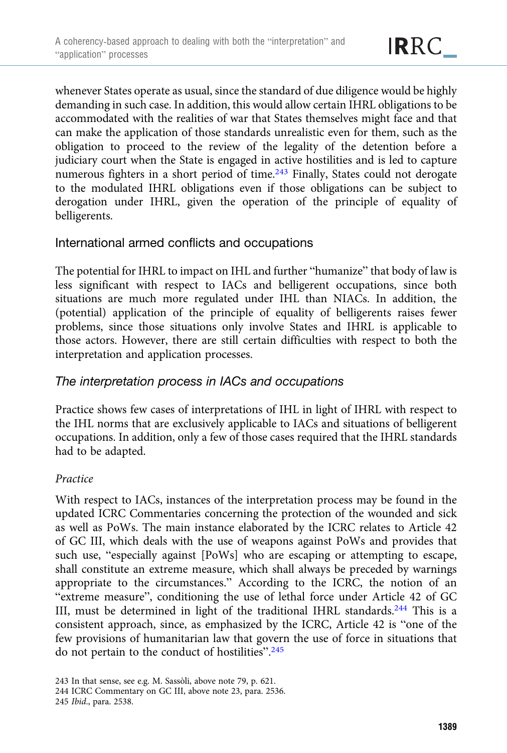whenever States operate as usual, since the standard of due diligence would be highly demanding in such case. In addition, this would allow certain IHRL obligations to be accommodated with the realities of war that States themselves might face and that can make the application of those standards unrealistic even for them, such as the obligation to proceed to the review of the legality of the detention before a judiciary court when the State is engaged in active hostilities and is led to capture numerous fighters in a short period of time.[243] Finally, States could not derogate to the modulated IHRL obligations even if those obligations can be subject to derogation under IHRL, given the operation of the principle of equality of belligerents.

## International armed conflicts and occupations

The potential for IHRL to impact on IHL and further "humanize" that body of law is less significant with respect to IACs and belligerent occupations, since both situations are much more regulated under IHL than NIACs. In addition, the (potential) application of the principle of equality of belligerents raises fewer problems, since those situations only involve States and IHRL is applicable to those actors. However, there are still certain difficulties with respect to both the interpretation and application processes.

### *The interpretation process in IACs and occupations*

Practice shows few cases of interpretations of IHL in light of IHRL with respect to the IHL norms that are exclusively applicable to IACs and situations of belligerent occupations. In addition, only a few of those cases required that the IHRL standards had to be adapted.

#### *Practice*

With respect to IACs, instances of the interpretation process may be found in the updated ICRC Commentaries concerning the protection of the wounded and sick as well as PoWs. The main instance elaborated by the ICRC relates to Article 42 of GC III, which deals with the use of weapons against PoWs and provides that such use, "especially against [PoWs] who are escaping or attempting to escape, shall constitute an extreme measure, which shall always be preceded by warnings appropriate to the circumstances." According to the ICRC, the notion of an "extreme measure", conditioning the use of lethal force under Article 42 of GC III, must be determined in light of the traditional IHRL standards.[244] This is a consistent approach, since, as emphasized by the ICRC, Article 42 is "one of the few provisions of humanitarian law that govern the use of force in situations that do not pertain to the conduct of hostilities".[245]

243 In that sense, see e.g. M. Sassòli, above note 79, p. 621.

244 ICRC Commentary on GC III, above note 23, para. 2536.

245 *Ibid.*, para. 2538.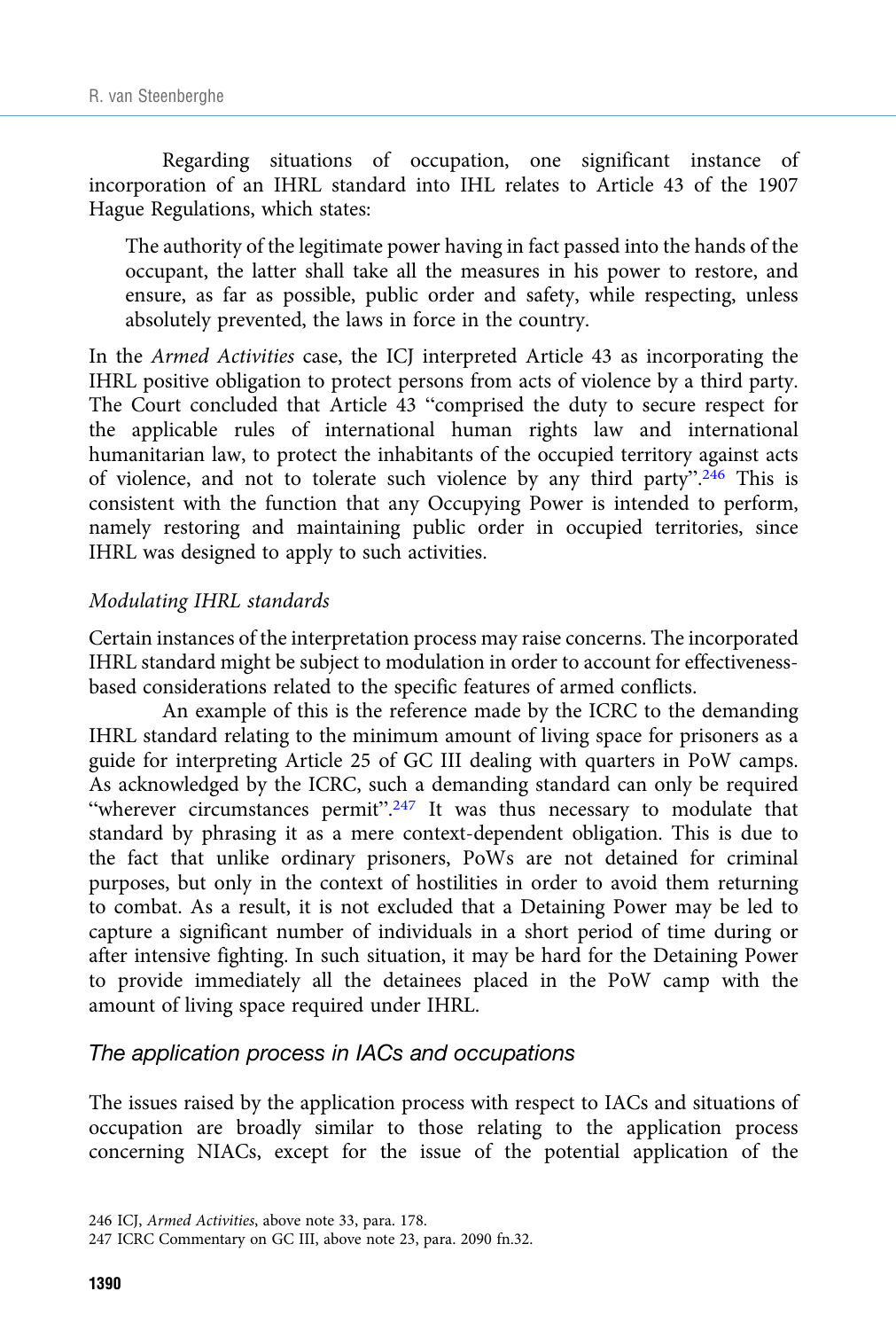Regarding situations of occupation, one significant instance of incorporation of an IHRL standard into IHL relates to Article 43 of the 1907 Hague Regulations, which states:

> The authority of the legitimate power having in fact passed into the hands of the occupant, the latter shall take all the measures in his power to restore, and ensure, as far as possible, public order and safety, while respecting, unless absolutely prevented, the laws in force in the country.

In the *Armed Activities* case, the ICJ interpreted Article 43 as incorporating the IHRL positive obligation to protect persons from acts of violence by a third party. The Court concluded that Article 43 "comprised the duty to secure respect for the applicable rules of international human rights law and international humanitarian law, to protect the inhabitants of the occupied territory against acts of violence, and not to tolerate such violence by any third party".[246] This is consistent with the function that any Occupying Power is intended to perform, namely restoring and maintaining public order in occupied territories, since IHRL was designed to apply to such activities.

*Modulating IHRL standards*

Certain instances of the interpretation process may raise concerns. The incorporated IHRL standard might be subject to modulation in order to account for effectiveness-based considerations related to the specific features of armed conflicts.

An example of this is the reference made by the ICRC to the demanding IHRL standard relating to the minimum amount of living space for prisoners as a guide for interpreting Article 25 of GC III dealing with quarters in PoW camps. As acknowledged by the ICRC, such a demanding standard can only be required "wherever circumstances permit".[247] It was thus necessary to modulate that standard by phrasing it as a mere context-dependent obligation. This is due to the fact that unlike ordinary prisoners, PoWs are not detained for criminal purposes, but only in the context of hostilities in order to avoid them returning to combat. As a result, it is not excluded that a Detaining Power may be led to capture a significant number of individuals in a short period of time during or after intensive fighting. In such situation, it may be hard for the Detaining Power to provide immediately all the detainees placed in the PoW camp with the amount of living space required under IHRL.

## The application process in IACs and occupations

The issues raised by the application process with respect to IACs and situations of occupation are broadly similar to those relating to the application process concerning NIACs, except for the issue of the potential application of the

246 ICJ, *Armed Activities*, above note 33, para. 178.

247 ICRC Commentary on GC III, above note 23, para. 2090 fn.32.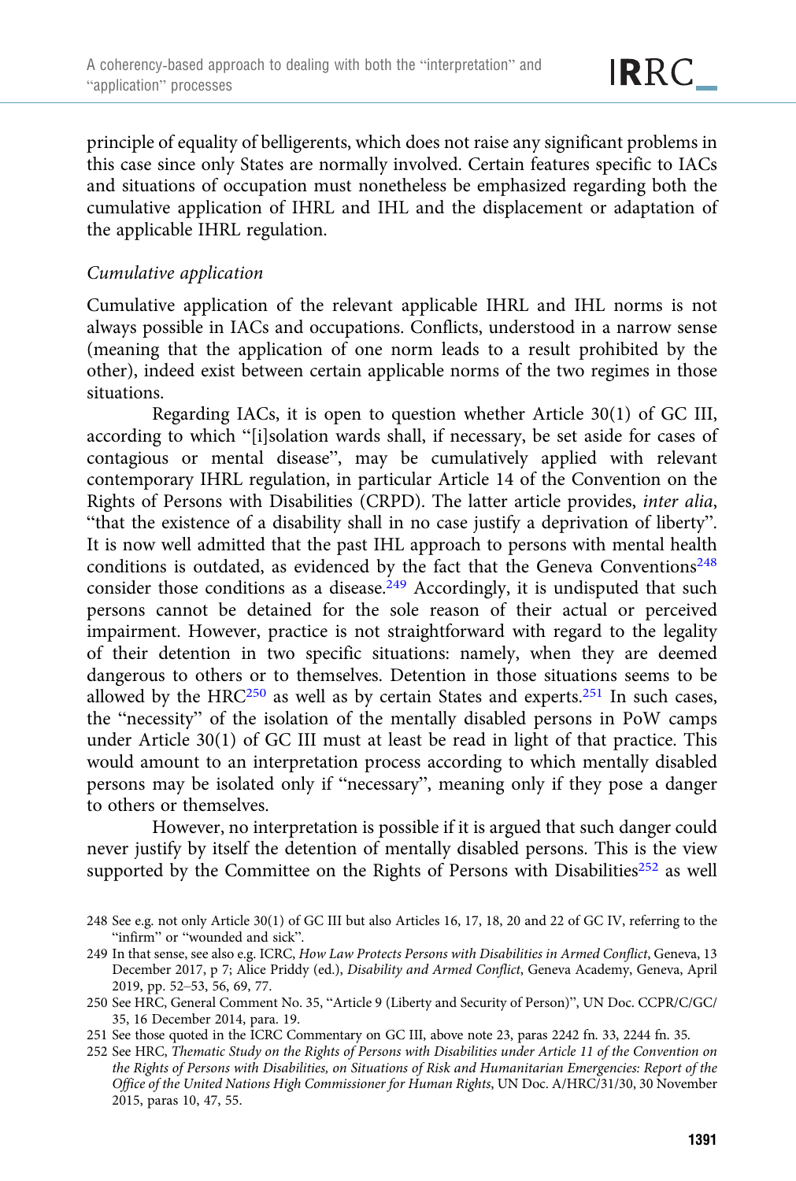principle of equality of belligerents, which does not raise any significant problems in this case since only States are normally involved. Certain features specific to IACs and situations of occupation must nonetheless be emphasized regarding both the cumulative application of IHRL and IHL and the displacement or adaptation of the applicable IHRL regulation.

*Cumulative application*

Cumulative application of the relevant applicable IHRL and IHL norms is not always possible in IACs and occupations. Conflicts, understood in a narrow sense (meaning that the application of one norm leads to a result prohibited by the other), indeed exist between certain applicable norms of the two regimes in those situations.

Regarding IACs, it is open to question whether Article 30(1) of GC III, according to which "[i]solation wards shall, if necessary, be set aside for cases of contagious or mental disease", may be cumulatively applied with relevant contemporary IHRL regulation, in particular Article 14 of the Convention on the Rights of Persons with Disabilities (CRPD). The latter article provides, *inter alia*, "that the existence of a disability shall in no case justify a deprivation of liberty". It is now well admitted that the past IHL approach to persons with mental health conditions is outdated, as evidenced by the fact that the Geneva Conventions[248] consider those conditions as a disease.[249] Accordingly, it is undisputed that such persons cannot be detained for the sole reason of their actual or perceived impairment. However, practice is not straightforward with regard to the legality of their detention in two specific situations: namely, when they are deemed dangerous to others or to themselves. Detention in those situations seems to be allowed by the HRC[250] as well as by certain States and experts.[251] In such cases, the "necessity" of the isolation of the mentally disabled persons in PoW camps under Article 30(1) of GC III must at least be read in light of that practice. This would amount to an interpretation process according to which mentally disabled persons may be isolated only if "necessary", meaning only if they pose a danger to others or themselves.

However, no interpretation is possible if it is argued that such danger could never justify by itself the detention of mentally disabled persons. This is the view supported by the Committee on the Rights of Persons with Disabilities[252] as well

248 See e.g. not only Article 30(1) of GC III but also Articles 16, 17, 18, 20 and 22 of GC IV, referring to the "infirm" or "wounded and sick".

249 In that sense, see also e.g. ICRC, *How Law Protects Persons with Disabilities in Armed Conflict*, Geneva, 13 December 2017, p 7; Alice Priddy (ed.), *Disability and Armed Conflict*, Geneva Academy, Geneva, April 2019, pp. 52–53, 56, 69, 77.

250 See HRC, General Comment No. 35, "Article 9 (Liberty and Security of Person)", UN Doc. CCPR/C/GC/35, 16 December 2014, para. 19.

251 See those quoted in the ICRC Commentary on GC III, above note 23, paras 2242 fn. 33, 2244 fn. 35.

252 See HRC, *Thematic Study on the Rights of Persons with Disabilities under Article 11 of the Convention on the Rights of Persons with Disabilities, on Situations of Risk and Humanitarian Emergencies: Report of the Office of the United Nations High Commissioner for Human Rights*, UN Doc. A/HRC/31/30, 30 November 2015, paras 10, 47, 55.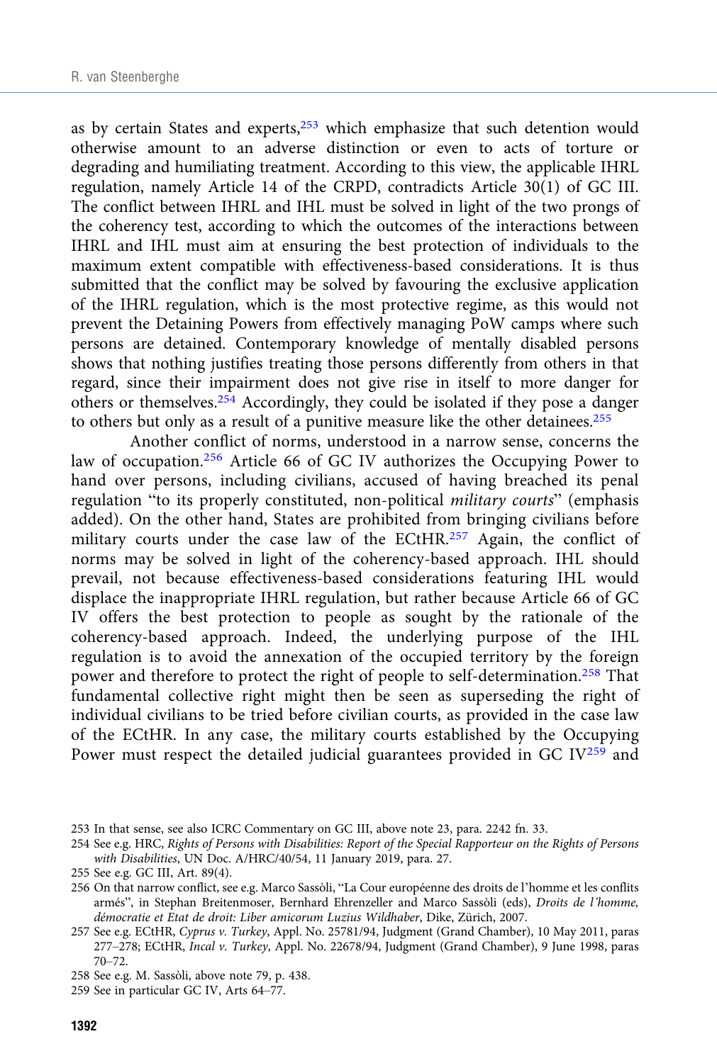as by certain States and experts,[253] which emphasize that such detention would otherwise amount to an adverse distinction or even to acts of torture or degrading and humiliating treatment. According to this view, the applicable IHRL regulation, namely Article 14 of the CRPD, contradicts Article 30(1) of GC III. The conflict between IHRL and IHL must be solved in light of the two prongs of the coherency test, according to which the outcomes of the interactions between IHRL and IHL must aim at ensuring the best protection of individuals to the maximum extent compatible with effectiveness-based considerations. It is thus submitted that the conflict may be solved by favouring the exclusive application of the IHRL regulation, which is the most protective regime, as this would not prevent the Detaining Powers from effectively managing PoW camps where such persons are detained. Contemporary knowledge of mentally disabled persons shows that nothing justifies treating those persons differently from others in that regard, since their impairment does not give rise in itself to more danger for others or themselves.[254] Accordingly, they could be isolated if they pose a danger to others but only as a result of a punitive measure like the other detainees.[255]

Another conflict of norms, understood in a narrow sense, concerns the law of occupation.[256] Article 66 of GC IV authorizes the Occupying Power to hand over persons, including civilians, accused of having breached its penal regulation "to its properly constituted, non-political *military courts*" (emphasis added). On the other hand, States are prohibited from bringing civilians before military courts under the case law of the ECtHR.[257] Again, the conflict of norms may be solved in light of the coherency-based approach. IHL should prevail, not because effectiveness-based considerations featuring IHL would displace the inappropriate IHRL regulation, but rather because Article 66 of GC IV offers the best protection to people as sought by the rationale of the coherency-based approach. Indeed, the underlying purpose of the IHL regulation is to avoid the annexation of the occupied territory by the foreign power and therefore to protect the right of people to self-determination.[258] That fundamental collective right might then be seen as superseding the right of individual civilians to be tried before civilian courts, as provided in the case law of the ECtHR. In any case, the military courts established by the Occupying Power must respect the detailed judicial guarantees provided in GC IV[259] and

253 In that sense, see also ICRC Commentary on GC III, above note 23, para. 2242 fn. 33.

254 See e.g. HRC, *Rights of Persons with Disabilities: Report of the Special Rapporteur on the Rights of Persons with Disabilities*, UN Doc. A/HRC/40/54, 11 January 2019, para. 27.

255 See e.g. GC III, Art. 89(4).

256 On that narrow conflict, see e.g. Marco Sassòli, "La Cour européenne des droits de l'homme et les conflits armés", in Stephan Breitenmoser, Bernhard Ehrenzeller and Marco Sassòli (eds), *Droits de l'homme, démocratie et Etat de droit: Liber amicorum Luzius Wildhaber*, Dike, Zürich, 2007.

257 See e.g. ECtHR, *Cyprus v. Turkey*, Appl. No. 25781/94, Judgment (Grand Chamber), 10 May 2011, paras 277–278; ECtHR, *Incal v. Turkey*, Appl. No. 22678/94, Judgment (Grand Chamber), 9 June 1998, paras 70–72.

258 See e.g. M. Sassòli, above note 79, p. 438.

259 See in particular GC IV, Arts 64–77.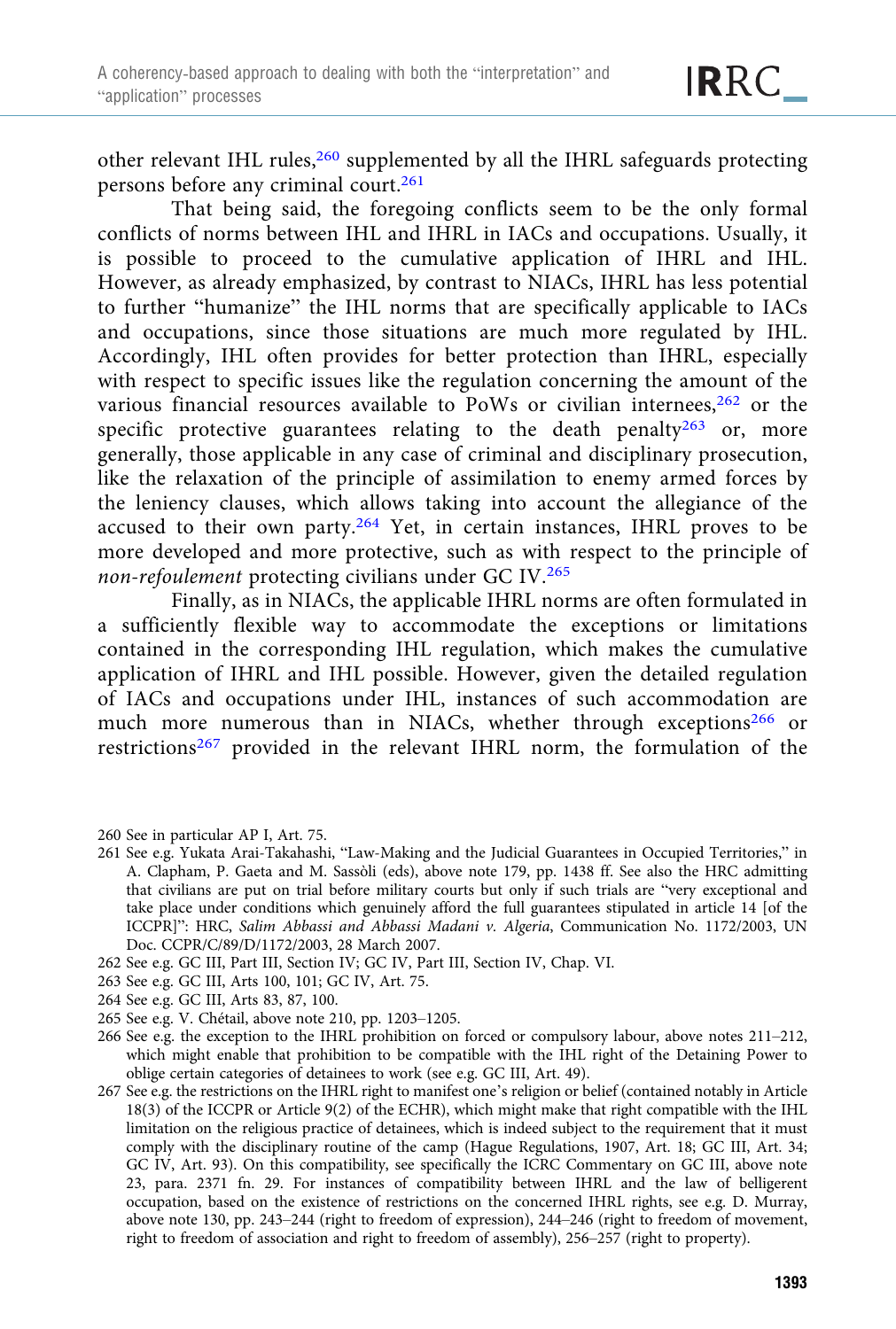other relevant IHL rules,[260] supplemented by all the IHRL safeguards protecting persons before any criminal court.[261]

That being said, the foregoing conflicts seem to be the only formal conflicts of norms between IHL and IHRL in IACs and occupations. Usually, it is possible to proceed to the cumulative application of IHRL and IHL. However, as already emphasized, by contrast to NIACs, IHRL has less potential to further "humanize" the IHL norms that are specifically applicable to IACs and occupations, since those situations are much more regulated by IHL. Accordingly, IHL often provides for better protection than IHRL, especially with respect to specific issues like the regulation concerning the amount of the various financial resources available to PoWs or civilian internees,[262] or the specific protective guarantees relating to the death penalty[263] or, more generally, those applicable in any case of criminal and disciplinary prosecution, like the relaxation of the principle of assimilation to enemy armed forces by the leniency clauses, which allows taking into account the allegiance of the accused to their own party.[264] Yet, in certain instances, IHRL proves to be more developed and more protective, such as with respect to the principle of *non-refoulement* protecting civilians under GC IV.[265]

Finally, as in NIACs, the applicable IHRL norms are often formulated in a sufficiently flexible way to accommodate the exceptions or limitations contained in the corresponding IHL regulation, which makes the cumulative application of IHRL and IHL possible. However, given the detailed regulation of IACs and occupations under IHL, instances of such accommodation are much more numerous than in NIACs, whether through exceptions[266] or restrictions[267] provided in the relevant IHRL norm, the formulation of the

260 See in particular AP I, Art. 75.

261 See e.g. Yukata Arai-Takahashi, "Law-Making and the Judicial Guarantees in Occupied Territories," in A. Clapham, P. Gaeta and M. Sassòli (eds), above note 179, pp. 1438 ff. See also the HRC admitting that civilians are put on trial before military courts but only if such trials are "very exceptional and take place under conditions which genuinely afford the full guarantees stipulated in article 14 [of the ICCPR]": HRC, *Salim Abbassi and Abbassi Madani v. Algeria*, Communication No. 1172/2003, UN Doc. CCPR/C/89/D/1172/2003, 28 March 2007.

262 See e.g. GC III, Part III, Section IV; GC IV, Part III, Section IV, Chap. VI.

263 See e.g. GC III, Arts 100, 101; GC IV, Art. 75.

264 See e.g. GC III, Arts 83, 87, 100.

265 See e.g. V. Chétail, above note 210, pp. 1203–1205.

266 See e.g. the exception to the IHRL prohibition on forced or compulsory labour, above notes 211–212, which might enable that prohibition to be compatible with the IHL right of the Detaining Power to oblige certain categories of detainees to work (see e.g. GC III, Art. 49).

267 See e.g. the restrictions on the IHRL right to manifest one's religion or belief (contained notably in Article 18(3) of the ICCPR or Article 9(2) of the ECHR), which might make that right compatible with the IHL limitation on the religious practice of detainees, which is indeed subject to the requirement that it must comply with the disciplinary routine of the camp (Hague Regulations, 1907, Art. 18; GC III, Art. 34; GC IV, Art. 93). On this compatibility, see specifically the ICRC Commentary on GC III, above note 23, para. 2371 fn. 29. For instances of compatibility between IHRL and the law of belligerent occupation, based on the existence of restrictions on the concerned IHRL rights, see e.g. D. Murray, above note 130, pp. 243–244 (right to freedom of expression), 244–246 (right to freedom of movement, right to freedom of association and right to freedom of assembly), 256–257 (right to property).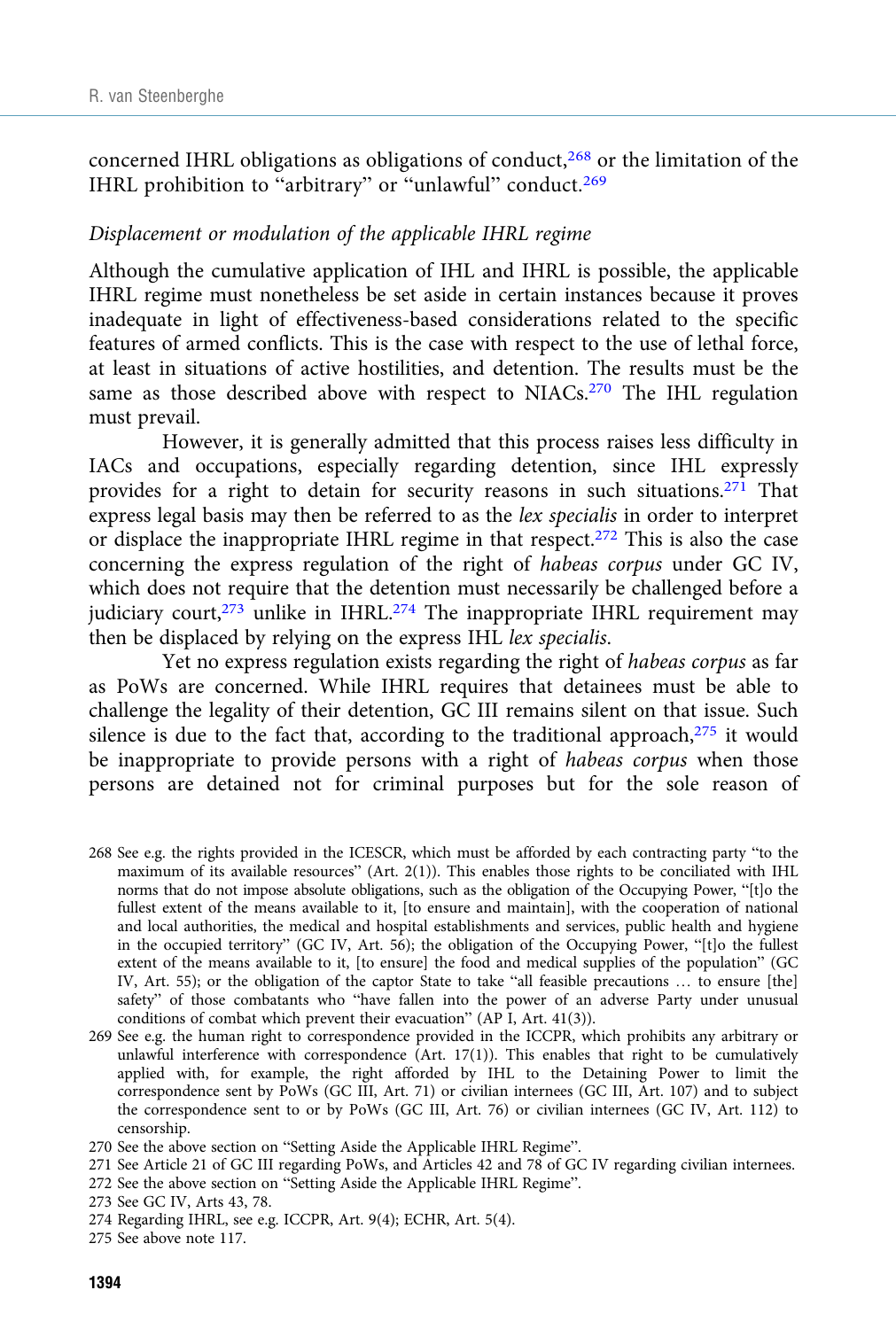concerned IHRL obligations as obligations of conduct,[268] or the limitation of the IHRL prohibition to "arbitrary" or "unlawful" conduct.[269]

*Displacement or modulation of the applicable IHRL regime*

Although the cumulative application of IHL and IHRL is possible, the applicable IHRL regime must nonetheless be set aside in certain instances because it proves inadequate in light of effectiveness-based considerations related to the specific features of armed conflicts. This is the case with respect to the use of lethal force, at least in situations of active hostilities, and detention. The results must be the same as those described above with respect to NIACs.[270] The IHL regulation must prevail.

However, it is generally admitted that this process raises less difficulty in IACs and occupations, especially regarding detention, since IHL expressly provides for a right to detain for security reasons in such situations.[271] That express legal basis may then be referred to as the *lex specialis* in order to interpret or displace the inappropriate IHRL regime in that respect.[272] This is also the case concerning the express regulation of the right of *habeas corpus* under GC IV, which does not require that the detention must necessarily be challenged before a judiciary court,[273] unlike in IHRL.[274] The inappropriate IHRL requirement may then be displaced by relying on the express IHL *lex specialis*.

Yet no express regulation exists regarding the right of *habeas corpus* as far as PoWs are concerned. While IHRL requires that detainees must be able to challenge the legality of their detention, GC III remains silent on that issue. Such silence is due to the fact that, according to the traditional approach,[275] it would be inappropriate to provide persons with a right of *habeas corpus* when those persons are detained not for criminal purposes but for the sole reason of

---

268 See e.g. the rights provided in the ICESCR, which must be afforded by each contracting party "to the maximum of its available resources" (Art. 2(1)). This enables those rights to be conciliated with IHL norms that do not impose absolute obligations, such as the obligation of the Occupying Power, "[t]o the fullest extent of the means available to it, [to ensure and maintain], with the cooperation of national and local authorities, the medical and hospital establishments and services, public health and hygiene in the occupied territory" (GC IV, Art. 56); the obligation of the Occupying Power, "[t]o the fullest extent of the means available to it, [to ensure] the food and medical supplies of the population" (GC IV, Art. 55); or the obligation of the captor State to take "all feasible precautions … to ensure [the] safety" of those combatants who "have fallen into the power of an adverse Party under unusual conditions of combat which prevent their evacuation" (AP I, Art. 41(3)).

269 See e.g. the human right to correspondence provided in the ICCPR, which prohibits any arbitrary or unlawful interference with correspondence (Art. 17(1)). This enables that right to be cumulatively applied with, for example, the right afforded by IHL to the Detaining Power to limit the correspondence sent by PoWs (GC III, Art. 71) or civilian internees (GC III, Art. 107) and to subject the correspondence sent to or by PoWs (GC III, Art. 76) or civilian internees (GC IV, Art. 112) to censorship.

270 See the above section on "Setting Aside the Applicable IHRL Regime".

271 See Article 21 of GC III regarding PoWs, and Articles 42 and 78 of GC IV regarding civilian internees.

272 See the above section on "Setting Aside the Applicable IHRL Regime".

273 See GC IV, Arts 43, 78.

274 Regarding IHRL, see e.g. ICCPR, Art. 9(4); ECHR, Art. 5(4).

275 See above note 117.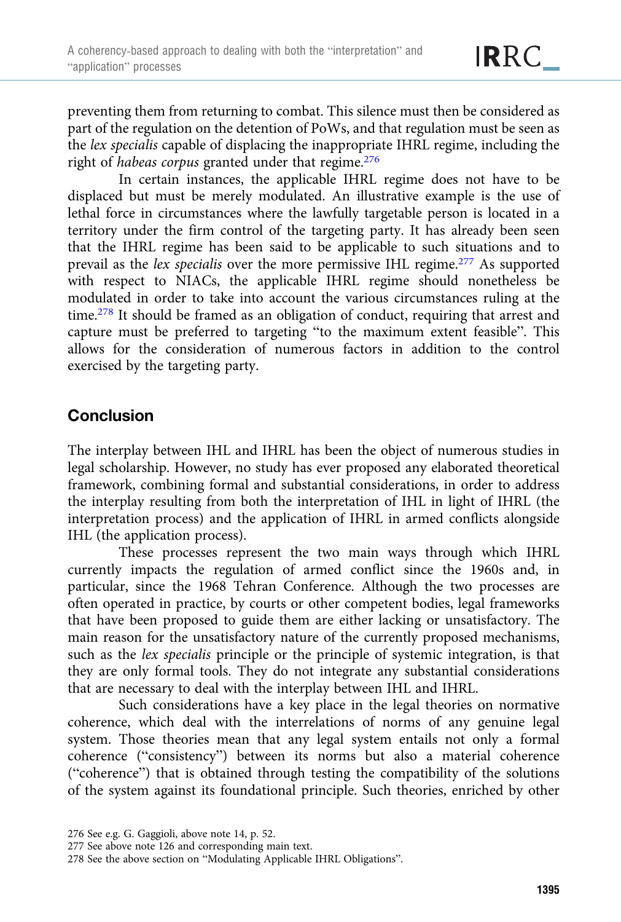preventing them from returning to combat. This silence must then be considered as part of the regulation on the detention of PoWs, and that regulation must be seen as the *lex specialis* capable of displacing the inappropriate IHRL regime, including the right of *habeas corpus* granted under that regime.[276]

In certain instances, the applicable IHRL regime does not have to be displaced but must be merely modulated. An illustrative example is the use of lethal force in circumstances where the lawfully targetable person is located in a territory under the firm control of the targeting party. It has already been seen that the IHRL regime has been said to be applicable to such situations and to prevail as the *lex specialis* over the more permissive IHL regime.[277] As supported with respect to NIACs, the applicable IHRL regime should nonetheless be modulated in order to take into account the various circumstances ruling at the time.[278] It should be framed as an obligation of conduct, requiring that arrest and capture must be preferred to targeting "to the maximum extent feasible". This allows for the consideration of numerous factors in addition to the control exercised by the targeting party.

## Conclusion

The interplay between IHL and IHRL has been the object of numerous studies in legal scholarship. However, no study has ever proposed any elaborated theoretical framework, combining formal and substantial considerations, in order to address the interplay resulting from both the interpretation of IHL in light of IHRL (the interpretation process) and the application of IHRL in armed conflicts alongside IHL (the application process).

These processes represent the two main ways through which IHRL currently impacts the regulation of armed conflict since the 1960s and, in particular, since the 1968 Tehran Conference. Although the two processes are often operated in practice, by courts or other competent bodies, legal frameworks that have been proposed to guide them are either lacking or unsatisfactory. The main reason for the unsatisfactory nature of the currently proposed mechanisms, such as the *lex specialis* principle or the principle of systemic integration, is that they are only formal tools. They do not integrate any substantial considerations that are necessary to deal with the interplay between IHL and IHRL.

Such considerations have a key place in the legal theories on normative coherence, which deal with the interrelations of norms of any genuine legal system. Those theories mean that any legal system entails not only a formal coherence ("consistency") between its norms but also a material coherence ("coherence") that is obtained through testing the compatibility of the solutions of the system against its foundational principle. Such theories, enriched by other

276 See e.g. G. Gaggioli, above note 14, p. 52.

277 See above note 126 and corresponding main text.

278 See the above section on "Modulating Applicable IHRL Obligations".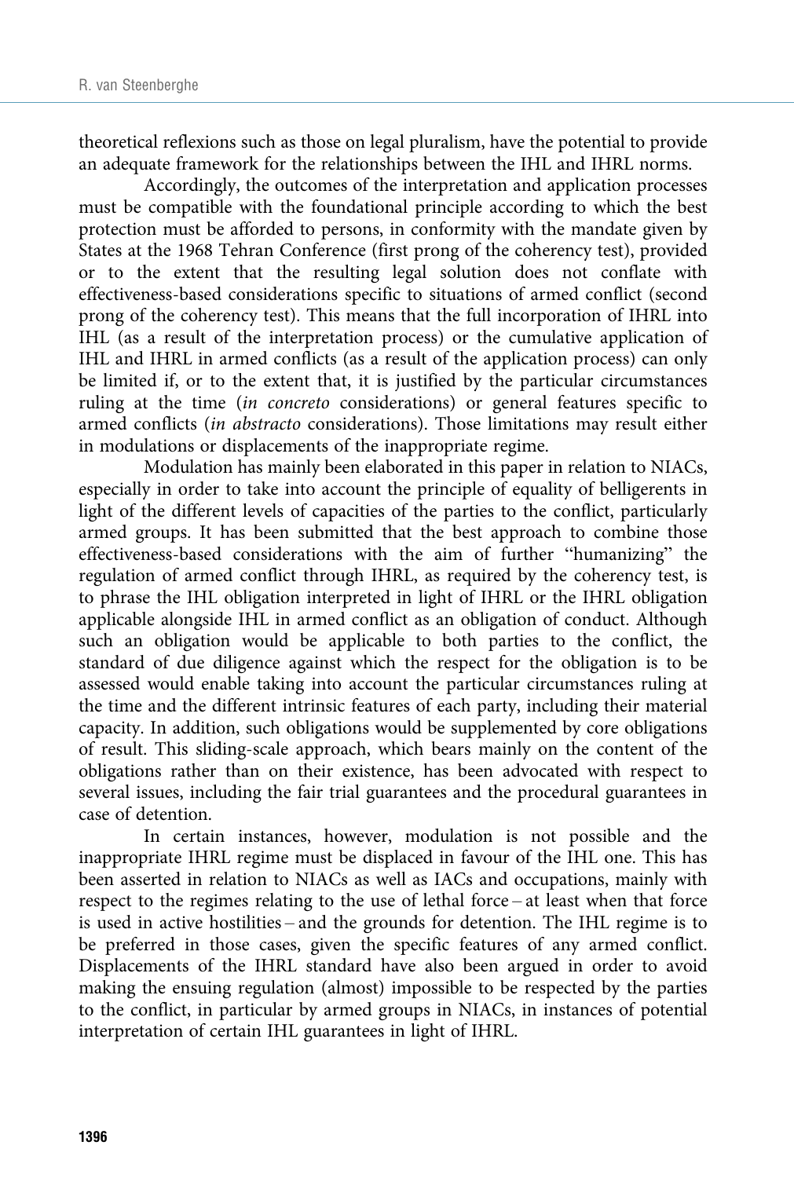theoretical reflexions such as those on legal pluralism, have the potential to provide an adequate framework for the relationships between the IHL and IHRL norms.

Accordingly, the outcomes of the interpretation and application processes must be compatible with the foundational principle according to which the best protection must be afforded to persons, in conformity with the mandate given by States at the 1968 Tehran Conference (first prong of the coherency test), provided or to the extent that the resulting legal solution does not conflate with effectiveness-based considerations specific to situations of armed conflict (second prong of the coherency test). This means that the full incorporation of IHRL into IHL (as a result of the interpretation process) or the cumulative application of IHL and IHRL in armed conflicts (as a result of the application process) can only be limited if, or to the extent that, it is justified by the particular circumstances ruling at the time (*in concreto* considerations) or general features specific to armed conflicts (*in abstracto* considerations). Those limitations may result either in modulations or displacements of the inappropriate regime.

Modulation has mainly been elaborated in this paper in relation to NIACs, especially in order to take into account the principle of equality of belligerents in light of the different levels of capacities of the parties to the conflict, particularly armed groups. It has been submitted that the best approach to combine those effectiveness-based considerations with the aim of further "humanizing" the regulation of armed conflict through IHRL, as required by the coherency test, is to phrase the IHL obligation interpreted in light of IHRL or the IHRL obligation applicable alongside IHL in armed conflict as an obligation of conduct. Although such an obligation would be applicable to both parties to the conflict, the standard of due diligence against which the respect for the obligation is to be assessed would enable taking into account the particular circumstances ruling at the time and the different intrinsic features of each party, including their material capacity. In addition, such obligations would be supplemented by core obligations of result. This sliding-scale approach, which bears mainly on the content of the obligations rather than on their existence, has been advocated with respect to several issues, including the fair trial guarantees and the procedural guarantees in case of detention.

In certain instances, however, modulation is not possible and the inappropriate IHRL regime must be displaced in favour of the IHL one. This has been asserted in relation to NIACs as well as IACs and occupations, mainly with respect to the regimes relating to the use of lethal force – at least when that force is used in active hostilities – and the grounds for detention. The IHL regime is to be preferred in those cases, given the specific features of any armed conflict. Displacements of the IHRL standard have also been argued in order to avoid making the ensuing regulation (almost) impossible to be respected by the parties to the conflict, in particular by armed groups in NIACs, in instances of potential interpretation of certain IHL guarantees in light of IHRL.